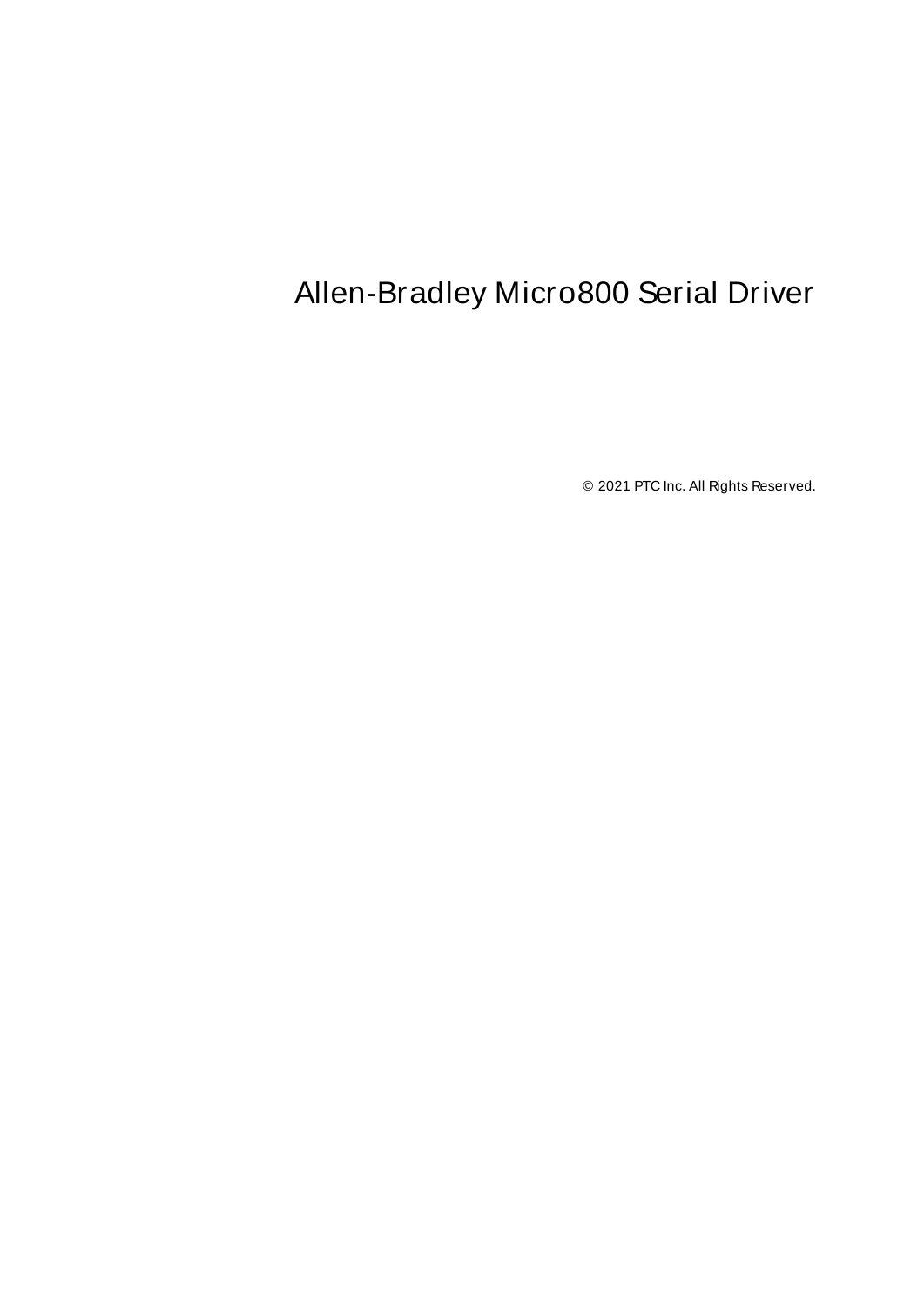# Allen-Bradley Micro800 Serial Driver

© 2021 PTC Inc. All Rights Reserved.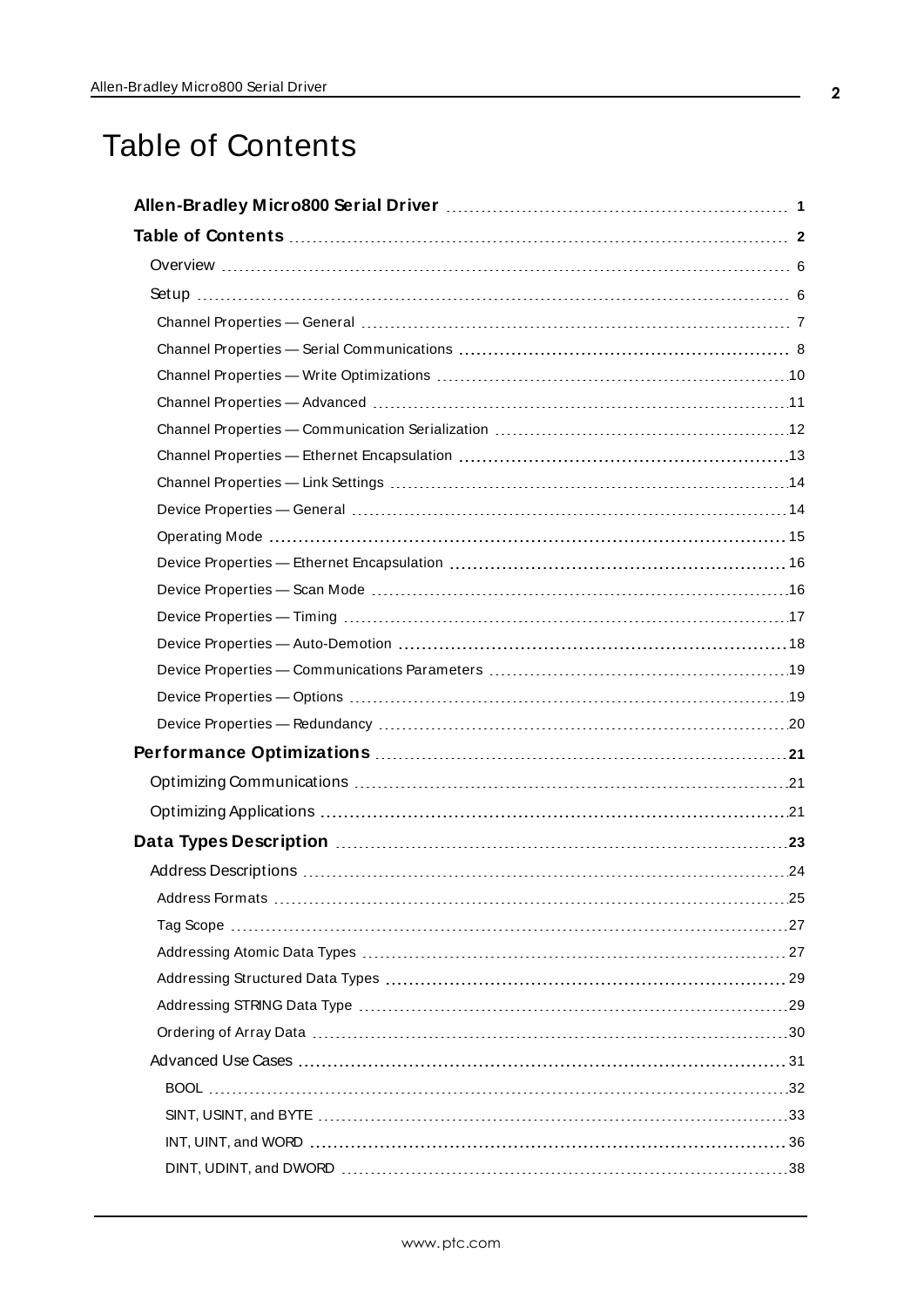# Table of Contents

**Allen-Bradley Micro800 Serial Driver** 1

**Table of Contents** 2

- Overview 6
- Setup 6
  - Channel Properties — General 7
  - Channel Properties — Serial Communications 8
  - Channel Properties — Write Optimizations 10
  - Channel Properties — Advanced 11
  - Channel Properties — Communication Serialization 12
  - Channel Properties — Ethernet Encapsulation 13
  - Channel Properties — Link Settings 14
  - Device Properties — General 14
  - Operating Mode 15
  - Device Properties — Ethernet Encapsulation 16
  - Device Properties — Scan Mode 16
  - Device Properties — Timing 17
  - Device Properties — Auto-Demotion 18
  - Device Properties — Communications Parameters 19
  - Device Properties — Options 19
  - Device Properties — Redundancy 20

**Performance Optimizations** 21

- Optimizing Communications 21
- Optimizing Applications 21

**Data Types Description** 23

- Address Descriptions 24
  - Address Formats 25
  - Tag Scope 27
  - Addressing Atomic Data Types 27
  - Addressing Structured Data Types 29
  - Addressing STRING Data Type 29
  - Ordering of Array Data 30
- Advanced Use Cases 31
  - BOOL 32
  - SINT, USINT, and BYTE 33
  - INT, UINT, and WORD 36
  - DINT, UDINT, and DWORD 38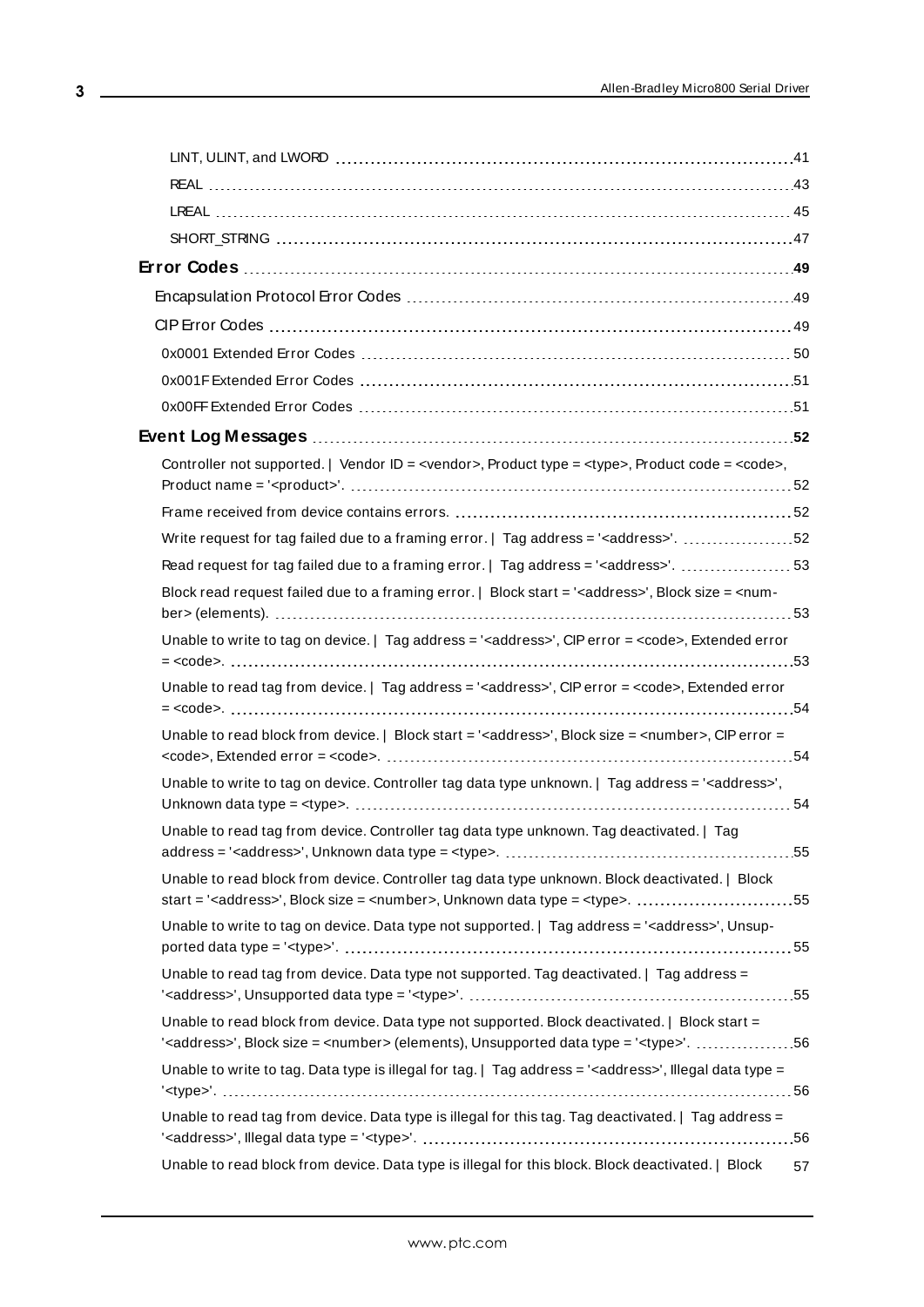LINT, ULINT, and LWORD 41

REAL 43

LREAL 45

SHORT_STRING 47

**Error Codes** 49

Encapsulation Protocol Error Codes 49

CIP Error Codes 49

0x0001 Extended Error Codes 50

0x001F Extended Error Codes 51

0x00FF Extended Error Codes 51

**Event Log Messages** 52

Controller not supported. | Vendor ID = <vendor>, Product type = <type>, Product code = <code>, Product name = '<product>'. 52

Frame received from device contains errors. 52

Write request for tag failed due to a framing error. | Tag address = '<address>'. 52

Read request for tag failed due to a framing error. | Tag address = '<address>'. 53

Block read request failed due to a framing error. | Block start = '<address>', Block size = <number> (elements). 53

Unable to write to tag on device. | Tag address = '<address>', CIP error = <code>, Extended error = <code>. 53

Unable to read tag from device. | Tag address = '<address>', CIP error = <code>, Extended error = <code>. 54

Unable to read block from device. | Block start = '<address>', Block size = <number>, CIP error = <code>, Extended error = <code>. 54

Unable to write to tag on device. Controller tag data type unknown. | Tag address = '<address>', Unknown data type = <type>. 54

Unable to read tag from device. Controller tag data type unknown. Tag deactivated. | Tag address = '<address>', Unknown data type = <type>. 55

Unable to read block from device. Controller tag data type unknown. Block deactivated. | Block start = '<address>', Block size = <number>, Unknown data type = <type>. 55

Unable to write to tag on device. Data type not supported. | Tag address = '<address>', Unsupported data type = '<type>'. 55

Unable to read tag from device. Data type not supported. Tag deactivated. | Tag address = '<address>', Unsupported data type = '<type>'. 55

Unable to read block from device. Data type not supported. Block deactivated. | Block start = '<address>', Block size = <number> (elements), Unsupported data type = '<type>'. 56

Unable to write to tag. Data type is illegal for tag. | Tag address = '<address>', Illegal data type = '<type>'. 56

Unable to read tag from device. Data type is illegal for this tag. Tag deactivated. | Tag address = '<address>', Illegal data type = '<type>'. 56

Unable to read block from device. Data type is illegal for this block. Block deactivated. | Block 57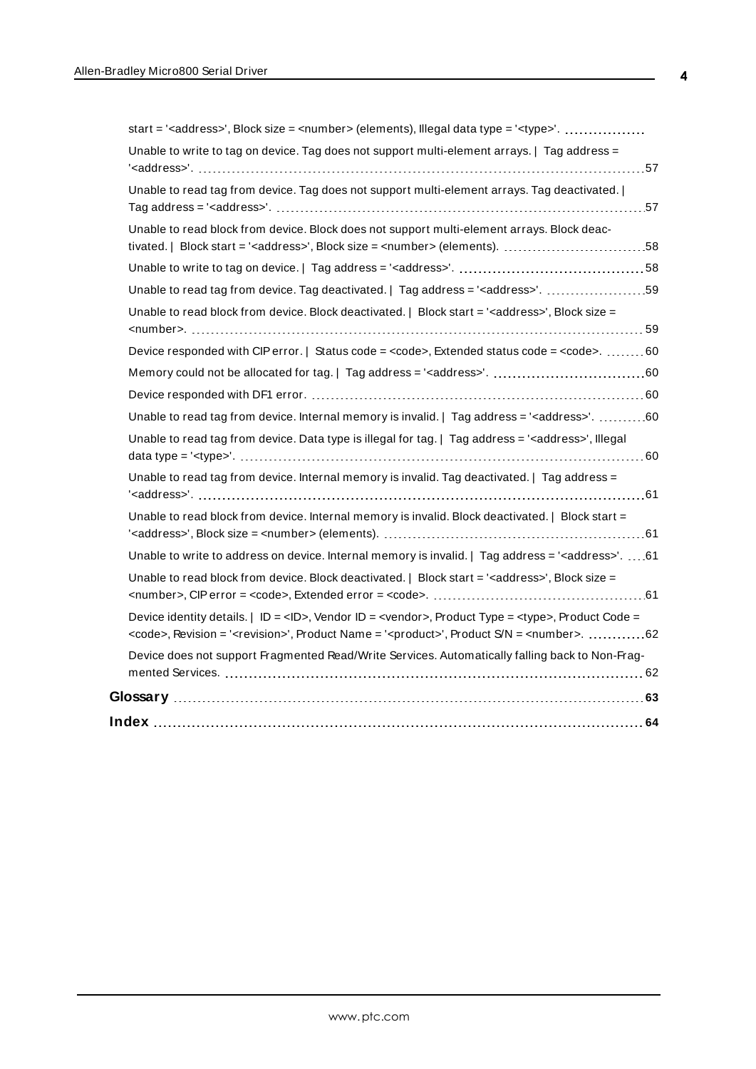start = '<address>', Block size = <number> (elements), Illegal data type = '<type>'.

Unable to write to tag on device. Tag does not support multi-element arrays. | Tag address = '<address>'. 57

Unable to read tag from device. Tag does not support multi-element arrays. Tag deactivated. | Tag address = '<address>'. 57

Unable to read block from device. Block does not support multi-element arrays. Block deactivated. | Block start = '<address>', Block size = <number> (elements). 58

Unable to write to tag on device. | Tag address = '<address>'. 58

Unable to read tag from device. Tag deactivated. | Tag address = '<address>'. 59

Unable to read block from device. Block deactivated. | Block start = '<address>', Block size = <number>. 59

Device responded with CIP error. | Status code = <code>, Extended status code = <code>. 60

Memory could not be allocated for tag. | Tag address = '<address>'. 60

Device responded with DF1 error. 60

Unable to read tag from device. Internal memory is invalid. | Tag address = '<address>'. 60

Unable to read tag from device. Data type is illegal for tag. | Tag address = '<address>', Illegal data type = '<type>'. 60

Unable to read tag from device. Internal memory is invalid. Tag deactivated. | Tag address = '<address>'. 61

Unable to read block from device. Internal memory is invalid. Block deactivated. | Block start = '<address>', Block size = <number> (elements). 61

Unable to write to address on device. Internal memory is invalid. | Tag address = '<address>'. 61

Unable to read block from device. Block deactivated. | Block start = '<address>', Block size = <number>, CIP error = <code>, Extended error = <code>. 61

Device identity details. | ID = <ID>, Vendor ID = <vendor>, Product Type = <type>, Product Code = <code>, Revision = '<revision>', Product Name = '<product>', Product S/N = <number>. 62

Device does not support Fragmented Read/Write Services. Automatically falling back to Non-Fragmented Services. 62

**Glossary** 63

**Index** 64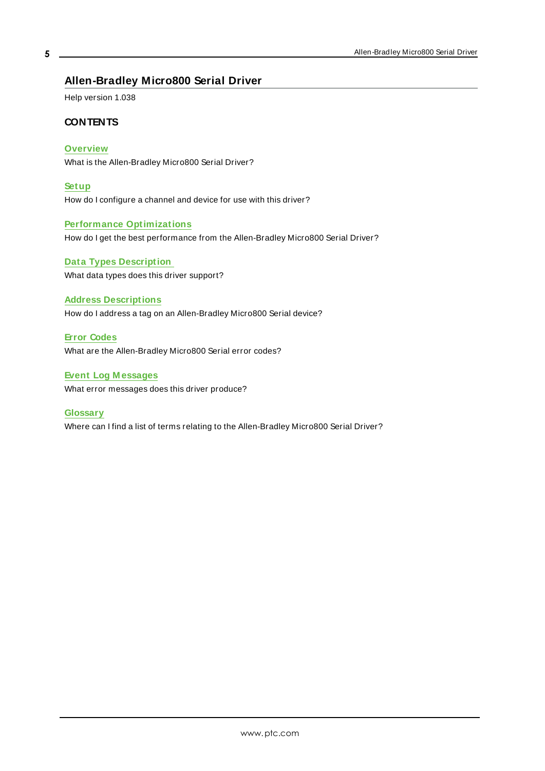# Allen-Bradley Micro800 Serial Driver

Help version 1.038

## CONTENTS

**Overview**
What is the Allen-Bradley Micro800 Serial Driver?

**Setup**
How do I configure a channel and device for use with this driver?

**Performance Optimizations**
How do I get the best performance from the Allen-Bradley Micro800 Serial Driver?

**Data Types Description**
What data types does this driver support?

**Address Descriptions**
How do I address a tag on an Allen-Bradley Micro800 Serial device?

**Error Codes**
What are the Allen-Bradley Micro800 Serial error codes?

**Event Log Messages**
What error messages does this driver produce?

**Glossary**
Where can I find a list of terms relating to the Allen-Bradley Micro800 Serial Driver?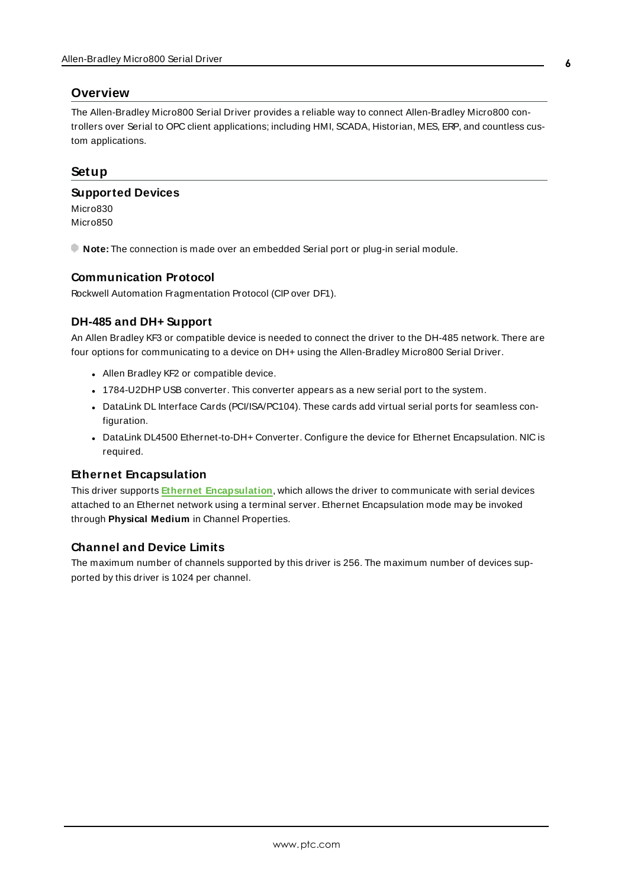## Overview

The Allen-Bradley Micro800 Serial Driver provides a reliable way to connect Allen-Bradley Micro800 controllers over Serial to OPC client applications; including HMI, SCADA, Historian, MES, ERP, and countless custom applications.

## Setup

### Supported Devices

Micro830
Micro850

**Note:** The connection is made over an embedded Serial port or plug-in serial module.

### Communication Protocol

Rockwell Automation Fragmentation Protocol (CIP over DF1).

### DH-485 and DH+ Support

An Allen Bradley KF3 or compatible device is needed to connect the driver to the DH-485 network. There are four options for communicating to a device on DH+ using the Allen-Bradley Micro800 Serial Driver.

- Allen Bradley KF2 or compatible device.
- 1784-U2DHP USB converter. This converter appears as a new serial port to the system.
- DataLink DL Interface Cards (PCI/ISA/PC104). These cards add virtual serial ports for seamless configuration.
- DataLink DL4500 Ethernet-to-DH+ Converter. Configure the device for Ethernet Encapsulation. NIC is required.

### Ethernet Encapsulation

This driver supports **Ethernet Encapsulation**, which allows the driver to communicate with serial devices attached to an Ethernet network using a terminal server. Ethernet Encapsulation mode may be invoked through **Physical Medium** in Channel Properties.

### Channel and Device Limits

The maximum number of channels supported by this driver is 256. The maximum number of devices supported by this driver is 1024 per channel.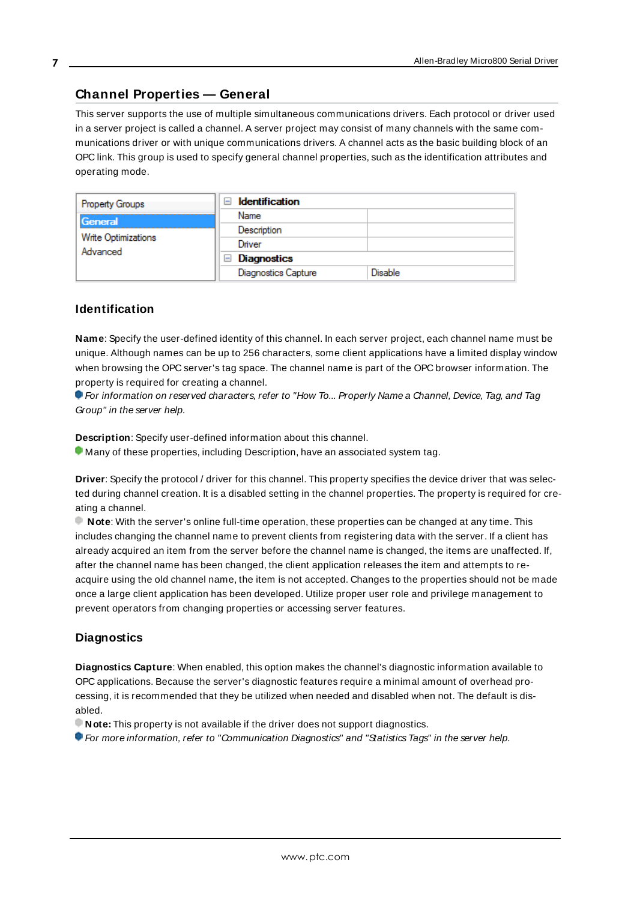## Channel Properties — General

This server supports the use of multiple simultaneous communications drivers. Each protocol or driver used in a server project is called a channel. A server project may consist of many channels with the same communications driver or with unique communications drivers. A channel acts as the basic building block of an OPC link. This group is used to specify general channel properties, such as the identification attributes and operating mode.

| Property Groups | Identification | |
|---|---|---|
| General | Name | |
| Write Optimizations | Description | |
| Advanced | Driver | |
| | Diagnostics | |
| | Diagnostics Capture | Disable |

### Identification

**Name**: Specify the user-defined identity of this channel. In each server project, each channel name must be unique. Although names can be up to 256 characters, some client applications have a limited display window when browsing the OPC server's tag space. The channel name is part of the OPC browser information. The property is required for creating a channel.

*For information on reserved characters, refer to "How To... Properly Name a Channel, Device, Tag, and Tag Group" in the server help.*

**Description**: Specify user-defined information about this channel.

Many of these properties, including Description, have an associated system tag.

**Driver**: Specify the protocol / driver for this channel. This property specifies the device driver that was selected during channel creation. It is a disabled setting in the channel properties. The property is required for creating a channel.

**Note**: With the server's online full-time operation, these properties can be changed at any time. This includes changing the channel name to prevent clients from registering data with the server. If a client has already acquired an item from the server before the channel name is changed, the items are unaffected. If, after the channel name has been changed, the client application releases the item and attempts to re-acquire using the old channel name, the item is not accepted. Changes to the properties should not be made once a large client application has been developed. Utilize proper user role and privilege management to prevent operators from changing properties or accessing server features.

### Diagnostics

**Diagnostics Capture**: When enabled, this option makes the channel's diagnostic information available to OPC applications. Because the server's diagnostic features require a minimal amount of overhead processing, it is recommended that they be utilized when needed and disabled when not. The default is disabled.

**Note:** This property is not available if the driver does not support diagnostics.

*For more information, refer to "Communication Diagnostics" and "Statistics Tags" in the server help.*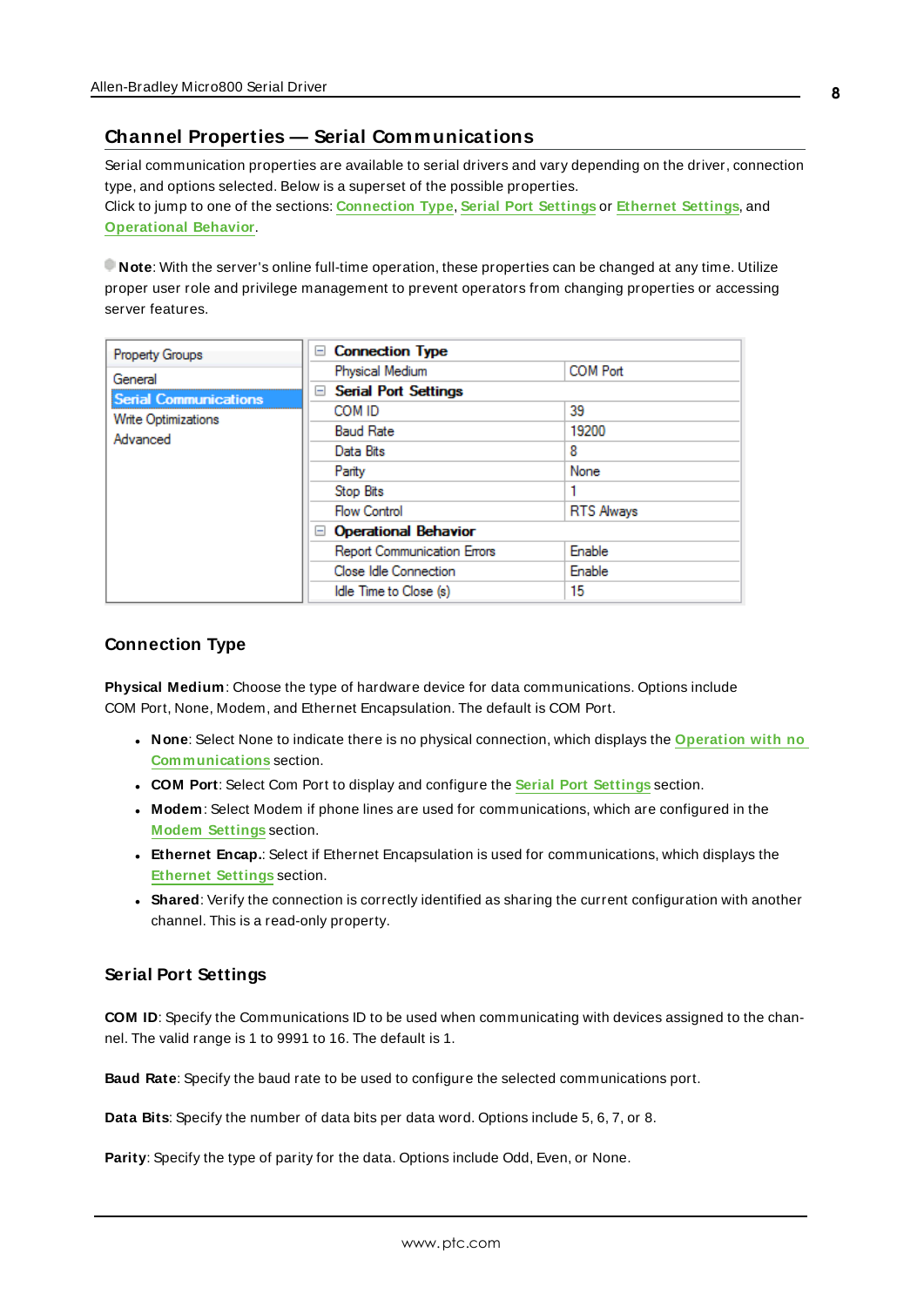## Channel Properties — Serial Communications

Serial communication properties are available to serial drivers and vary depending on the driver, connection type, and options selected. Below is a superset of the possible properties.
Click to jump to one of the sections: Connection Type, Serial Port Settings or Ethernet Settings, and Operational Behavior.

**Note**: With the server's online full-time operation, these properties can be changed at any time. Utilize proper user role and privilege management to prevent operators from changing properties or accessing server features.

| Property Groups | | |
|---|---|---|
| General | **Connection Type** | |
| **Serial Communications** | Physical Medium | COM Port |
| Write Optimizations | **Serial Port Settings** | |
| Advanced | COM ID | 39 |
| | Baud Rate | 19200 |
| | Data Bits | 8 |
| | Parity | None |
| | Stop Bits | 1 |
| | Flow Control | RTS Always |
| | **Operational Behavior** | |
| | Report Communication Errors | Enable |
| | Close Idle Connection | Enable |
| | Idle Time to Close (s) | 15 |

### Connection Type

**Physical Medium**: Choose the type of hardware device for data communications. Options include COM Port, None, Modem, and Ethernet Encapsulation. The default is COM Port.

- **None**: Select None to indicate there is no physical connection, which displays the Operation with no Communications section.
- **COM Port**: Select Com Port to display and configure the Serial Port Settings section.
- **Modem**: Select Modem if phone lines are used for communications, which are configured in the Modem Settings section.
- **Ethernet Encap.**: Select if Ethernet Encapsulation is used for communications, which displays the Ethernet Settings section.
- **Shared**: Verify the connection is correctly identified as sharing the current configuration with another channel. This is a read-only property.

### Serial Port Settings

**COM ID**: Specify the Communications ID to be used when communicating with devices assigned to the channel. The valid range is 1 to 9991 to 16. The default is 1.

**Baud Rate**: Specify the baud rate to be used to configure the selected communications port.

**Data Bits**: Specify the number of data bits per data word. Options include 5, 6, 7, or 8.

**Parity**: Specify the type of parity for the data. Options include Odd, Even, or None.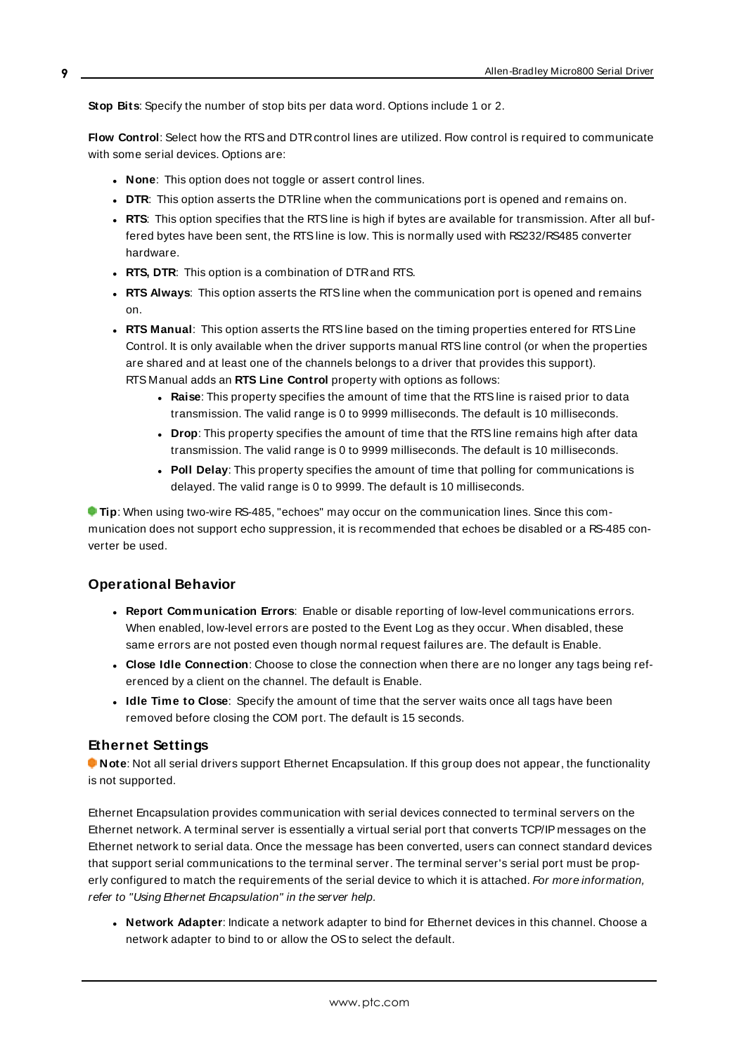**Stop Bits**: Specify the number of stop bits per data word. Options include 1 or 2.

**Flow Control**: Select how the RTS and DTR control lines are utilized. Flow control is required to communicate with some serial devices. Options are:

- **None**: This option does not toggle or assert control lines.
- **DTR**: This option asserts the DTR line when the communications port is opened and remains on.
- **RTS**: This option specifies that the RTS line is high if bytes are available for transmission. After all buffered bytes have been sent, the RTS line is low. This is normally used with RS232/RS485 converter hardware.
- **RTS, DTR**: This option is a combination of DTR and RTS.
- **RTS Always**: This option asserts the RTS line when the communication port is opened and remains on.
- **RTS Manual**: This option asserts the RTS line based on the timing properties entered for RTS Line Control. It is only available when the driver supports manual RTS line control (or when the properties are shared and at least one of the channels belongs to a driver that provides this support). RTS Manual adds an **RTS Line Control** property with options as follows:
  - **Raise**: This property specifies the amount of time that the RTS line is raised prior to data transmission. The valid range is 0 to 9999 milliseconds. The default is 10 milliseconds.
  - **Drop**: This property specifies the amount of time that the RTS line remains high after data transmission. The valid range is 0 to 9999 milliseconds. The default is 10 milliseconds.
  - **Poll Delay**: This property specifies the amount of time that polling for communications is delayed. The valid range is 0 to 9999. The default is 10 milliseconds.

**Tip**: When using two-wire RS-485, "echoes" may occur on the communication lines. Since this communication does not support echo suppression, it is recommended that echoes be disabled or a RS-485 converter be used.

## Operational Behavior

- **Report Communication Errors**: Enable or disable reporting of low-level communications errors. When enabled, low-level errors are posted to the Event Log as they occur. When disabled, these same errors are not posted even though normal request failures are. The default is Enable.
- **Close Idle Connection**: Choose to close the connection when there are no longer any tags being referenced by a client on the channel. The default is Enable.
- **Idle Time to Close**: Specify the amount of time that the server waits once all tags have been removed before closing the COM port. The default is 15 seconds.

## Ethernet Settings

**Note**: Not all serial drivers support Ethernet Encapsulation. If this group does not appear, the functionality is not supported.

Ethernet Encapsulation provides communication with serial devices connected to terminal servers on the Ethernet network. A terminal server is essentially a virtual serial port that converts TCP/IP messages on the Ethernet network to serial data. Once the message has been converted, users can connect standard devices that support serial communications to the terminal server. The terminal server's serial port must be properly configured to match the requirements of the serial device to which it is attached. *For more information, refer to "Using Ethernet Encapsulation" in the server help.*

- **Network Adapter**: Indicate a network adapter to bind for Ethernet devices in this channel. Choose a network adapter to bind to or allow the OS to select the default.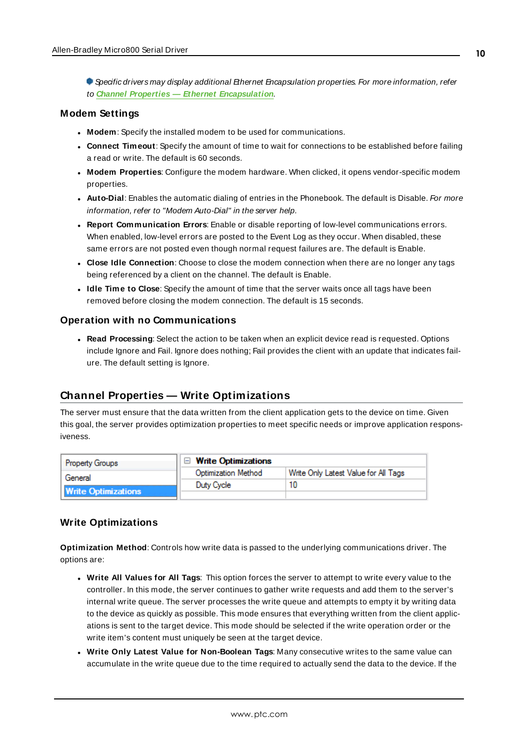*Specific drivers may display additional Ethernet Encapsulation properties. For more information, refer to **Channel Properties — Ethernet Encapsulation**.*

### Modem Settings

- **Modem**: Specify the installed modem to be used for communications.
- **Connect Timeout**: Specify the amount of time to wait for connections to be established before failing a read or write. The default is 60 seconds.
- **Modem Properties**: Configure the modem hardware. When clicked, it opens vendor-specific modem properties.
- **Auto-Dial**: Enables the automatic dialing of entries in the Phonebook. The default is Disable. *For more information, refer to "Modem Auto-Dial" in the server help.*
- **Report Communication Errors**: Enable or disable reporting of low-level communications errors. When enabled, low-level errors are posted to the Event Log as they occur. When disabled, these same errors are not posted even though normal request failures are. The default is Enable.
- **Close Idle Connection**: Choose to close the modem connection when there are no longer any tags being referenced by a client on the channel. The default is Enable.
- **Idle Time to Close**: Specify the amount of time that the server waits once all tags have been removed before closing the modem connection. The default is 15 seconds.

### Operation with no Communications

- **Read Processing**: Select the action to be taken when an explicit device read is requested. Options include Ignore and Fail. Ignore does nothing; Fail provides the client with an update that indicates failure. The default setting is Ignore.

## Channel Properties — Write Optimizations

The server must ensure that the data written from the client application gets to the device on time. Given this goal, the server provides optimization properties to meet specific needs or improve application responsiveness.

| Property Groups | Write Optimizations | |
|---|---|---|
| General | Optimization Method | Write Only Latest Value for All Tags |
| **Write Optimizations** | Duty Cycle | 10 |

### Write Optimizations

**Optimization Method**: Controls how write data is passed to the underlying communications driver. The options are:

- **Write All Values for All Tags**: This option forces the server to attempt to write every value to the controller. In this mode, the server continues to gather write requests and add them to the server's internal write queue. The server processes the write queue and attempts to empty it by writing data to the device as quickly as possible. This mode ensures that everything written from the client applications is sent to the target device. This mode should be selected if the write operation order or the write item's content must uniquely be seen at the target device.
- **Write Only Latest Value for Non-Boolean Tags**: Many consecutive writes to the same value can accumulate in the write queue due to the time required to actually send the data to the device. If the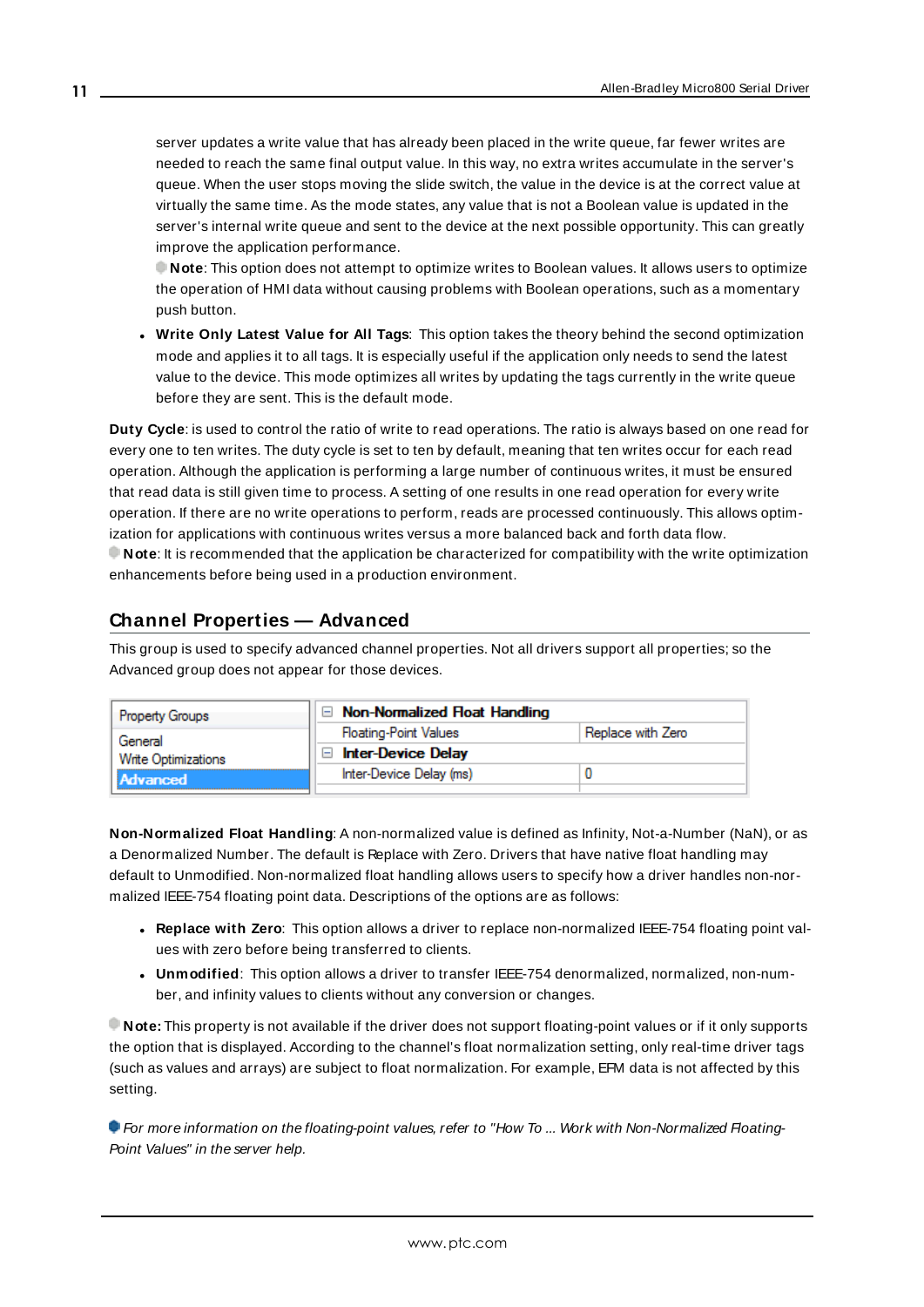server updates a write value that has already been placed in the write queue, far fewer writes are needed to reach the same final output value. In this way, no extra writes accumulate in the server's queue. When the user stops moving the slide switch, the value in the device is at the correct value at virtually the same time. As the mode states, any value that is not a Boolean value is updated in the server's internal write queue and sent to the device at the next possible opportunity. This can greatly improve the application performance.

**Note**: This option does not attempt to optimize writes to Boolean values. It allows users to optimize the operation of HMI data without causing problems with Boolean operations, such as a momentary push button.

- **Write Only Latest Value for All Tags**: This option takes the theory behind the second optimization mode and applies it to all tags. It is especially useful if the application only needs to send the latest value to the device. This mode optimizes all writes by updating the tags currently in the write queue before they are sent. This is the default mode.

**Duty Cycle**: is used to control the ratio of write to read operations. The ratio is always based on one read for every one to ten writes. The duty cycle is set to ten by default, meaning that ten writes occur for each read operation. Although the application is performing a large number of continuous writes, it must be ensured that read data is still given time to process. A setting of one results in one read operation for every write operation. If there are no write operations to perform, reads are processed continuously. This allows optimization for applications with continuous writes versus a more balanced back and forth data flow.

**Note**: It is recommended that the application be characterized for compatibility with the write optimization enhancements before being used in a production environment.

## Channel Properties — Advanced

This group is used to specify advanced channel properties. Not all drivers support all properties; so the Advanced group does not appear for those devices.

| Property Groups | Non-Normalized Float Handling | |
|---|---|---|
| General | Floating-Point Values | Replace with Zero |
| Write Optimizations | **Inter-Device Delay** | |
| **Advanced** | Inter-Device Delay (ms) | 0 |

**Non-Normalized Float Handling**: A non-normalized value is defined as Infinity, Not-a-Number (NaN), or as a Denormalized Number. The default is Replace with Zero. Drivers that have native float handling may default to Unmodified. Non-normalized float handling allows users to specify how a driver handles non-normalized IEEE-754 floating point data. Descriptions of the options are as follows:

- **Replace with Zero**: This option allows a driver to replace non-normalized IEEE-754 floating point values with zero before being transferred to clients.
- **Unmodified**: This option allows a driver to transfer IEEE-754 denormalized, normalized, non-number, and infinity values to clients without any conversion or changes.

**Note:** This property is not available if the driver does not support floating-point values or if it only supports the option that is displayed. According to the channel's float normalization setting, only real-time driver tags (such as values and arrays) are subject to float normalization. For example, EFM data is not affected by this setting.

*For more information on the floating-point values, refer to "How To ... Work with Non-Normalized Floating-Point Values" in the server help.*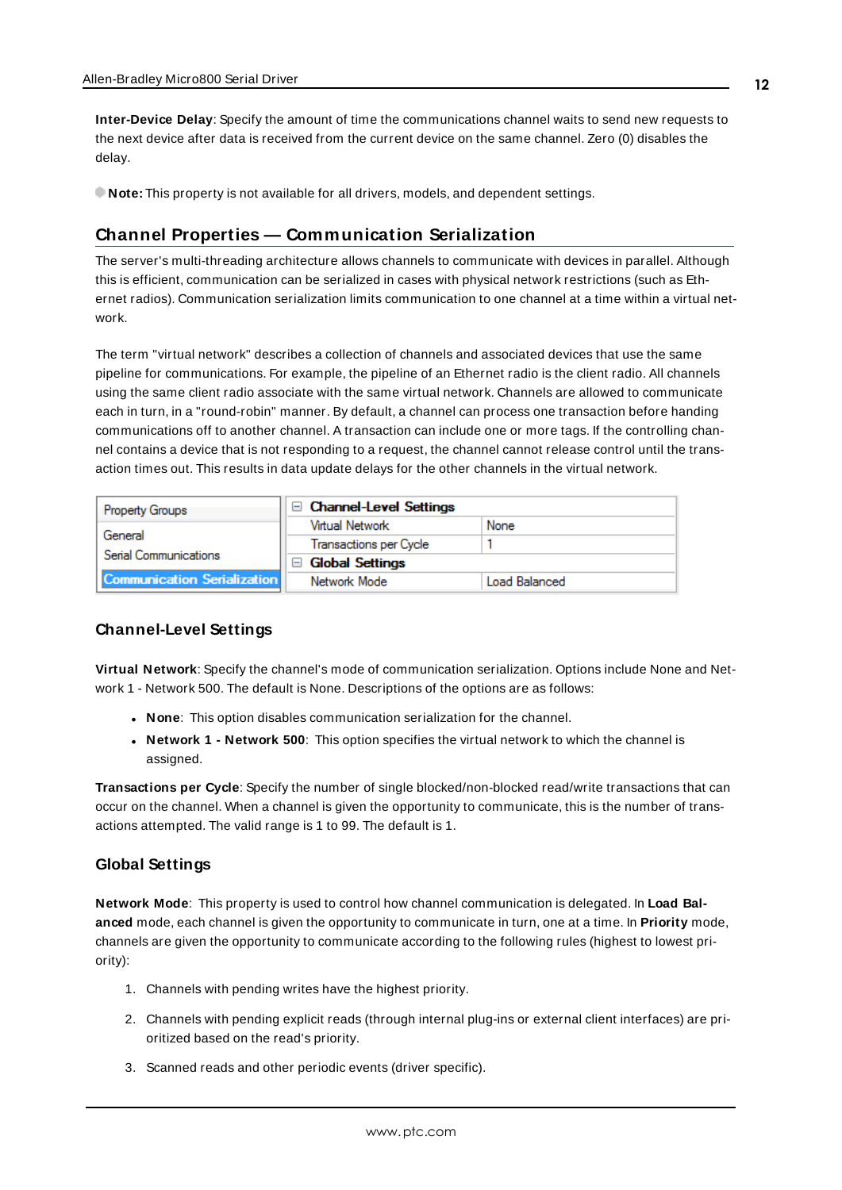**Inter-Device Delay**: Specify the amount of time the communications channel waits to send new requests to the next device after data is received from the current device on the same channel. Zero (0) disables the delay.

**Note:** This property is not available for all drivers, models, and dependent settings.

## Channel Properties — Communication Serialization

The server's multi-threading architecture allows channels to communicate with devices in parallel. Although this is efficient, communication can be serialized in cases with physical network restrictions (such as Ethernet radios). Communication serialization limits communication to one channel at a time within a virtual network.

The term "virtual network" describes a collection of channels and associated devices that use the same pipeline for communications. For example, the pipeline of an Ethernet radio is the client radio. All channels using the same client radio associate with the same virtual network. Channels are allowed to communicate each in turn, in a "round-robin" manner. By default, a channel can process one transaction before handing communications off to another channel. A transaction can include one or more tags. If the controlling channel contains a device that is not responding to a request, the channel cannot release control until the transaction times out. This results in data update delays for the other channels in the virtual network.

| Property Groups | Channel-Level Settings | |
|---|---|---|
| General | Virtual Network | None |
| Serial Communications | Transactions per Cycle | 1 |
| Communication Serialization | Global Settings | |
| | Network Mode | Load Balanced |

### Channel-Level Settings

**Virtual Network**: Specify the channel's mode of communication serialization. Options include None and Network 1 - Network 500. The default is None. Descriptions of the options are as follows:

- **None**: This option disables communication serialization for the channel.
- **Network 1 - Network 500**: This option specifies the virtual network to which the channel is assigned.

**Transactions per Cycle**: Specify the number of single blocked/non-blocked read/write transactions that can occur on the channel. When a channel is given the opportunity to communicate, this is the number of transactions attempted. The valid range is 1 to 99. The default is 1.

### Global Settings

**Network Mode**: This property is used to control how channel communication is delegated. In **Load Balanced** mode, each channel is given the opportunity to communicate in turn, one at a time. In **Priority** mode, channels are given the opportunity to communicate according to the following rules (highest to lowest priority):

1. Channels with pending writes have the highest priority.
2. Channels with pending explicit reads (through internal plug-ins or external client interfaces) are prioritized based on the read's priority.
3. Scanned reads and other periodic events (driver specific).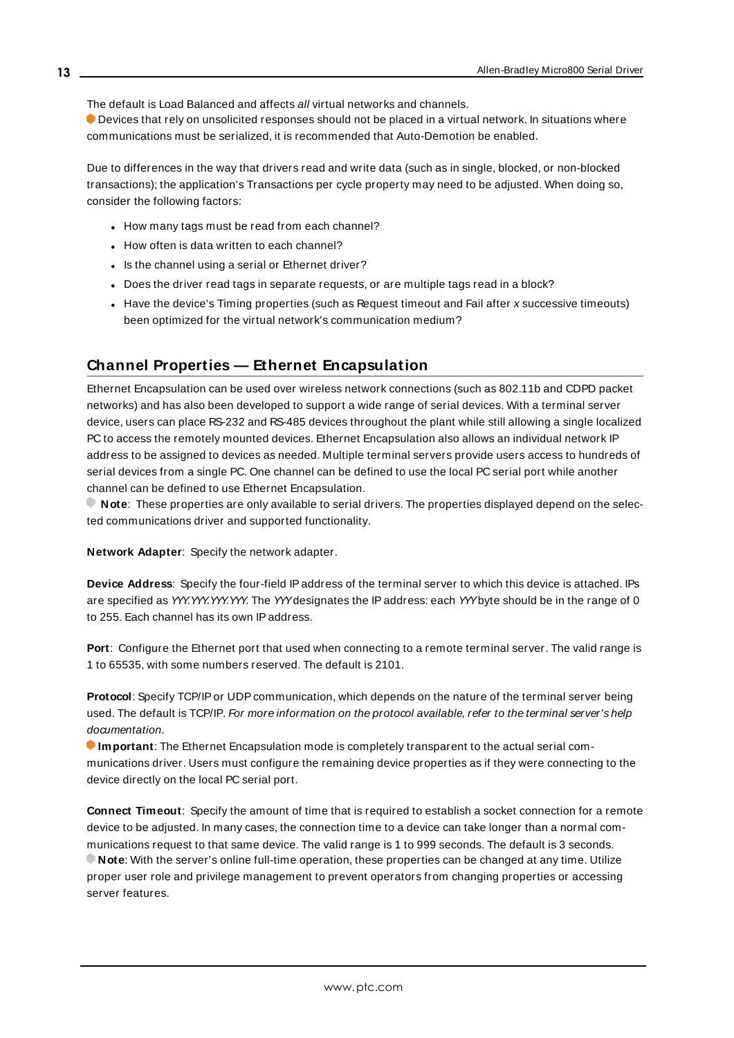The default is Load Balanced and affects *all* virtual networks and channels.
Devices that rely on unsolicited responses should not be placed in a virtual network. In situations where communications must be serialized, it is recommended that Auto-Demotion be enabled.

Due to differences in the way that drivers read and write data (such as in single, blocked, or non-blocked transactions); the application's Transactions per cycle property may need to be adjusted. When doing so, consider the following factors:

- How many tags must be read from each channel?
- How often is data written to each channel?
- Is the channel using a serial or Ethernet driver?
- Does the driver read tags in separate requests, or are multiple tags read in a block?
- Have the device's Timing properties (such as Request timeout and Fail after *x* successive timeouts) been optimized for the virtual network's communication medium?

## Channel Properties — Ethernet Encapsulation

Ethernet Encapsulation can be used over wireless network connections (such as 802.11b and CDPD packet networks) and has also been developed to support a wide range of serial devices. With a terminal server device, users can place RS-232 and RS-485 devices throughout the plant while still allowing a single localized PC to access the remotely mounted devices. Ethernet Encapsulation also allows an individual network IP address to be assigned to devices as needed. Multiple terminal servers provide users access to hundreds of serial devices from a single PC. One channel can be defined to use the local PC serial port while another channel can be defined to use Ethernet Encapsulation.
**Note**: These properties are only available to serial drivers. The properties displayed depend on the selected communications driver and supported functionality.

**Network Adapter**: Specify the network adapter.

**Device Address**: Specify the four-field IP address of the terminal server to which this device is attached. IPs are specified as *YYY.YYY.YYY.YYY*. The *YYY* designates the IP address: each *YYY* byte should be in the range of 0 to 255. Each channel has its own IP address.

**Port**: Configure the Ethernet port that used when connecting to a remote terminal server. The valid range is 1 to 65535, with some numbers reserved. The default is 2101.

**Protocol**: Specify TCP/IP or UDP communication, which depends on the nature of the terminal server being used. The default is TCP/IP. *For more information on the protocol available, refer to the terminal server's help documentation.*
**Important**: The Ethernet Encapsulation mode is completely transparent to the actual serial communications driver. Users must configure the remaining device properties as if they were connecting to the device directly on the local PC serial port.

**Connect Timeout**: Specify the amount of time that is required to establish a socket connection for a remote device to be adjusted. In many cases, the connection time to a device can take longer than a normal communications request to that same device. The valid range is 1 to 999 seconds. The default is 3 seconds.
**Note**: With the server's online full-time operation, these properties can be changed at any time. Utilize proper user role and privilege management to prevent operators from changing properties or accessing server features.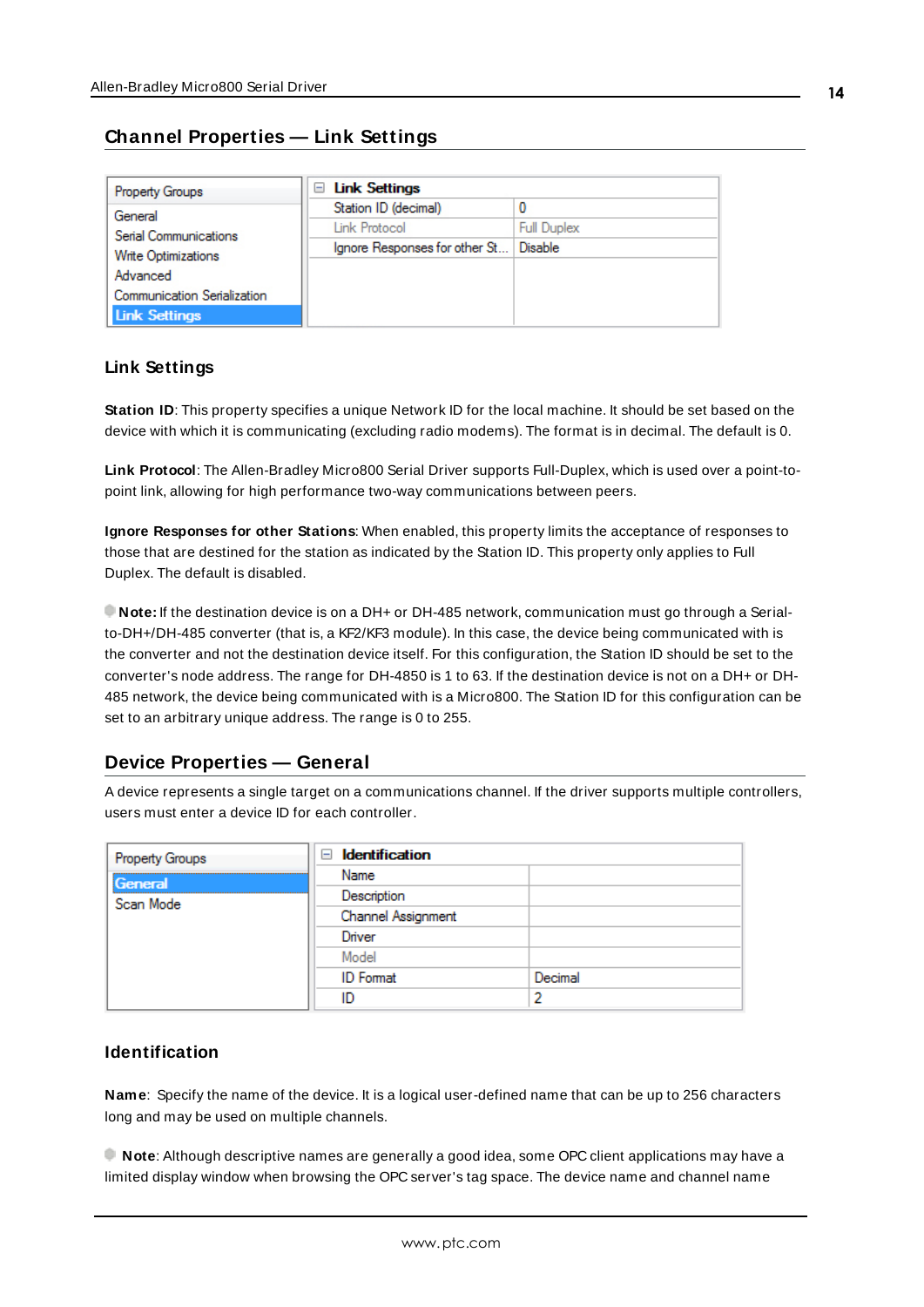## Channel Properties — Link Settings

| Property Groups | Link Settings | |
|---|---|---|
| General | Station ID (decimal) | 0 |
| Serial Communications | Link Protocol | Full Duplex |
| Write Optimizations | Ignore Responses for other St... | Disable |
| Advanced | | |
| Communication Serialization | | |
| Link Settings | | |

### Link Settings

**Station ID**: This property specifies a unique Network ID for the local machine. It should be set based on the device with which it is communicating (excluding radio modems). The format is in decimal. The default is 0.

**Link Protocol**: The Allen-Bradley Micro800 Serial Driver supports Full-Duplex, which is used over a point-to-point link, allowing for high performance two-way communications between peers.

**Ignore Responses for other Stations**: When enabled, this property limits the acceptance of responses to those that are destined for the station as indicated by the Station ID. This property only applies to Full Duplex. The default is disabled.

**Note:** If the destination device is on a DH+ or DH-485 network, communication must go through a Serial-to-DH+/DH-485 converter (that is, a KF2/KF3 module). In this case, the device being communicated with is the converter and not the destination device itself. For this configuration, the Station ID should be set to the converter's node address. The range for DH-4850 is 1 to 63. If the destination device is not on a DH+ or DH-485 network, the device being communicated with is a Micro800. The Station ID for this configuration can be set to an arbitrary unique address. The range is 0 to 255.

## Device Properties — General

A device represents a single target on a communications channel. If the driver supports multiple controllers, users must enter a device ID for each controller.

| Property Groups | Identification | |
|---|---|---|
| General | Name | |
| Scan Mode | Description | |
| | Channel Assignment | |
| | Driver | |
| | Model | |
| | ID Format | Decimal |
| | ID | 2 |

### Identification

**Name**: Specify the name of the device. It is a logical user-defined name that can be up to 256 characters long and may be used on multiple channels.

**Note**: Although descriptive names are generally a good idea, some OPC client applications may have a limited display window when browsing the OPC server's tag space. The device name and channel name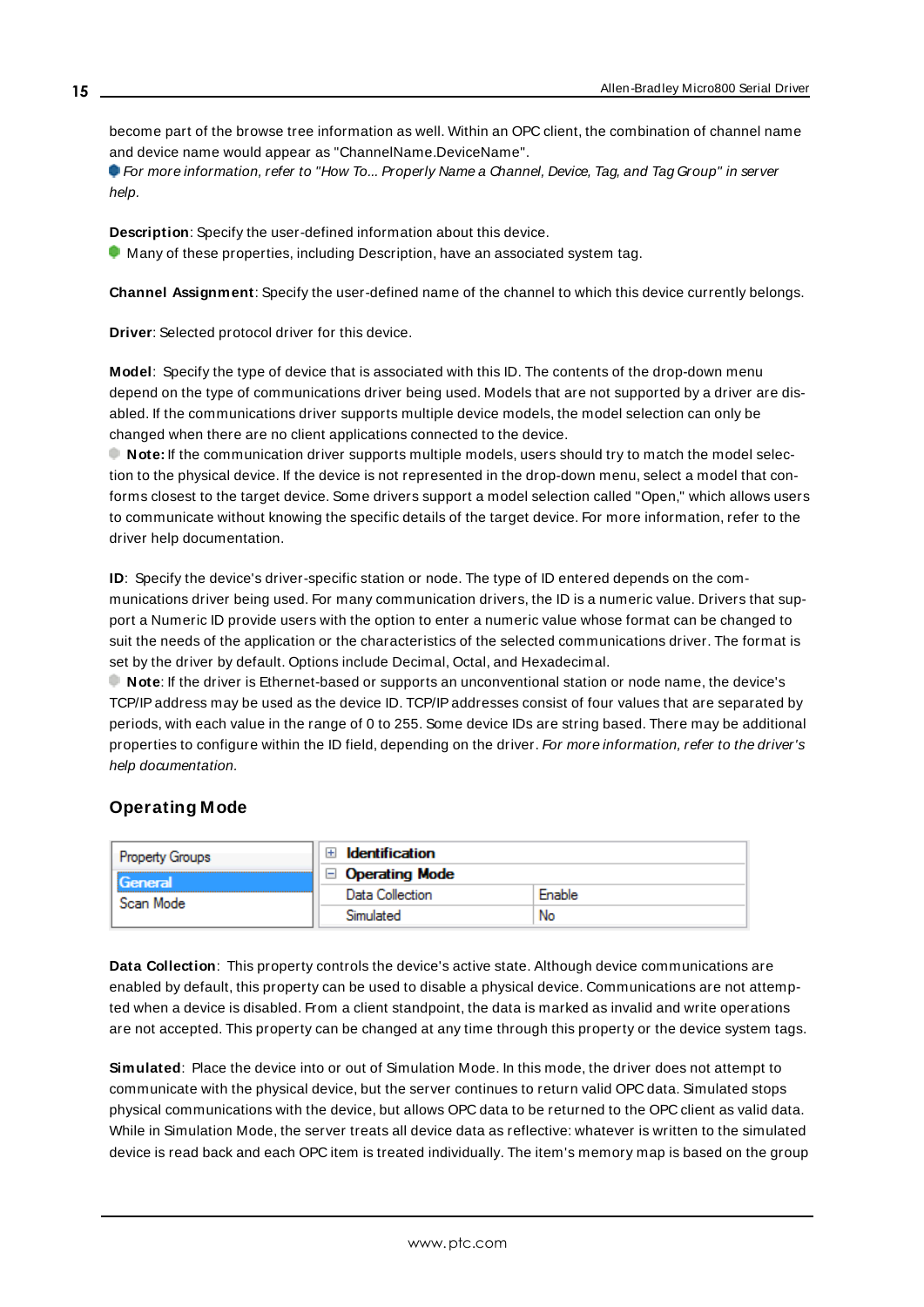become part of the browse tree information as well. Within an OPC client, the combination of channel name and device name would appear as "ChannelName.DeviceName".

*For more information, refer to "How To... Properly Name a Channel, Device, Tag, and Tag Group" in server help.*

**Description**: Specify the user-defined information about this device.

Many of these properties, including Description, have an associated system tag.

**Channel Assignment**: Specify the user-defined name of the channel to which this device currently belongs.

**Driver**: Selected protocol driver for this device.

**Model**: Specify the type of device that is associated with this ID. The contents of the drop-down menu depend on the type of communications driver being used. Models that are not supported by a driver are disabled. If the communications driver supports multiple device models, the model selection can only be changed when there are no client applications connected to the device.

**Note:** If the communication driver supports multiple models, users should try to match the model selection to the physical device. If the device is not represented in the drop-down menu, select a model that conforms closest to the target device. Some drivers support a model selection called "Open," which allows users to communicate without knowing the specific details of the target device. For more information, refer to the driver help documentation.

**ID**: Specify the device's driver-specific station or node. The type of ID entered depends on the communications driver being used. For many communication drivers, the ID is a numeric value. Drivers that support a Numeric ID provide users with the option to enter a numeric value whose format can be changed to suit the needs of the application or the characteristics of the selected communications driver. The format is set by the driver by default. Options include Decimal, Octal, and Hexadecimal.

**Note**: If the driver is Ethernet-based or supports an unconventional station or node name, the device's TCP/IP address may be used as the device ID. TCP/IP addresses consist of four values that are separated by periods, with each value in the range of 0 to 255. Some device IDs are string based. There may be additional properties to configure within the ID field, depending on the driver. *For more information, refer to the driver's help documentation.*

## Operating Mode

| Property Groups | Identification | |
|---|---|---|
| General | **Operating Mode** | |
| Scan Mode | Data Collection | Enable |
| | Simulated | No |

**Data Collection**: This property controls the device's active state. Although device communications are enabled by default, this property can be used to disable a physical device. Communications are not attempted when a device is disabled. From a client standpoint, the data is marked as invalid and write operations are not accepted. This property can be changed at any time through this property or the device system tags.

**Simulated**: Place the device into or out of Simulation Mode. In this mode, the driver does not attempt to communicate with the physical device, but the server continues to return valid OPC data. Simulated stops physical communications with the device, but allows OPC data to be returned to the OPC client as valid data. While in Simulation Mode, the server treats all device data as reflective: whatever is written to the simulated device is read back and each OPC item is treated individually. The item's memory map is based on the group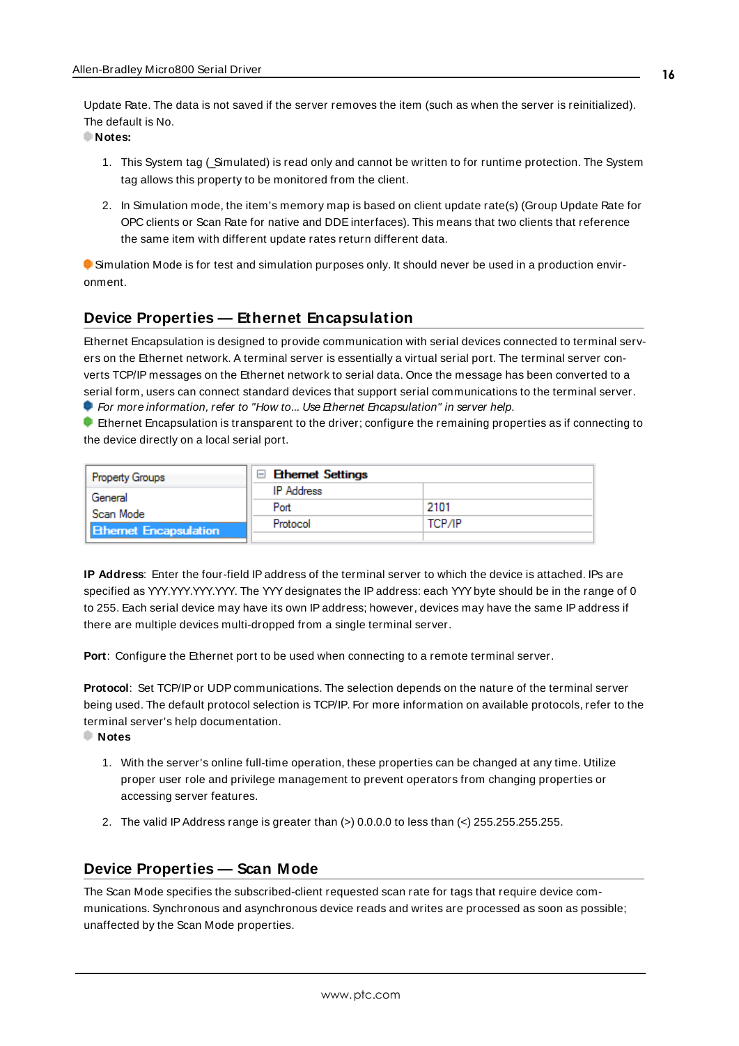Update Rate. The data is not saved if the server removes the item (such as when the server is reinitialized). The default is No.

**Notes:**

1. This System tag (_Simulated) is read only and cannot be written to for runtime protection. The System tag allows this property to be monitored from the client.

2. In Simulation mode, the item's memory map is based on client update rate(s) (Group Update Rate for OPC clients or Scan Rate for native and DDE interfaces). This means that two clients that reference the same item with different update rates return different data.

Simulation Mode is for test and simulation purposes only. It should never be used in a production environment.

## Device Properties — Ethernet Encapsulation

Ethernet Encapsulation is designed to provide communication with serial devices connected to terminal servers on the Ethernet network. A terminal server is essentially a virtual serial port. The terminal server converts TCP/IP messages on the Ethernet network to serial data. Once the message has been converted to a serial form, users can connect standard devices that support serial communications to the terminal server.

*For more information, refer to "How to... Use Ethernet Encapsulation" in server help.*

Ethernet Encapsulation is transparent to the driver; configure the remaining properties as if connecting to the device directly on a local serial port.

| Property Groups | Ethernet Settings | |
|---|---|---|
| General | IP Address | |
| Scan Mode | Port | 2101 |
| Ethernet Encapsulation | Protocol | TCP/IP |

**IP Address**: Enter the four-field IP address of the terminal server to which the device is attached. IPs are specified as YYY.YYY.YYY.YYY. The YYY designates the IP address: each YYY byte should be in the range of 0 to 255. Each serial device may have its own IP address; however, devices may have the same IP address if there are multiple devices multi-dropped from a single terminal server.

**Port**: Configure the Ethernet port to be used when connecting to a remote terminal server.

**Protocol**: Set TCP/IP or UDP communications. The selection depends on the nature of the terminal server being used. The default protocol selection is TCP/IP. For more information on available protocols, refer to the terminal server's help documentation.

**Notes**

1. With the server's online full-time operation, these properties can be changed at any time. Utilize proper user role and privilege management to prevent operators from changing properties or accessing server features.

2. The valid IP Address range is greater than (>) 0.0.0.0 to less than (<) 255.255.255.255.

## Device Properties — Scan Mode

The Scan Mode specifies the subscribed-client requested scan rate for tags that require device communications. Synchronous and asynchronous device reads and writes are processed as soon as possible; unaffected by the Scan Mode properties.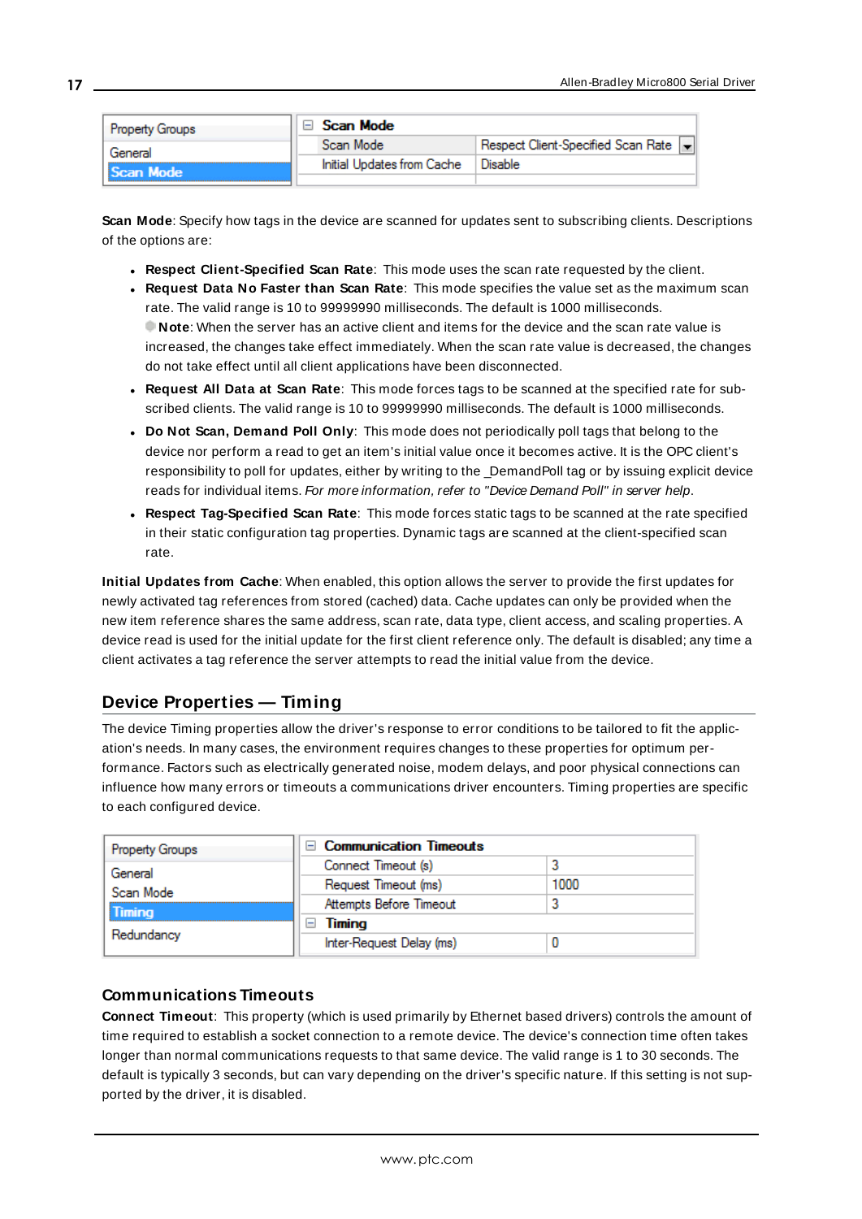| Property Groups | Scan Mode | |
|---|---|---|
| General | Scan Mode | Respect Client-Specified Scan Rate |
| Scan Mode | Initial Updates from Cache | Disable |

**Scan Mode**: Specify how tags in the device are scanned for updates sent to subscribing clients. Descriptions of the options are:

- **Respect Client-Specified Scan Rate**: This mode uses the scan rate requested by the client.
- **Request Data No Faster than Scan Rate**: This mode specifies the value set as the maximum scan rate. The valid range is 10 to 99999990 milliseconds. The default is 1000 milliseconds.
  **Note**: When the server has an active client and items for the device and the scan rate value is increased, the changes take effect immediately. When the scan rate value is decreased, the changes do not take effect until all client applications have been disconnected.
- **Request All Data at Scan Rate**: This mode forces tags to be scanned at the specified rate for subscribed clients. The valid range is 10 to 99999990 milliseconds. The default is 1000 milliseconds.
- **Do Not Scan, Demand Poll Only**: This mode does not periodically poll tags that belong to the device nor perform a read to get an item's initial value once it becomes active. It is the OPC client's responsibility to poll for updates, either by writing to the _DemandPoll tag or by issuing explicit device reads for individual items. *For more information, refer to "Device Demand Poll" in server help*.
- **Respect Tag-Specified Scan Rate**: This mode forces static tags to be scanned at the rate specified in their static configuration tag properties. Dynamic tags are scanned at the client-specified scan rate.

**Initial Updates from Cache**: When enabled, this option allows the server to provide the first updates for newly activated tag references from stored (cached) data. Cache updates can only be provided when the new item reference shares the same address, scan rate, data type, client access, and scaling properties. A device read is used for the initial update for the first client reference only. The default is disabled; any time a client activates a tag reference the server attempts to read the initial value from the device.

## Device Properties — Timing

The device Timing properties allow the driver's response to error conditions to be tailored to fit the application's needs. In many cases, the environment requires changes to these properties for optimum performance. Factors such as electrically generated noise, modem delays, and poor physical connections can influence how many errors or timeouts a communications driver encounters. Timing properties are specific to each configured device.

| Property Groups | Communication Timeouts | |
|---|---|---|
| General | Connect Timeout (s) | 3 |
| Scan Mode | Request Timeout (ms) | 1000 |
| Timing | Attempts Before Timeout | 3 |
| Redundancy | Timing | |
| | Inter-Request Delay (ms) | 0 |

### Communications Timeouts

**Connect Timeout**: This property (which is used primarily by Ethernet based drivers) controls the amount of time required to establish a socket connection to a remote device. The device's connection time often takes longer than normal communications requests to that same device. The valid range is 1 to 30 seconds. The default is typically 3 seconds, but can vary depending on the driver's specific nature. If this setting is not supported by the driver, it is disabled.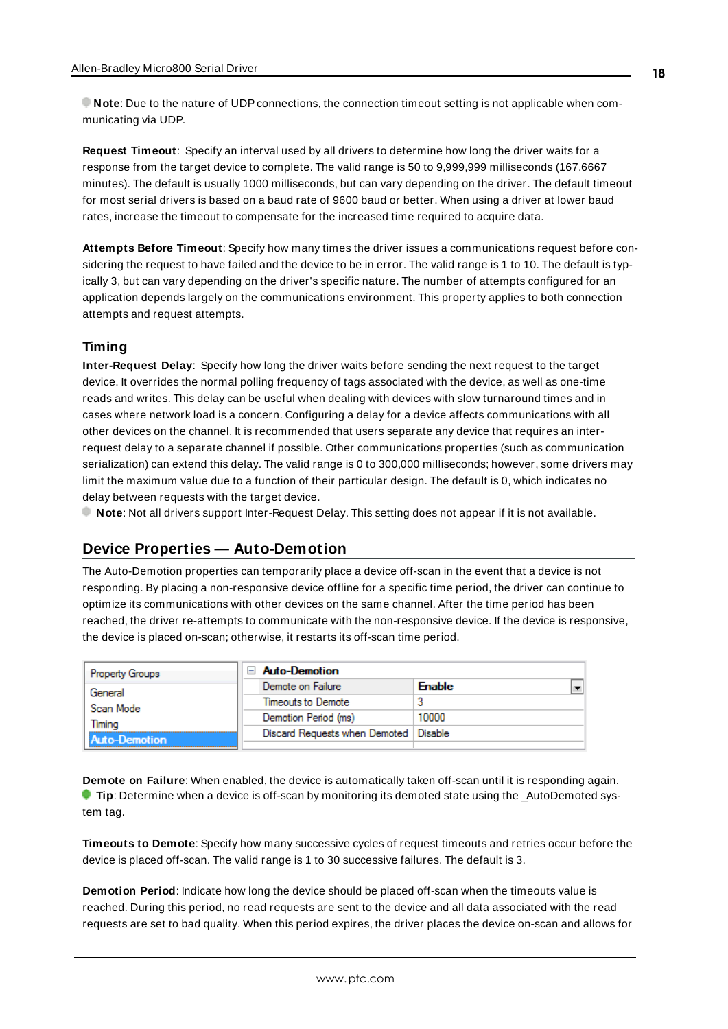**Note**: Due to the nature of UDP connections, the connection timeout setting is not applicable when communicating via UDP.

**Request Timeout**: Specify an interval used by all drivers to determine how long the driver waits for a response from the target device to complete. The valid range is 50 to 9,999,999 milliseconds (167.6667 minutes). The default is usually 1000 milliseconds, but can vary depending on the driver. The default timeout for most serial drivers is based on a baud rate of 9600 baud or better. When using a driver at lower baud rates, increase the timeout to compensate for the increased time required to acquire data.

**Attempts Before Timeout**: Specify how many times the driver issues a communications request before considering the request to have failed and the device to be in error. The valid range is 1 to 10. The default is typically 3, but can vary depending on the driver's specific nature. The number of attempts configured for an application depends largely on the communications environment. This property applies to both connection attempts and request attempts.

### Timing

**Inter-Request Delay**: Specify how long the driver waits before sending the next request to the target device. It overrides the normal polling frequency of tags associated with the device, as well as one-time reads and writes. This delay can be useful when dealing with devices with slow turnaround times and in cases where network load is a concern. Configuring a delay for a device affects communications with all other devices on the channel. It is recommended that users separate any device that requires an inter-request delay to a separate channel if possible. Other communications properties (such as communication serialization) can extend this delay. The valid range is 0 to 300,000 milliseconds; however, some drivers may limit the maximum value due to a function of their particular design. The default is 0, which indicates no delay between requests with the target device.

**Note**: Not all drivers support Inter-Request Delay. This setting does not appear if it is not available.

## Device Properties — Auto-Demotion

The Auto-Demotion properties can temporarily place a device off-scan in the event that a device is not responding. By placing a non-responsive device offline for a specific time period, the driver can continue to optimize its communications with other devices on the same channel. After the time period has been reached, the driver re-attempts to communicate with the non-responsive device. If the device is responsive, the device is placed on-scan; otherwise, it restarts its off-scan time period.

| Property Groups | Auto-Demotion | |
|---|---|---|
| General | Demote on Failure | Enable |
| Scan Mode | Timeouts to Demote | 3 |
| Timing | Demotion Period (ms) | 10000 |
| **Auto-Demotion** | Discard Requests when Demoted | Disable |

**Demote on Failure**: When enabled, the device is automatically taken off-scan until it is responding again.
**Tip**: Determine when a device is off-scan by monitoring its demoted state using the _AutoDemoted system tag.

**Timeouts to Demote**: Specify how many successive cycles of request timeouts and retries occur before the device is placed off-scan. The valid range is 1 to 30 successive failures. The default is 3.

**Demotion Period**: Indicate how long the device should be placed off-scan when the timeouts value is reached. During this period, no read requests are sent to the device and all data associated with the read requests are set to bad quality. When this period expires, the driver places the device on-scan and allows for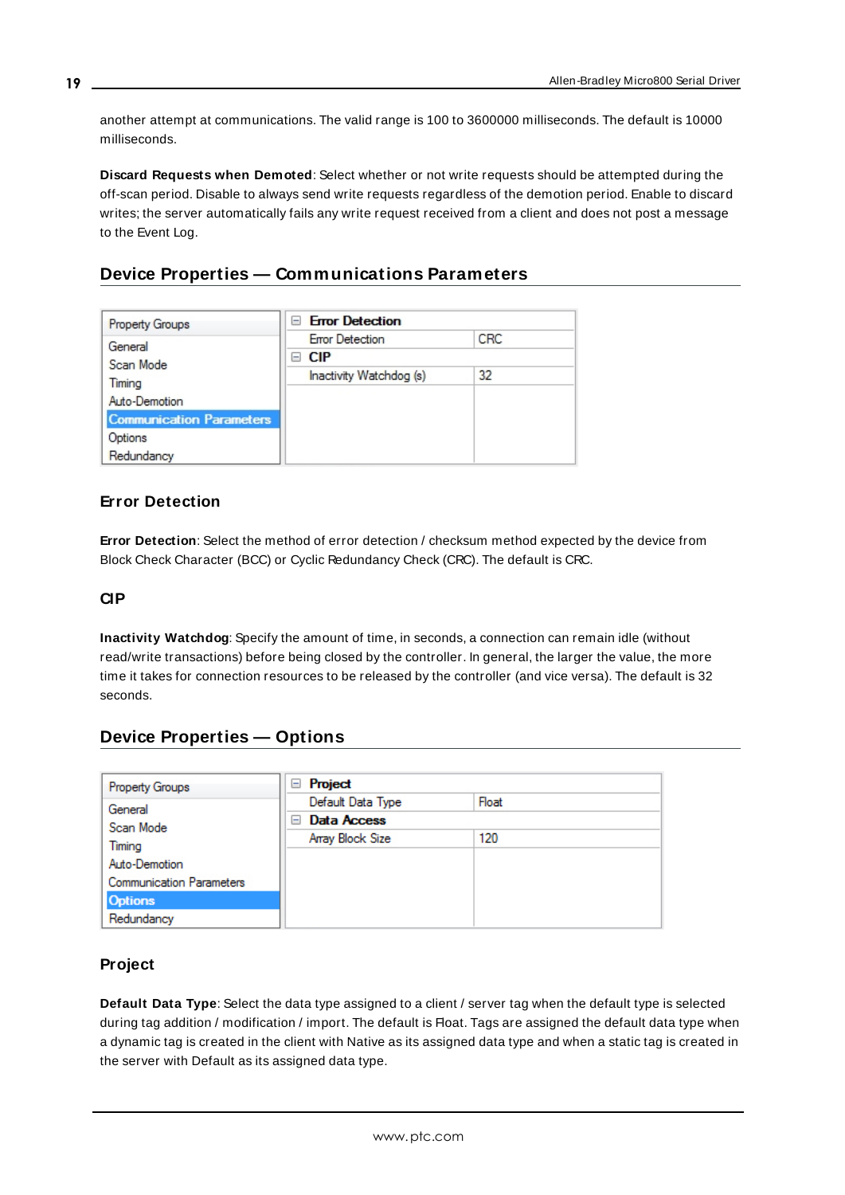another attempt at communications. The valid range is 100 to 3600000 milliseconds. The default is 10000 milliseconds.

**Discard Requests when Demoted**: Select whether or not write requests should be attempted during the off-scan period. Disable to always send write requests regardless of the demotion period. Enable to discard writes; the server automatically fails any write request received from a client and does not post a message to the Event Log.

## Device Properties — Communications Parameters

| Property Groups | | |
|---|---|---|
| General | **Error Detection** | |
| Scan Mode | Error Detection | CRC |
| Timing | **CIP** | |
| Auto-Demotion | Inactivity Watchdog (s) | 32 |
| **Communication Parameters** | | |
| Options | | |
| Redundancy | | |

### Error Detection

**Error Detection**: Select the method of error detection / checksum method expected by the device from Block Check Character (BCC) or Cyclic Redundancy Check (CRC). The default is CRC.

### CIP

**Inactivity Watchdog**: Specify the amount of time, in seconds, a connection can remain idle (without read/write transactions) before being closed by the controller. In general, the larger the value, the more time it takes for connection resources to be released by the controller (and vice versa). The default is 32 seconds.

## Device Properties — Options

| Property Groups | | |
|---|---|---|
| General | **Project** | |
| Scan Mode | Default Data Type | Float |
| Timing | **Data Access** | |
| Auto-Demotion | Array Block Size | 120 |
| Communication Parameters | | |
| **Options** | | |
| Redundancy | | |

### Project

**Default Data Type**: Select the data type assigned to a client / server tag when the default type is selected during tag addition / modification / import. The default is Float. Tags are assigned the default data type when a dynamic tag is created in the client with Native as its assigned data type and when a static tag is created in the server with Default as its assigned data type.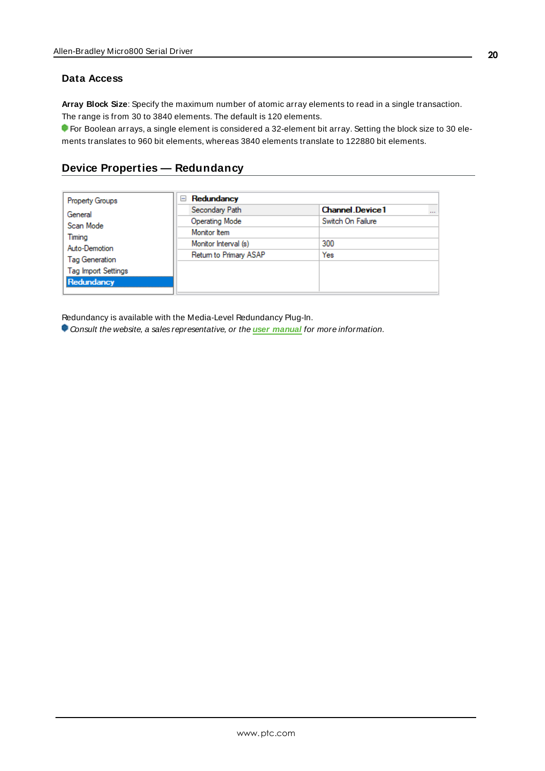### Data Access

**Array Block Size**: Specify the maximum number of atomic array elements to read in a single transaction. The range is from 30 to 3840 elements. The default is 120 elements.

For Boolean arrays, a single element is considered a 32-element bit array. Setting the block size to 30 elements translates to 960 bit elements, whereas 3840 elements translate to 122880 bit elements.

## Device Properties — Redundancy

| Property Groups | Redundancy | |
|---|---|---|
| General | Secondary Path | Channel.Device1 |
| Scan Mode | Operating Mode | Switch On Failure |
| Timing | Monitor Item | |
| Auto-Demotion | Monitor Interval (s) | 300 |
| Tag Generation | Return to Primary ASAP | Yes |
| Tag Import Settings | | |
| **Redundancy** | | |

Redundancy is available with the Media-Level Redundancy Plug-In.

*Consult the website, a sales representative, or the* ***user manual*** *for more information.*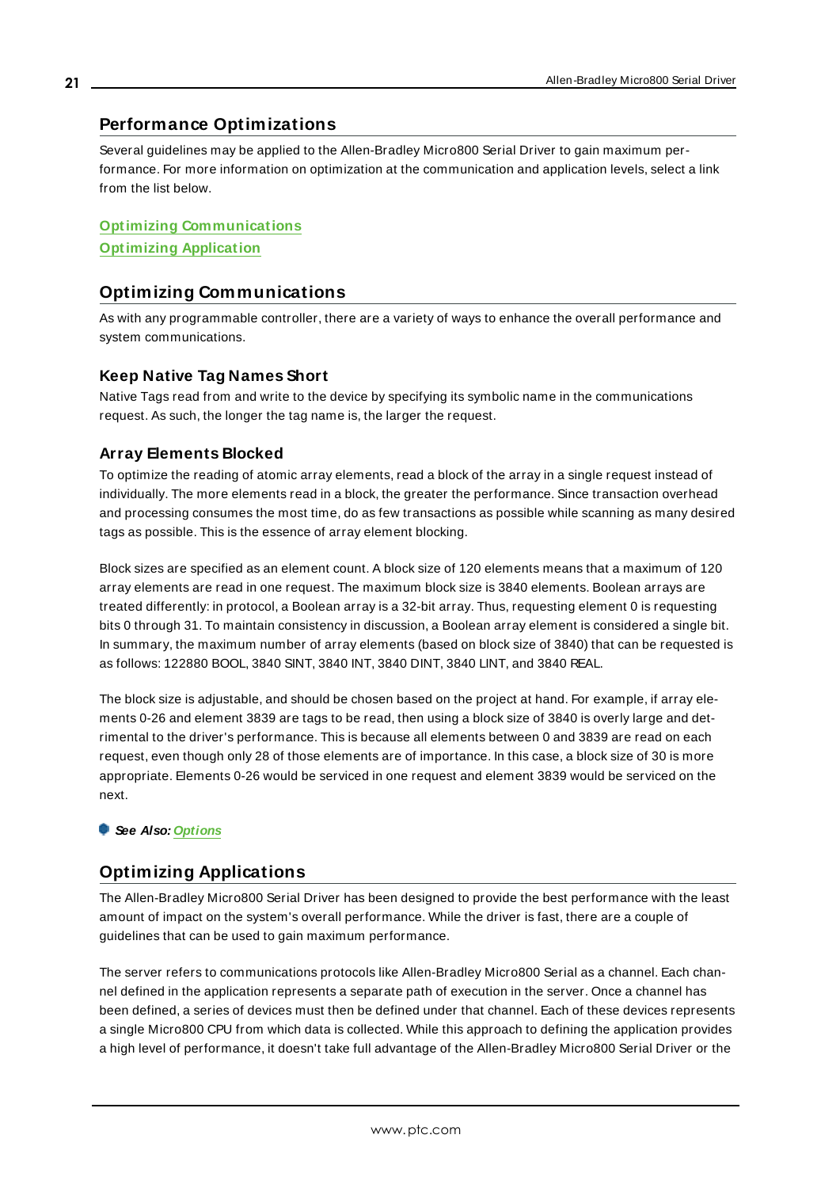## Performance Optimizations

Several guidelines may be applied to the Allen-Bradley Micro800 Serial Driver to gain maximum performance. For more information on optimization at the communication and application levels, select a link from the list below.

**Optimizing Communications**
**Optimizing Application**

## Optimizing Communications

As with any programmable controller, there are a variety of ways to enhance the overall performance and system communications.

### Keep Native Tag Names Short

Native Tags read from and write to the device by specifying its symbolic name in the communications request. As such, the longer the tag name is, the larger the request.

### Array Elements Blocked

To optimize the reading of atomic array elements, read a block of the array in a single request instead of individually. The more elements read in a block, the greater the performance. Since transaction overhead and processing consumes the most time, do as few transactions as possible while scanning as many desired tags as possible. This is the essence of array element blocking.

Block sizes are specified as an element count. A block size of 120 elements means that a maximum of 120 array elements are read in one request. The maximum block size is 3840 elements. Boolean arrays are treated differently: in protocol, a Boolean array is a 32-bit array. Thus, requesting element 0 is requesting bits 0 through 31. To maintain consistency in discussion, a Boolean array element is considered a single bit. In summary, the maximum number of array elements (based on block size of 3840) that can be requested is as follows: 122880 BOOL, 3840 SINT, 3840 INT, 3840 DINT, 3840 LINT, and 3840 REAL.

The block size is adjustable, and should be chosen based on the project at hand. For example, if array elements 0-26 and element 3839 are tags to be read, then using a block size of 3840 is overly large and detrimental to the driver's performance. This is because all elements between 0 and 3839 are read on each request, even though only 28 of those elements are of importance. In this case, a block size of 30 is more appropriate. Elements 0-26 would be serviced in one request and element 3839 would be serviced on the next.

***See Also:* Options**

## Optimizing Applications

The Allen-Bradley Micro800 Serial Driver has been designed to provide the best performance with the least amount of impact on the system's overall performance. While the driver is fast, there are a couple of guidelines that can be used to gain maximum performance.

The server refers to communications protocols like Allen-Bradley Micro800 Serial as a channel. Each channel defined in the application represents a separate path of execution in the server. Once a channel has been defined, a series of devices must then be defined under that channel. Each of these devices represents a single Micro800 CPU from which data is collected. While this approach to defining the application provides a high level of performance, it doesn't take full advantage of the Allen-Bradley Micro800 Serial Driver or the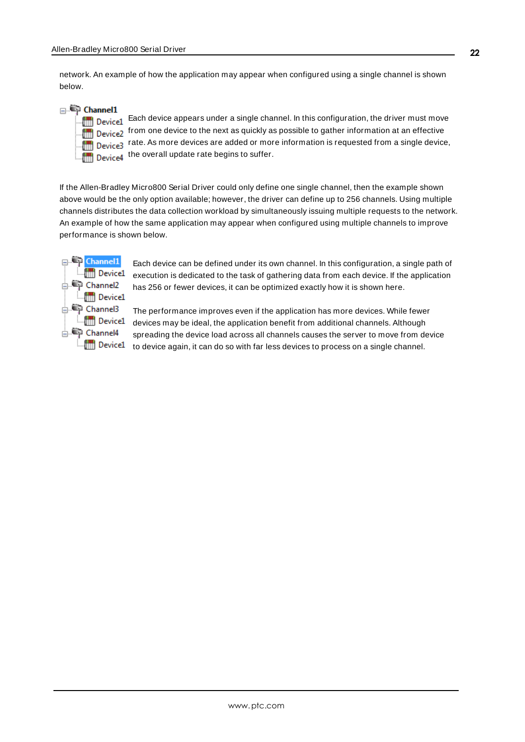network. An example of how the application may appear when configured using a single channel is shown below.

Channel1
- Device1
- Device2
- Device3
- Device4

Each device appears under a single channel. In this configuration, the driver must move from one device to the next as quickly as possible to gather information at an effective rate. As more devices are added or more information is requested from a single device, the overall update rate begins to suffer.

If the Allen-Bradley Micro800 Serial Driver could only define one single channel, then the example shown above would be the only option available; however, the driver can define up to 256 channels. Using multiple channels distributes the data collection workload by simultaneously issuing multiple requests to the network. An example of how the same application may appear when configured using multiple channels to improve performance is shown below.

- Channel1
  - Device1
- Channel2
  - Device1
- Channel3
  - Device1
- Channel4
  - Device1

Each device can be defined under its own channel. In this configuration, a single path of execution is dedicated to the task of gathering data from each device. If the application has 256 or fewer devices, it can be optimized exactly how it is shown here.

The performance improves even if the application has more devices. While fewer devices may be ideal, the application benefit from additional channels. Although spreading the device load across all channels causes the server to move from device to device again, it can do so with far less devices to process on a single channel.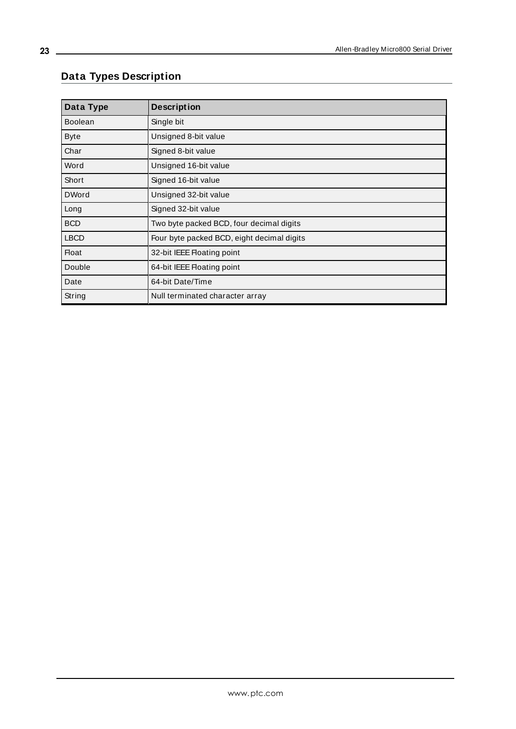## Data Types Description

| Data Type | Description |
| --- | --- |
| Boolean | Single bit |
| Byte | Unsigned 8-bit value |
| Char | Signed 8-bit value |
| Word | Unsigned 16-bit value |
| Short | Signed 16-bit value |
| DWord | Unsigned 32-bit value |
| Long | Signed 32-bit value |
| BCD | Two byte packed BCD, four decimal digits |
| LBCD | Four byte packed BCD, eight decimal digits |
| Float | 32-bit IEEE Floating point |
| Double | 64-bit IEEE Floating point |
| Date | 64-bit Date/Time |
| String | Null terminated character array |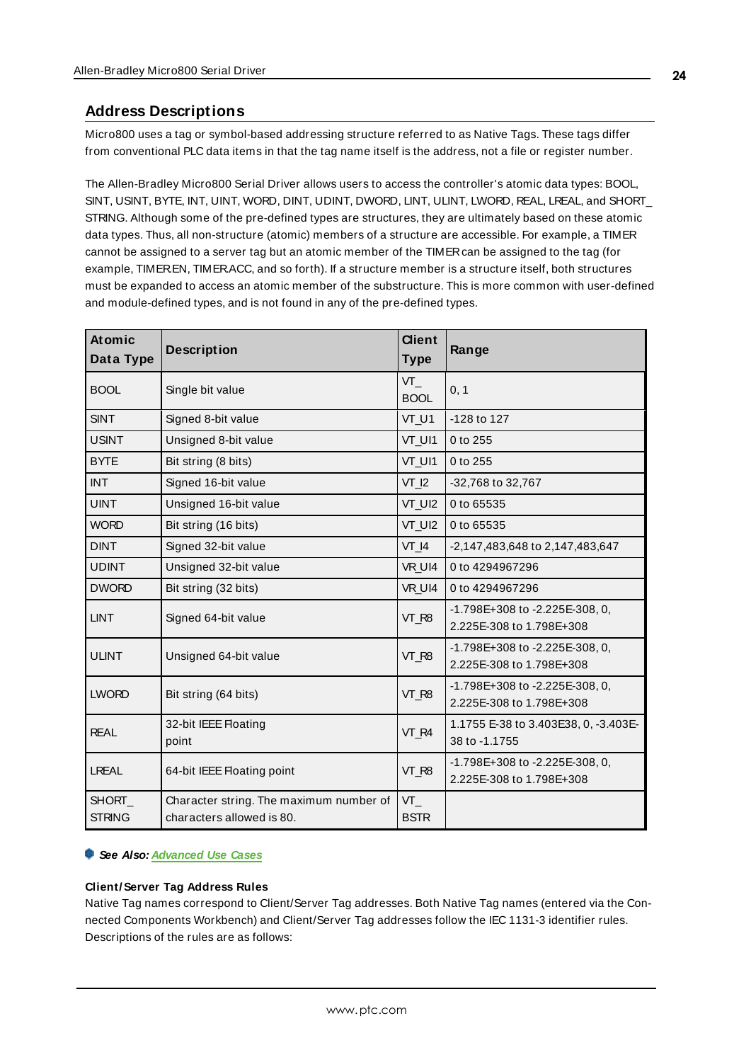## Address Descriptions

Micro800 uses a tag or symbol-based addressing structure referred to as Native Tags. These tags differ from conventional PLC data items in that the tag name itself is the address, not a file or register number.

The Allen-Bradley Micro800 Serial Driver allows users to access the controller's atomic data types: BOOL, SINT, USINT, BYTE, INT, UINT, WORD, DINT, UDINT, DWORD, LINT, ULINT, LWORD, REAL, LREAL, and SHORT_STRING. Although some of the pre-defined types are structures, they are ultimately based on these atomic data types. Thus, all non-structure (atomic) members of a structure are accessible. For example, a TIMER cannot be assigned to a server tag but an atomic member of the TIMER can be assigned to the tag (for example, TIMER.EN, TIMER.ACC, and so forth). If a structure member is a structure itself, both structures must be expanded to access an atomic member of the substructure. This is more common with user-defined and module-defined types, and is not found in any of the pre-defined types.

| Atomic Data Type | Description | Client Type | Range |
|---|---|---|---|
| BOOL | Single bit value | VT_BOOL | 0, 1 |
| SINT | Signed 8-bit value | VT_U1 | -128 to 127 |
| USINT | Unsigned 8-bit value | VT_UI1 | 0 to 255 |
| BYTE | Bit string (8 bits) | VT_UI1 | 0 to 255 |
| INT | Signed 16-bit value | VT_I2 | -32,768 to 32,767 |
| UINT | Unsigned 16-bit value | VT_UI2 | 0 to 65535 |
| WORD | Bit string (16 bits) | VT_UI2 | 0 to 65535 |
| DINT | Signed 32-bit value | VT_I4 | -2,147,483,648 to 2,147,483,647 |
| UDINT | Unsigned 32-bit value | VR_UI4 | 0 to 4294967296 |
| DWORD | Bit string (32 bits) | VR_UI4 | 0 to 4294967296 |
| LINT | Signed 64-bit value | VT_R8 | -1.798E+308 to -2.225E-308, 0, 2.225E-308 to 1.798E+308 |
| ULINT | Unsigned 64-bit value | VT_R8 | -1.798E+308 to -2.225E-308, 0, 2.225E-308 to 1.798E+308 |
| LWORD | Bit string (64 bits) | VT_R8 | -1.798E+308 to -2.225E-308, 0, 2.225E-308 to 1.798E+308 |
| REAL | 32-bit IEEE Floating point | VT_R4 | 1.1755 E-38 to 3.403E38, 0, -3.403E-38 to -1.1755 |
| LREAL | 64-bit IEEE Floating point | VT_R8 | -1.798E+308 to -2.225E-308, 0, 2.225E-308 to 1.798E+308 |
| SHORT_STRING | Character string. The maximum number of characters allowed is 80. | VT_BSTR | |

***See Also:*** ***Advanced Use Cases***

**Client/Server Tag Address Rules**

Native Tag names correspond to Client/Server Tag addresses. Both Native Tag names (entered via the Connected Components Workbench) and Client/Server Tag addresses follow the IEC 1131-3 identifier rules. Descriptions of the rules are as follows: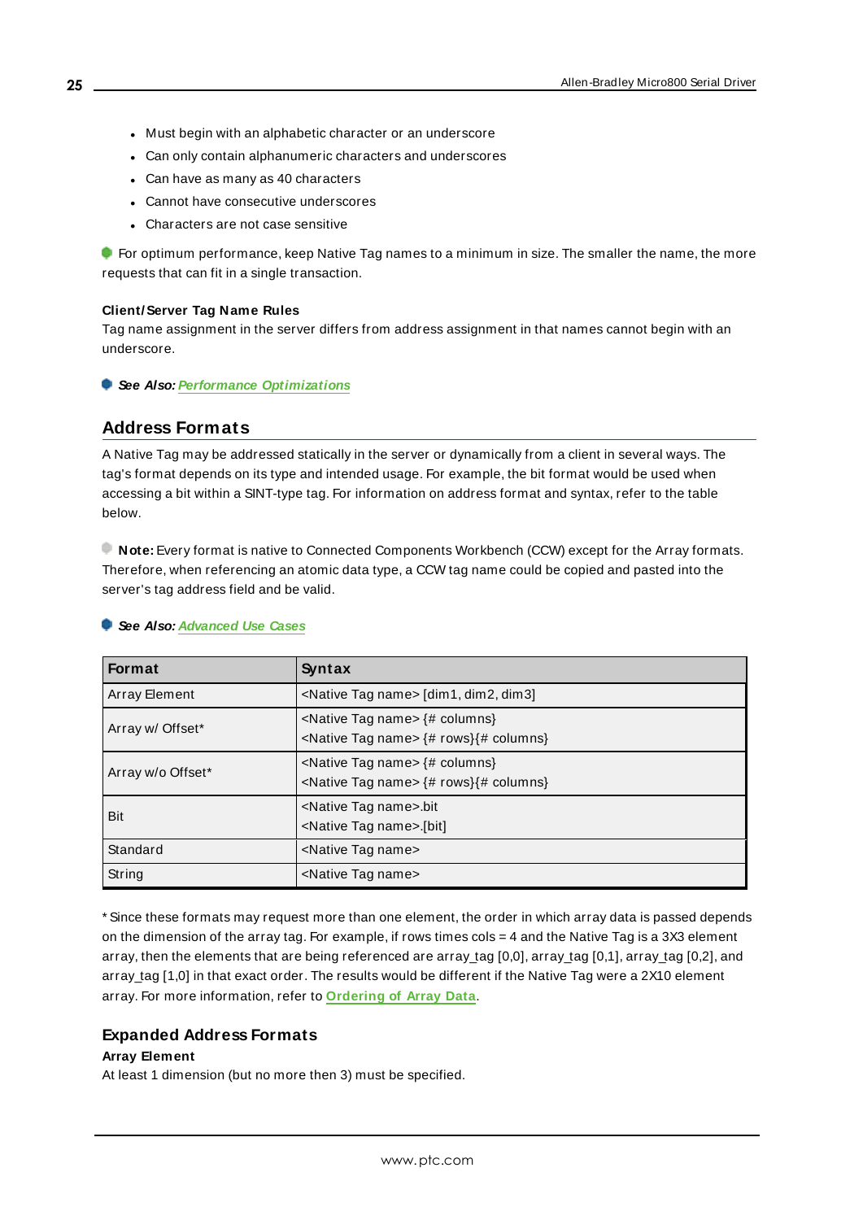- Must begin with an alphabetic character or an underscore
- Can only contain alphanumeric characters and underscores
- Can have as many as 40 characters
- Cannot have consecutive underscores
- Characters are not case sensitive

For optimum performance, keep Native Tag names to a minimum in size. The smaller the name, the more requests that can fit in a single transaction.

**Client/Server Tag Name Rules**

Tag name assignment in the server differs from address assignment in that names cannot begin with an underscore.

***See Also:*** *Performance Optimizations*

## Address Formats

A Native Tag may be addressed statically in the server or dynamically from a client in several ways. The tag's format depends on its type and intended usage. For example, the bit format would be used when accessing a bit within a SINT-type tag. For information on address format and syntax, refer to the table below.

**Note:** Every format is native to Connected Components Workbench (CCW) except for the Array formats. Therefore, when referencing an atomic data type, a CCW tag name could be copied and pasted into the server's tag address field and be valid.

***See Also:*** *Advanced Use Cases*

| Format | Syntax |
| --- | --- |
| Array Element | <Native Tag name> [dim1, dim2, dim3] |
| Array w/ Offset* | <Native Tag name> {# columns}<br><Native Tag name> {# rows}{# columns} |
| Array w/o Offset* | <Native Tag name> {# columns}<br><Native Tag name> {# rows}{# columns} |
| Bit | <Native Tag name>.bit<br><Native Tag name>.[bit] |
| Standard | <Native Tag name> |
| String | <Native Tag name> |

* Since these formats may request more than one element, the order in which array data is passed depends on the dimension of the array tag. For example, if rows times cols = 4 and the Native Tag is a 3X3 element array, then the elements that are being referenced are array_tag [0,0], array_tag [0,1], array_tag [0,2], and array_tag [1,0] in that exact order. The results would be different if the Native Tag were a 2X10 element array. For more information, refer to **Ordering of Array Data**.

### Expanded Address Formats

**Array Element**

At least 1 dimension (but no more then 3) must be specified.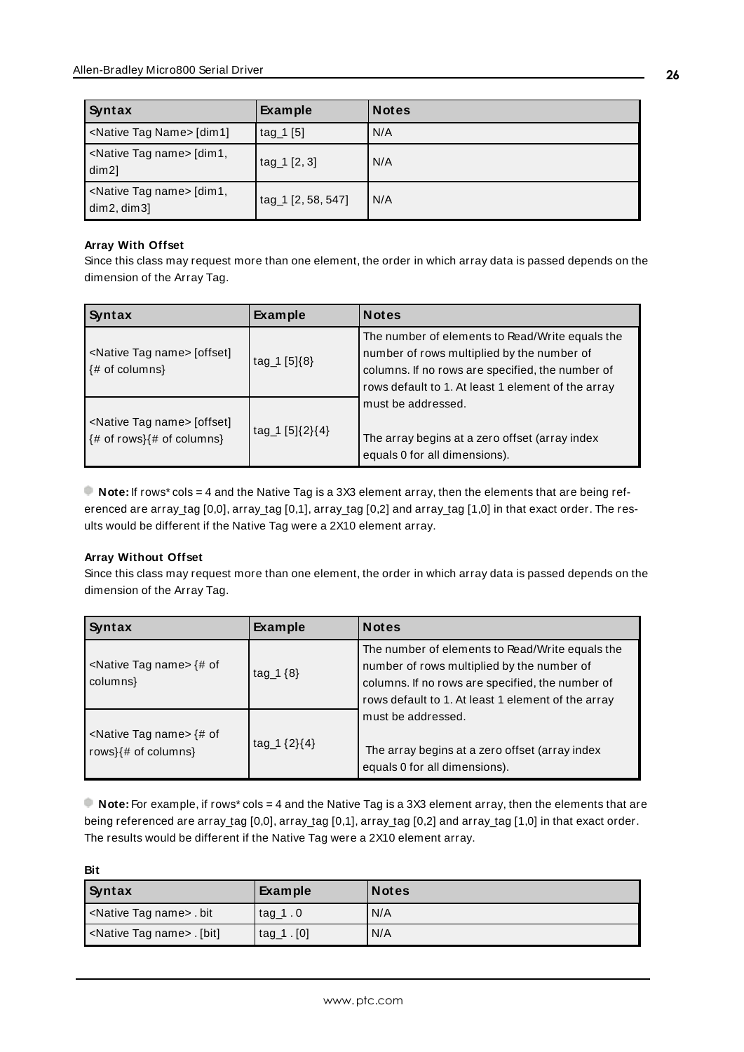| Syntax | Example | Notes |
|---|---|---|
| <Native Tag Name> [dim1] | tag_1 [5] | N/A |
| <Native Tag name> [dim1, dim2] | tag_1 [2, 3] | N/A |
| <Native Tag name> [dim1, dim2, dim3] | tag_1 [2, 58, 547] | N/A |

**Array With Offset**

Since this class may request more than one element, the order in which array data is passed depends on the dimension of the Array Tag.

| Syntax | Example | Notes |
|---|---|---|
| <Native Tag name> [offset] {# of columns} | tag_1 [5]{8} | The number of elements to Read/Write equals the number of rows multiplied by the number of columns. If no rows are specified, the number of rows default to 1. At least 1 element of the array must be addressed.<br><br>The array begins at a zero offset (array index equals 0 for all dimensions). |
| <Native Tag name> [offset] {# of rows}{# of columns} | tag_1 [5]{2}{4} | |

**Note:** If rows* cols = 4 and the Native Tag is a 3X3 element array, then the elements that are being referenced are array_tag [0,0], array_tag [0,1], array_tag [0,2] and array_tag [1,0] in that exact order. The results would be different if the Native Tag were a 2X10 element array.

**Array Without Offset**

Since this class may request more than one element, the order in which array data is passed depends on the dimension of the Array Tag.

| Syntax | Example | Notes |
|---|---|---|
| <Native Tag name> {# of columns} | tag_1 {8} | The number of elements to Read/Write equals the number of rows multiplied by the number of columns. If no rows are specified, the number of rows default to 1. At least 1 element of the array must be addressed.<br><br>The array begins at a zero offset (array index equals 0 for all dimensions). |
| <Native Tag name> {# of rows}{# of columns} | tag_1 {2}{4} | |

**Note:** For example, if rows* cols = 4 and the Native Tag is a 3X3 element array, then the elements that are being referenced are array_tag [0,0], array_tag [0,1], array_tag [0,2] and array_tag [1,0] in that exact order. The results would be different if the Native Tag were a 2X10 element array.

**Bit**

| Syntax | Example | Notes |
|---|---|---|
| <Native Tag name> . bit | tag_1 . 0 | N/A |
| <Native Tag name> . [bit] | tag_1 . [0] | N/A |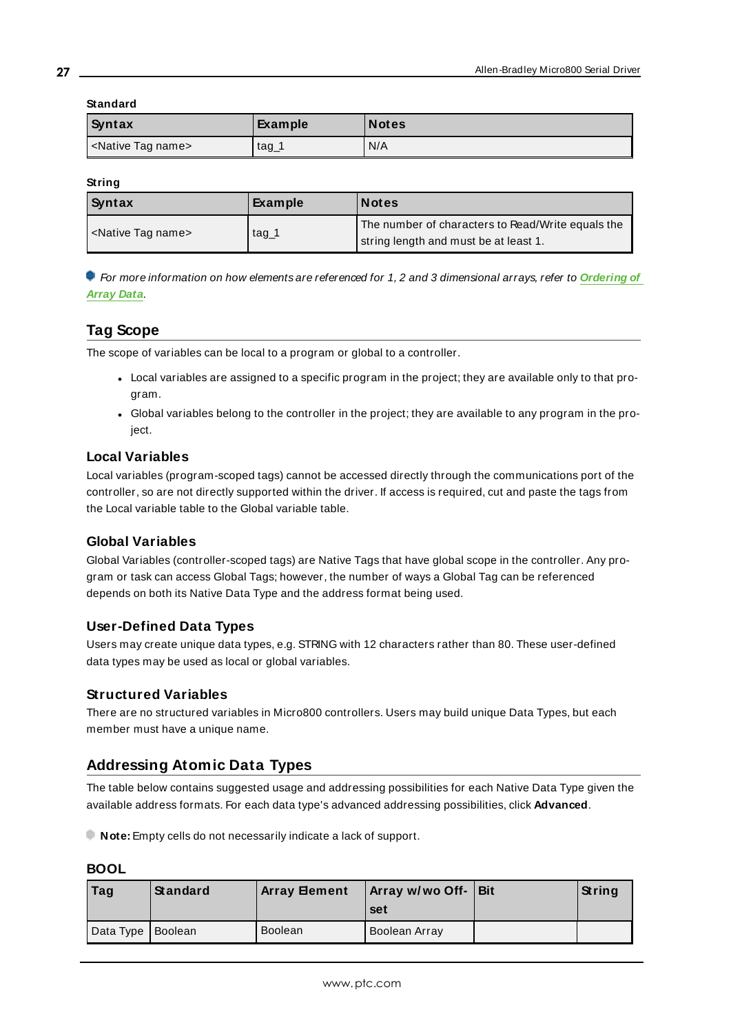**Standard**

| Syntax | Example | Notes |
| --- | --- | --- |
| <Native Tag name> | tag_1 | N/A |

**String**

| Syntax | Example | Notes |
| --- | --- | --- |
| <Native Tag name> | tag_1 | The number of characters to Read/Write equals the string length and must be at least 1. |

*For more information on how elements are referenced for 1, 2 and 3 dimensional arrays, refer to **Ordering of Array Data**.*

## Tag Scope

The scope of variables can be local to a program or global to a controller.

- Local variables are assigned to a specific program in the project; they are available only to that program.
- Global variables belong to the controller in the project; they are available to any program in the project.

### Local Variables

Local variables (program-scoped tags) cannot be accessed directly through the communications port of the controller, so are not directly supported within the driver. If access is required, cut and paste the tags from the Local variable table to the Global variable table.

### Global Variables

Global Variables (controller-scoped tags) are Native Tags that have global scope in the controller. Any program or task can access Global Tags; however, the number of ways a Global Tag can be referenced depends on both its Native Data Type and the address format being used.

### User-Defined Data Types

Users may create unique data types, e.g. STRING with 12 characters rather than 80. These user-defined data types may be used as local or global variables.

### Structured Variables

There are no structured variables in Micro800 controllers. Users may build unique Data Types, but each member must have a unique name.

## Addressing Atomic Data Types

The table below contains suggested usage and addressing possibilities for each Native Data Type given the available address formats. For each data type's advanced addressing possibilities, click **Advanced**.

**Note:** Empty cells do not necessarily indicate a lack of support.

### BOOL

| Tag | Standard | Array Element | Array w/wo Offset | Bit | String |
| --- | --- | --- | --- | --- | --- |
| Data Type | Boolean | Boolean | Boolean Array | | |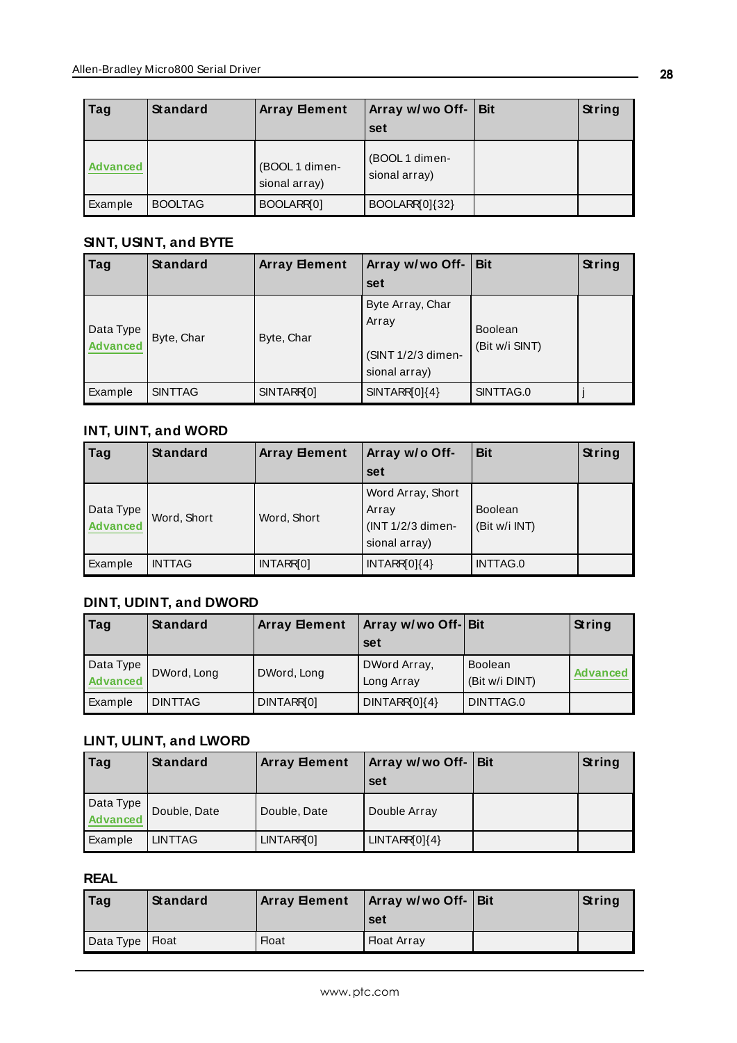| Tag | Standard | Array Element | Array w/wo Offset | Bit | String |
|---|---|---|---|---|---|
| Advanced | | (BOOL 1 dimensional array) | (BOOL 1 dimensional array) | | |
| Example | BOOLTAG | BOOLARR[0] | BOOLARR[0]{32} | | |

### SINT, USINT, and BYTE

| Tag | Standard | Array Element | Array w/wo Offset | Bit | String |
|---|---|---|---|---|---|
| Data Type Advanced | Byte, Char | Byte, Char | Byte Array, Char Array (SINT 1/2/3 dimensional array) | Boolean (Bit w/i SINT) | |
| Example | SINTTAG | SINTARR[0] | SINTARR[0]{4} | SINTTAG.0 | j |

### INT, UINT, and WORD

| Tag | Standard | Array Element | Array w/o Offset | Bit | String |
|---|---|---|---|---|---|
| Data Type Advanced | Word, Short | Word, Short | Word Array, Short Array (INT 1/2/3 dimensional array) | Boolean (Bit w/i INT) | |
| Example | INTTAG | INTARR[0] | INTARR[0]{4} | INTTAG.0 | |

### DINT, UDINT, and DWORD

| Tag | Standard | Array Element | Array w/wo Offset | Bit | String |
|---|---|---|---|---|---|
| Data Type Advanced | DWord, Long | DWord, Long | DWord Array, Long Array | Boolean (Bit w/i DINT) | Advanced |
| Example | DINTTAG | DINTARR[0] | DINTARR[0]{4} | DINTTAG.0 | |

### LINT, ULINT, and LWORD

| Tag | Standard | Array Element | Array w/wo Offset | Bit | String |
|---|---|---|---|---|---|
| Data Type Advanced | Double, Date | Double, Date | Double Array | | |
| Example | LINTTAG | LINTARR[0] | LINTARR[0]{4} | | |

### REAL

| Tag | Standard | Array Element | Array w/wo Offset | Bit | String |
|---|---|---|---|---|---|
| Data Type | Float | Float | Float Array | | |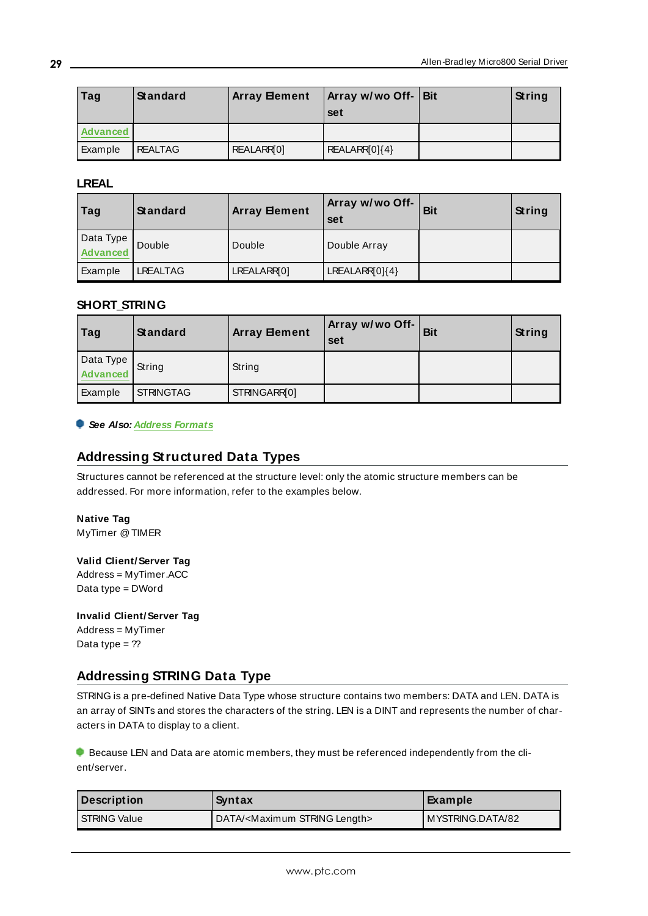| Tag | Standard | Array Element | Array w/wo Offset | Bit | String |
|---|---|---|---|---|---|
| Advanced | | | | | |
| Example | REALTAG | REALARR[0] | REALARR[0]{4} | | |

### LREAL

| Tag | Standard | Array Element | Array w/wo Offset | Bit | String |
|---|---|---|---|---|---|
| Data Type Advanced | Double | Double | Double Array | | |
| Example | LREALTAG | LREALARR[0] | LREALARR[0]{4} | | |

### SHORT_STRING

| Tag | Standard | Array Element | Array w/wo Offset | Bit | String |
|---|---|---|---|---|---|
| Data Type Advanced | String | String | | | |
| Example | STRINGTAG | STRINGARR[0] | | | |

***See Also:*** ***Address Formats***

## Addressing Structured Data Types

Structures cannot be referenced at the structure level: only the atomic structure members can be addressed. For more information, refer to the examples below.

**Native Tag**
MyTimer @ TIMER

**Valid Client/Server Tag**
Address = MyTimer.ACC
Data type = DWord

**Invalid Client/Server Tag**
Address = MyTimer
Data type = ??

## Addressing STRING Data Type

STRING is a pre-defined Native Data Type whose structure contains two members: DATA and LEN. DATA is an array of SINTs and stores the characters of the string. LEN is a DINT and represents the number of characters in DATA to display to a client.

Because LEN and Data are atomic members, they must be referenced independently from the client/server.

| Description | Syntax | Example |
|---|---|---|
| STRING Value | DATA/<Maximum STRING Length> | MYSTRING.DATA/82 |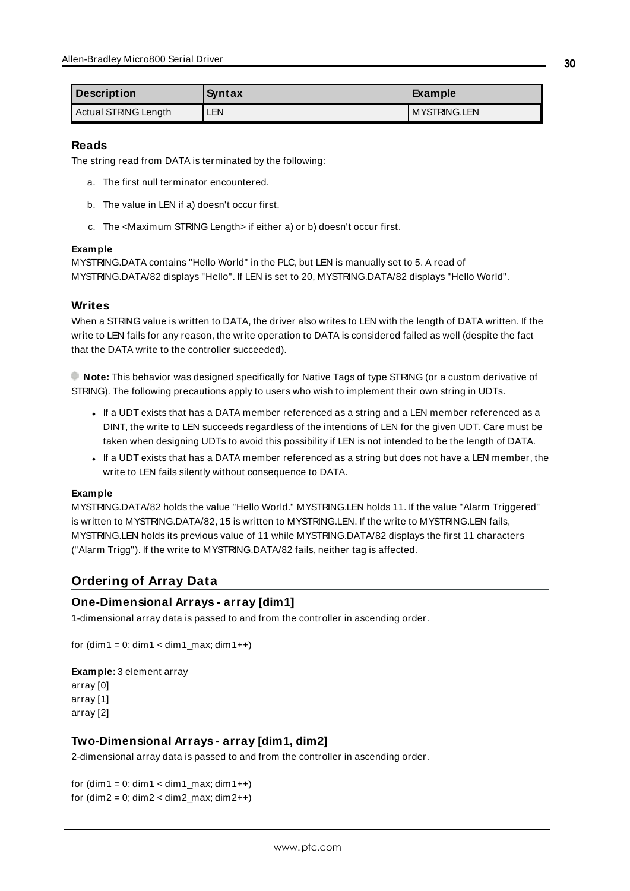| Description | Syntax | Example |
| --- | --- | --- |
| Actual STRING Length | LEN | MYSTRING.LEN |

### Reads

The string read from DATA is terminated by the following:

a. The first null terminator encountered.

b. The value in LEN if a) doesn't occur first.

c. The <Maximum STRING Length> if either a) or b) doesn't occur first.

**Example**

MYSTRING.DATA contains "Hello World" in the PLC, but LEN is manually set to 5. A read of MYSTRING.DATA/82 displays "Hello". If LEN is set to 20, MYSTRING.DATA/82 displays "Hello World".

### Writes

When a STRING value is written to DATA, the driver also writes to LEN with the length of DATA written. If the write to LEN fails for any reason, the write operation to DATA is considered failed as well (despite the fact that the DATA write to the controller succeeded).

**Note:** This behavior was designed specifically for Native Tags of type STRING (or a custom derivative of STRING). The following precautions apply to users who wish to implement their own string in UDTs.

- If a UDT exists that has a DATA member referenced as a string and a LEN member referenced as a DINT, the write to LEN succeeds regardless of the intentions of LEN for the given UDT. Care must be taken when designing UDTs to avoid this possibility if LEN is not intended to be the length of DATA.
- If a UDT exists that has a DATA member referenced as a string but does not have a LEN member, the write to LEN fails silently without consequence to DATA.

**Example**

MYSTRING.DATA/82 holds the value "Hello World." MYSTRING.LEN holds 11. If the value "Alarm Triggered" is written to MYSTRING.DATA/82, 15 is written to MYSTRING.LEN. If the write to MYSTRING.LEN fails, MYSTRING.LEN holds its previous value of 11 while MYSTRING.DATA/82 displays the first 11 characters ("Alarm Trigg"). If the write to MYSTRING.DATA/82 fails, neither tag is affected.

## Ordering of Array Data

### One-Dimensional Arrays - array [dim1]

1-dimensional array data is passed to and from the controller in ascending order.

```
for (dim1 = 0; dim1 < dim1_max; dim1++)
```

**Example:** 3 element array
array [0]
array [1]
array [2]

### Two-Dimensional Arrays - array [dim1, dim2]

2-dimensional array data is passed to and from the controller in ascending order.

```
for (dim1 = 0; dim1 < dim1_max; dim1++)
for (dim2 = 0; dim2 < dim2_max; dim2++)
```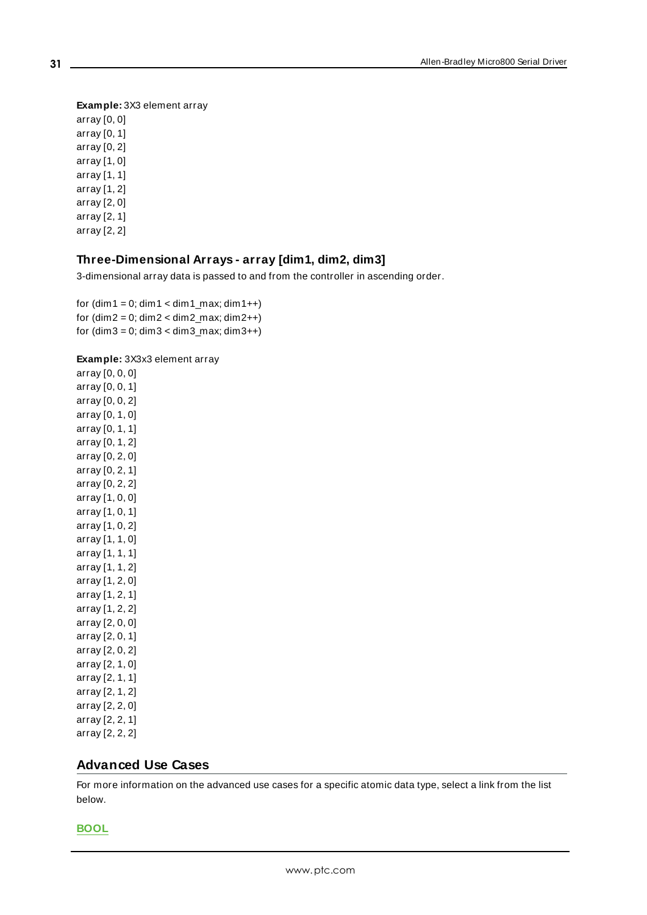**Example:** 3X3 element array
array [0, 0]
array [0, 1]
array [0, 2]
array [1, 0]
array [1, 1]
array [1, 2]
array [2, 0]
array [2, 1]
array [2, 2]

### Three-Dimensional Arrays - array [dim1, dim2, dim3]

3-dimensional array data is passed to and from the controller in ascending order.

```
for (dim1 = 0; dim1 < dim1_max; dim1++)
for (dim2 = 0; dim2 < dim2_max; dim2++)
for (dim3 = 0; dim3 < dim3_max; dim3++)
```

**Example:** 3X3x3 element array
array [0, 0, 0]
array [0, 0, 1]
array [0, 0, 2]
array [0, 1, 0]
array [0, 1, 1]
array [0, 1, 2]
array [0, 2, 0]
array [0, 2, 1]
array [0, 2, 2]
array [1, 0, 0]
array [1, 0, 1]
array [1, 0, 2]
array [1, 1, 0]
array [1, 1, 1]
array [1, 1, 2]
array [1, 2, 0]
array [1, 2, 1]
array [1, 2, 2]
array [2, 0, 0]
array [2, 0, 1]
array [2, 0, 2]
array [2, 1, 0]
array [2, 1, 1]
array [2, 1, 2]
array [2, 2, 0]
array [2, 2, 1]
array [2, 2, 2]

## Advanced Use Cases

For more information on the advanced use cases for a specific atomic data type, select a link from the list below.

**BOOL**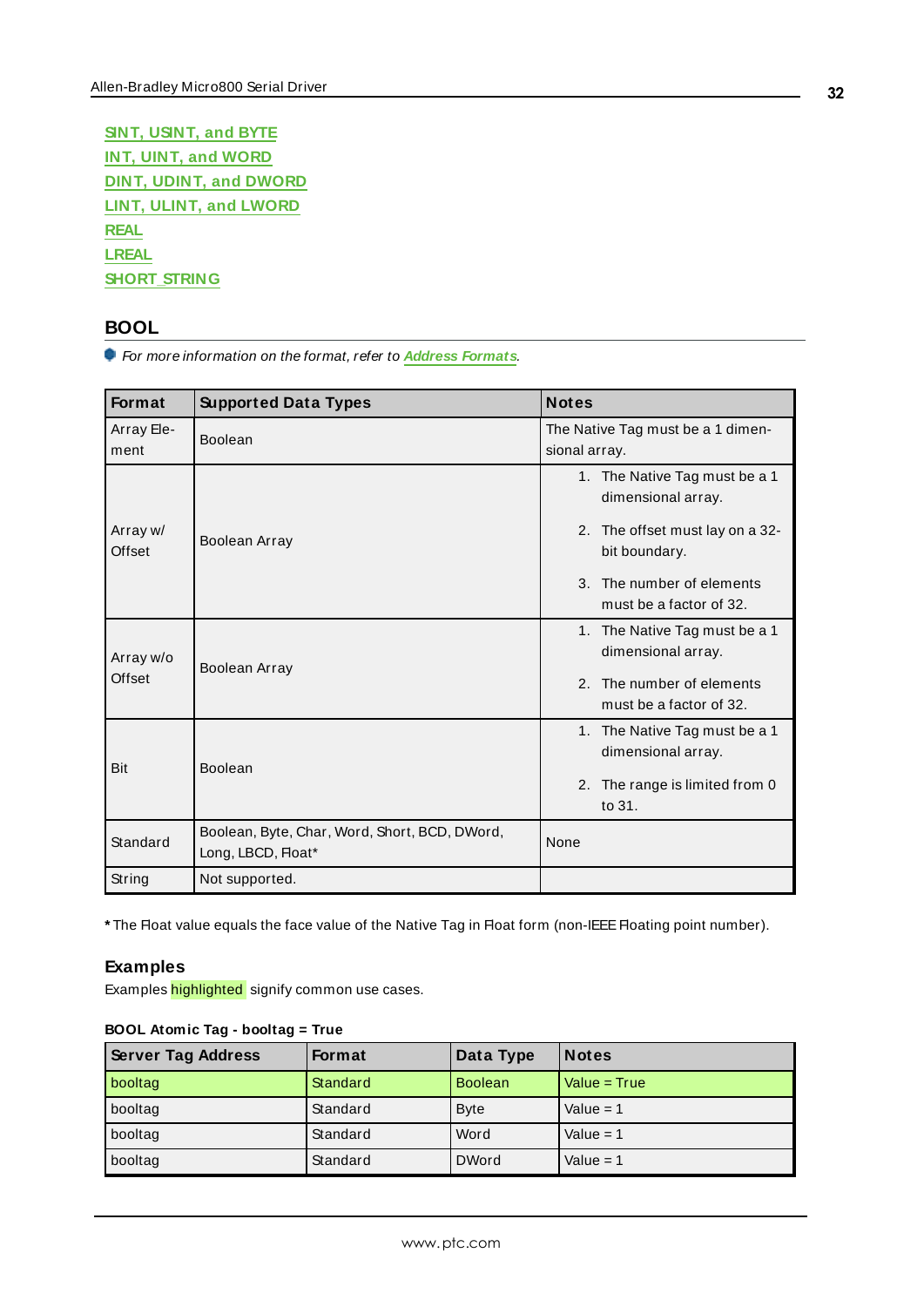[SINT, USINT, and BYTE](#)
[INT, UINT, and WORD](#)
[DINT, UDINT, and DWORD](#)
[LINT, ULINT, and LWORD](#)
[REAL](#)
[LREAL](#)
[SHORT_STRING](#)

## BOOL

*For more information on the format, refer to* ***Address Formats****.*

| Format | Supported Data Types | Notes |
|---|---|---|
| Array Element | Boolean | The Native Tag must be a 1 dimensional array. |
| Array w/ Offset | Boolean Array | 1. The Native Tag must be a 1 dimensional array.<br>2. The offset must lay on a 32-bit boundary.<br>3. The number of elements must be a factor of 32. |
| Array w/o Offset | Boolean Array | 1. The Native Tag must be a 1 dimensional array.<br>2. The number of elements must be a factor of 32. |
| Bit | Boolean | 1. The Native Tag must be a 1 dimensional array.<br>2. The range is limited from 0 to 31. |
| Standard | Boolean, Byte, Char, Word, Short, BCD, DWord, Long, LBCD, Float* | None |
| String | Not supported. | |

**\*** The Float value equals the face value of the Native Tag in Float form (non-IEEE Floating point number).

### Examples

Examples highlighted signify common use cases.

**BOOL Atomic Tag - booltag = True**

| Server Tag Address | Format | Data Type | Notes |
|---|---|---|---|
| booltag | Standard | Boolean | Value = True |
| booltag | Standard | Byte | Value = 1 |
| booltag | Standard | Word | Value = 1 |
| booltag | Standard | DWord | Value = 1 |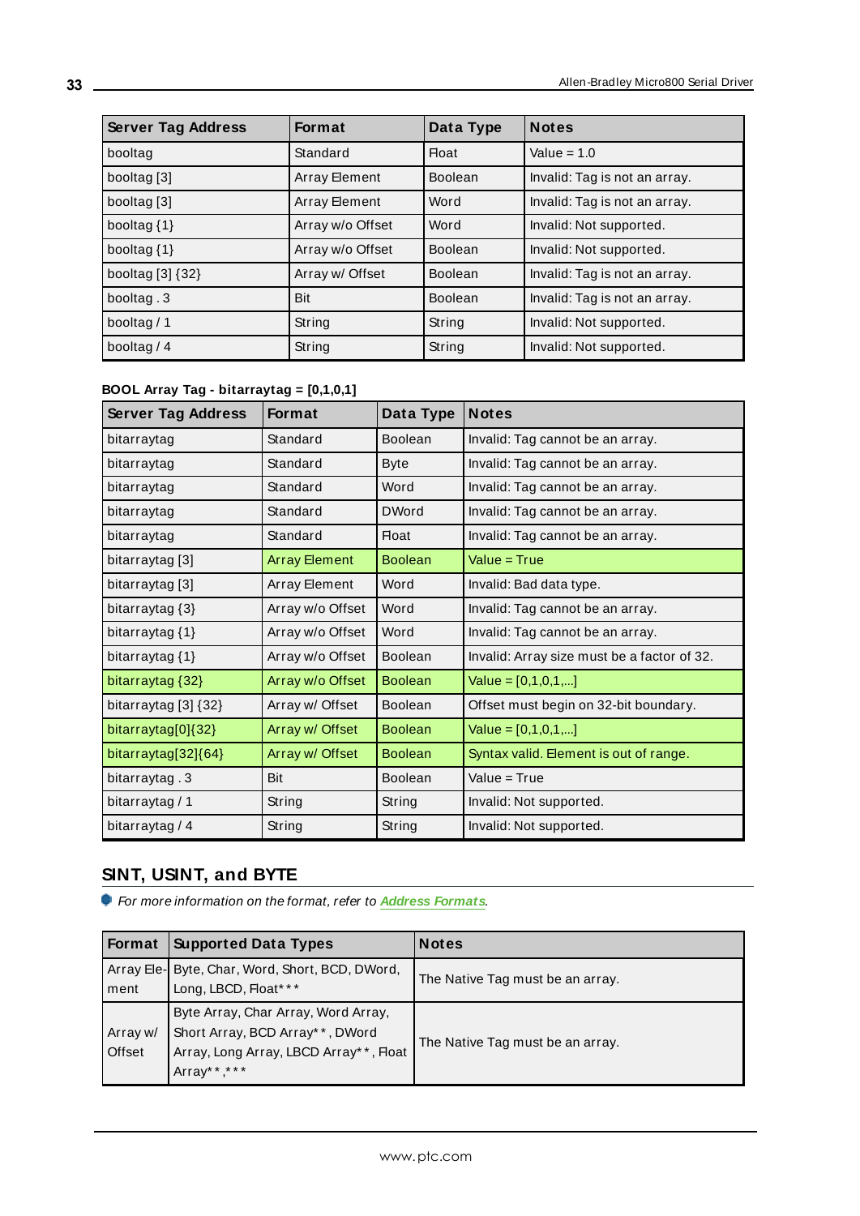| Server Tag Address | Format | Data Type | Notes |
|---|---|---|---|
| booltag | Standard | Float | Value = 1.0 |
| booltag [3] | Array Element | Boolean | Invalid: Tag is not an array. |
| booltag [3] | Array Element | Word | Invalid: Tag is not an array. |
| booltag {1} | Array w/o Offset | Word | Invalid: Not supported. |
| booltag {1} | Array w/o Offset | Boolean | Invalid: Not supported. |
| booltag [3] {32} | Array w/ Offset | Boolean | Invalid: Tag is not an array. |
| booltag . 3 | Bit | Boolean | Invalid: Tag is not an array. |
| booltag / 1 | String | String | Invalid: Not supported. |
| booltag / 4 | String | String | Invalid: Not supported. |

**BOOL Array Tag - bitarraytag = [0,1,0,1]**

| Server Tag Address | Format | Data Type | Notes |
|---|---|---|---|
| bitarraytag | Standard | Boolean | Invalid: Tag cannot be an array. |
| bitarraytag | Standard | Byte | Invalid: Tag cannot be an array. |
| bitarraytag | Standard | Word | Invalid: Tag cannot be an array. |
| bitarraytag | Standard | DWord | Invalid: Tag cannot be an array. |
| bitarraytag | Standard | Float | Invalid: Tag cannot be an array. |
| bitarraytag [3] | Array Element | Boolean | Value = True |
| bitarraytag [3] | Array Element | Word | Invalid: Bad data type. |
| bitarraytag {3} | Array w/o Offset | Word | Invalid: Tag cannot be an array. |
| bitarraytag {1} | Array w/o Offset | Word | Invalid: Tag cannot be an array. |
| bitarraytag {1} | Array w/o Offset | Boolean | Invalid: Array size must be a factor of 32. |
| bitarraytag {32} | Array w/o Offset | Boolean | Value = [0,1,0,1,...] |
| bitarraytag [3] {32} | Array w/ Offset | Boolean | Offset must begin on 32-bit boundary. |
| bitarraytag[0]{32} | Array w/ Offset | Boolean | Value = [0,1,0,1,...] |
| bitarraytag[32]{64} | Array w/ Offset | Boolean | Syntax valid. Element is out of range. |
| bitarraytag . 3 | Bit | Boolean | Value = True |
| bitarraytag / 1 | String | String | Invalid: Not supported. |
| bitarraytag / 4 | String | String | Invalid: Not supported. |

## SINT, USINT, and BYTE

*For more information on the format, refer to **Address Formats**.*

| Format | Supported Data Types | Notes |
|---|---|---|
| Array Element | Byte, Char, Word, Short, BCD, DWord, Long, LBCD, Float*** | The Native Tag must be an array. |
| Array w/ Offset | Byte Array, Char Array, Word Array, Short Array, BCD Array**, DWord Array, Long Array, LBCD Array**, Float Array**,*** | The Native Tag must be an array. |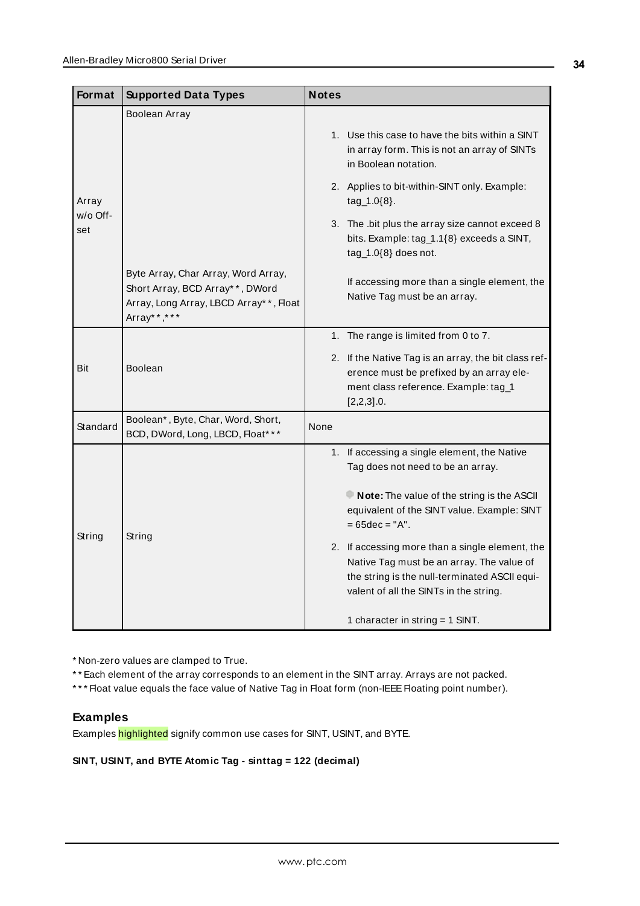| Format | Supported Data Types | Notes |
|---|---|---|
| Array w/o Offset | Boolean Array | 1. Use this case to have the bits within a SINT in array form. This is not an array of SINTs in Boolean notation.<br>2. Applies to bit-within-SINT only. Example: tag_1.0{8}.<br>3. The .bit plus the array size cannot exceed 8 bits. Example: tag_1.1{8} exceeds a SINT, tag_1.0{8} does not. |
| | Byte Array, Char Array, Word Array, Short Array, BCD Array**, DWord Array, Long Array, LBCD Array**, Float Array**,*** | If accessing more than a single element, the Native Tag must be an array. |
| Bit | Boolean | 1. The range is limited from 0 to 7.<br>2. If the Native Tag is an array, the bit class reference must be prefixed by an array element class reference. Example: tag_1 [2,2,3].0. |
| Standard | Boolean*, Byte, Char, Word, Short, BCD, DWord, Long, LBCD, Float*** | None |
| String | String | 1. If accessing a single element, the Native Tag does not need to be an array.<br><br>**Note:** The value of the string is the ASCII equivalent of the SINT value. Example: SINT = 65dec = "A".<br><br>2. If accessing more than a single element, the Native Tag must be an array. The value of the string is the null-terminated ASCII equivalent of all the SINTs in the string.<br><br>1 character in string = 1 SINT. |

* Non-zero values are clamped to True.

** Each element of the array corresponds to an element in the SINT array. Arrays are not packed.

*** Float value equals the face value of Native Tag in Float form (non-IEEE Floating point number).

### Examples

Examples highlighted signify common use cases for SINT, USINT, and BYTE.

**SINT, USINT, and BYTE Atomic Tag - sinttag = 122 (decimal)**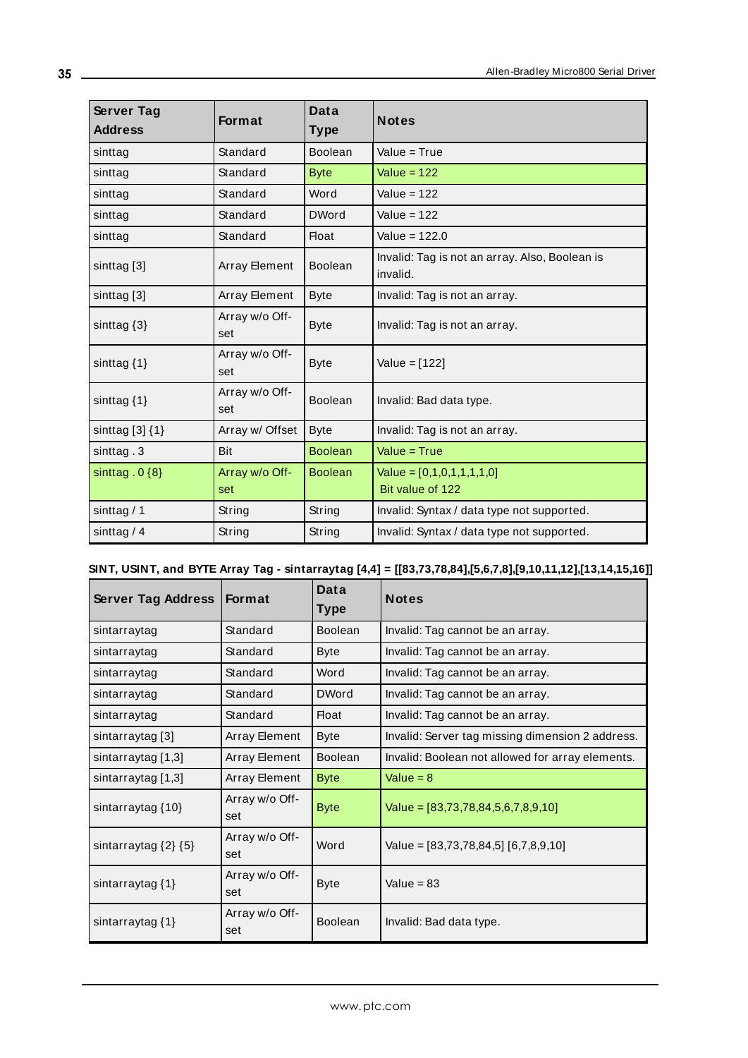| Server Tag Address | Format | Data Type | Notes |
|---|---|---|---|
| sinttag | Standard | Boolean | Value = True |
| sinttag | Standard | Byte | Value = 122 |
| sinttag | Standard | Word | Value = 122 |
| sinttag | Standard | DWord | Value = 122 |
| sinttag | Standard | Float | Value = 122.0 |
| sinttag [3] | Array Element | Boolean | Invalid: Tag is not an array. Also, Boolean is invalid. |
| sinttag [3] | Array Element | Byte | Invalid: Tag is not an array. |
| sinttag {3} | Array w/o Offset | Byte | Invalid: Tag is not an array. |
| sinttag {1} | Array w/o Offset | Byte | Value = [122] |
| sinttag {1} | Array w/o Offset | Boolean | Invalid: Bad data type. |
| sinttag [3] {1} | Array w/ Offset | Byte | Invalid: Tag is not an array. |
| sinttag . 3 | Bit | Boolean | Value = True |
| sinttag . 0 {8} | Array w/o Offset | Boolean | Value = [0,1,0,1,1,1,1,0] Bit value of 122 |
| sinttag / 1 | String | String | Invalid: Syntax / data type not supported. |
| sinttag / 4 | String | String | Invalid: Syntax / data type not supported. |

**SINT, USINT, and BYTE Array Tag - sintarraytag [4,4] = [[83,73,78,84],[5,6,7,8],[9,10,11,12],[13,14,15,16]]**

| Server Tag Address | Format | Data Type | Notes |
|---|---|---|---|
| sintarraytag | Standard | Boolean | Invalid: Tag cannot be an array. |
| sintarraytag | Standard | Byte | Invalid: Tag cannot be an array. |
| sintarraytag | Standard | Word | Invalid: Tag cannot be an array. |
| sintarraytag | Standard | DWord | Invalid: Tag cannot be an array. |
| sintarraytag | Standard | Float | Invalid: Tag cannot be an array. |
| sintarraytag [3] | Array Element | Byte | Invalid: Server tag missing dimension 2 address. |
| sintarraytag [1,3] | Array Element | Boolean | Invalid: Boolean not allowed for array elements. |
| sintarraytag [1,3] | Array Element | Byte | Value = 8 |
| sintarraytag {10} | Array w/o Offset | Byte | Value = [83,73,78,84,5,6,7,8,9,10] |
| sintarraytag {2} {5} | Array w/o Offset | Word | Value = [83,73,78,84,5] [6,7,8,9,10] |
| sintarraytag {1} | Array w/o Offset | Byte | Value = 83 |
| sintarraytag {1} | Array w/o Offset | Boolean | Invalid: Bad data type. |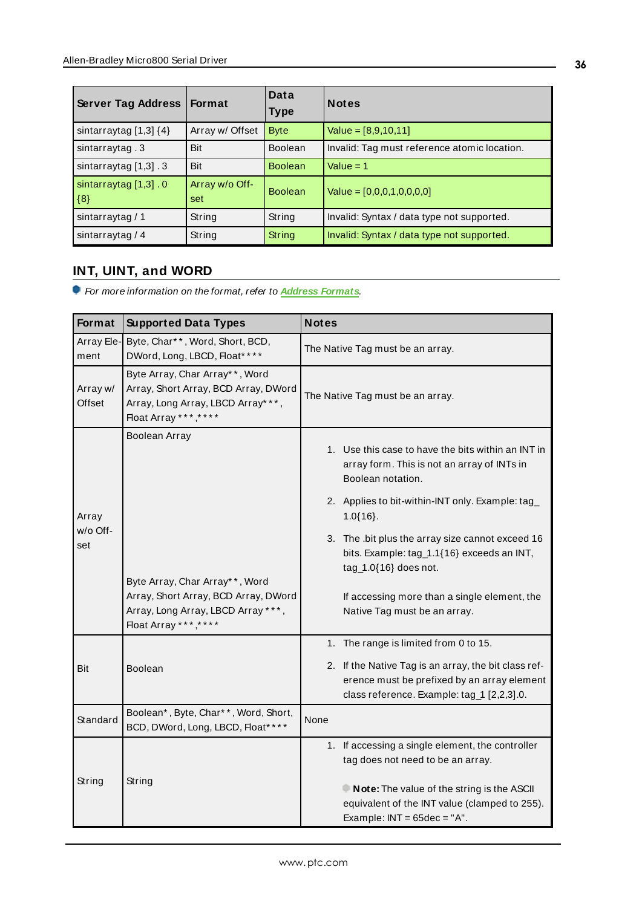| Server Tag Address | Format | Data Type | Notes |
|---|---|---|---|
| sintarraytag [1,3] {4} | Array w/ Offset | Byte | Value = [8,9,10,11] |
| sintarraytag . 3 | Bit | Boolean | Invalid: Tag must reference atomic location. |
| sintarraytag [1,3] . 3 | Bit | Boolean | Value = 1 |
| sintarraytag [1,3] . 0 {8} | Array w/o Offset | Boolean | Value = [0,0,0,1,0,0,0,0] |
| sintarraytag / 1 | String | String | Invalid: Syntax / data type not supported. |
| sintarraytag / 4 | String | String | Invalid: Syntax / data type not supported. |

## INT, UINT, and WORD

*For more information on the format, refer to **Address Formats**.*

| Format | Supported Data Types | Notes |
|---|---|---|
| Array Element | Byte, Char**, Word, Short, BCD, DWord, Long, LBCD, Float**** | The Native Tag must be an array. |
| Array w/ Offset | Byte Array, Char Array**, Word Array, Short Array, BCD Array, DWord Array, Long Array, LBCD Array***, Float Array***,**** | The Native Tag must be an array. |
| Array w/o Offset | Boolean Array<br><br>Byte Array, Char Array**, Word Array, Short Array, BCD Array, DWord Array, Long Array, LBCD Array***, Float Array***,**** | 1. Use this case to have the bits within an INT in array form. This is not an array of INTs in Boolean notation.<br>2. Applies to bit-within-INT only. Example: tag_1.0{16}.<br>3. The .bit plus the array size cannot exceed 16 bits. Example: tag_1.1{16} exceeds an INT, tag_1.0{16} does not.<br><br>If accessing more than a single element, the Native Tag must be an array. |
| Bit | Boolean | 1. The range is limited from 0 to 15.<br>2. If the Native Tag is an array, the bit class reference must be prefixed by an array element class reference. Example: tag_1 [2,2,3].0. |
| Standard | Boolean*, Byte, Char**, Word, Short, BCD, DWord, Long, LBCD, Float**** | None |
| String | String | 1. If accessing a single element, the controller tag does not need to be an array.<br><br>**Note:** The value of the string is the ASCII equivalent of the INT value (clamped to 255). Example: INT = 65dec = "A". |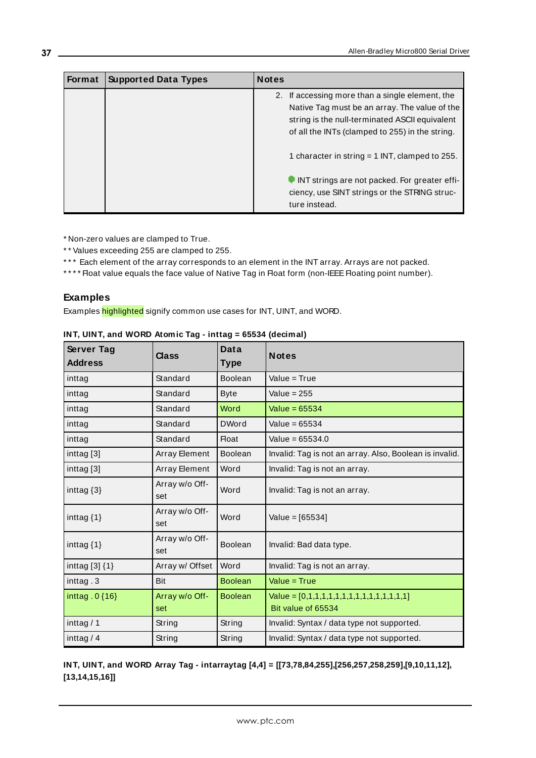| Format | Supported Data Types | Notes |
|---|---|---|
| | | 2. If accessing more than a single element, the Native Tag must be an array. The value of the string is the null-terminated ASCII equivalent of all the INTs (clamped to 255) in the string.<br><br>1 character in string = 1 INT, clamped to 255.<br><br>INT strings are not packed. For greater efficiency, use SINT strings or the STRING structure instead. |

* Non-zero values are clamped to True.
** Values exceeding 255 are clamped to 255.
*** Each element of the array corresponds to an element in the INT array. Arrays are not packed.
**** Float value equals the face value of Native Tag in Float form (non-IEEE Floating point number).

### Examples

Examples highlighted signify common use cases for INT, UINT, and WORD.

**INT, UINT, and WORD Atomic Tag - inttag = 65534 (decimal)**

| Server Tag Address | Class | Data Type | Notes |
|---|---|---|---|
| inttag | Standard | Boolean | Value = True |
| inttag | Standard | Byte | Value = 255 |
| inttag | Standard | Word | Value = 65534 |
| inttag | Standard | DWord | Value = 65534 |
| inttag | Standard | Float | Value = 65534.0 |
| inttag [3] | Array Element | Boolean | Invalid: Tag is not an array. Also, Boolean is invalid. |
| inttag [3] | Array Element | Word | Invalid: Tag is not an array. |
| inttag {3} | Array w/o Offset | Word | Invalid: Tag is not an array. |
| inttag {1} | Array w/o Offset | Word | Value = [65534] |
| inttag {1} | Array w/o Offset | Boolean | Invalid: Bad data type. |
| inttag [3] {1} | Array w/ Offset | Word | Invalid: Tag is not an array. |
| inttag . 3 | Bit | Boolean | Value = True |
| inttag . 0 {16} | Array w/o Offset | Boolean | Value = [0,1,1,1,1,1,1,1,1,1,1,1,1,1,1,1] Bit value of 65534 |
| inttag / 1 | String | String | Invalid: Syntax / data type not supported. |
| inttag / 4 | String | String | Invalid: Syntax / data type not supported. |

**INT, UINT, and WORD Array Tag - intarraytag [4,4] = [[73,78,84,255],[256,257,258,259],[9,10,11,12],[13,14,15,16]]**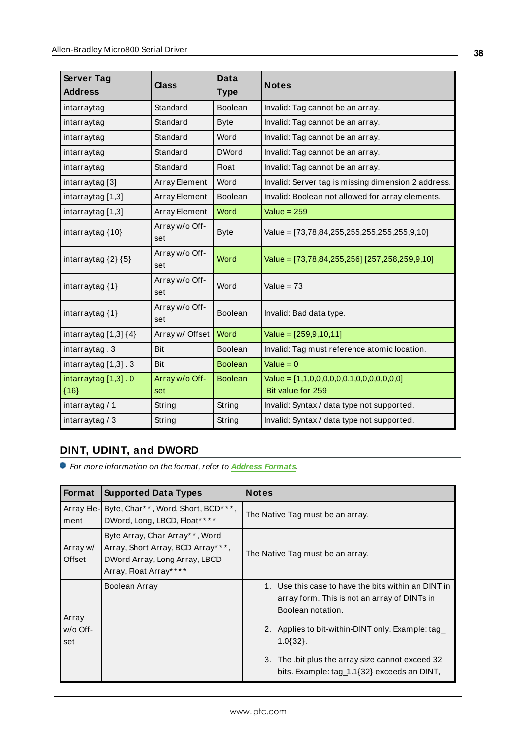| Server Tag Address | Class | Data Type | Notes |
|---|---|---|---|
| intarraytag | Standard | Boolean | Invalid: Tag cannot be an array. |
| intarraytag | Standard | Byte | Invalid: Tag cannot be an array. |
| intarraytag | Standard | Word | Invalid: Tag cannot be an array. |
| intarraytag | Standard | DWord | Invalid: Tag cannot be an array. |
| intarraytag | Standard | Float | Invalid: Tag cannot be an array. |
| intarraytag [3] | Array Element | Word | Invalid: Server tag is missing dimension 2 address. |
| intarraytag [1,3] | Array Element | Boolean | Invalid: Boolean not allowed for array elements. |
| intarraytag [1,3] | Array Element | Word | Value = 259 |
| intarraytag {10} | Array w/o Offset | Byte | Value = [73,78,84,255,255,255,255,255,9,10] |
| intarraytag {2} {5} | Array w/o Offset | Word | Value = [73,78,84,255,256] [257,258,259,9,10] |
| intarraytag {1} | Array w/o Offset | Word | Value = 73 |
| intarraytag {1} | Array w/o Offset | Boolean | Invalid: Bad data type. |
| intarraytag [1,3] {4} | Array w/ Offset | Word | Value = [259,9,10,11] |
| intarraytag . 3 | Bit | Boolean | Invalid: Tag must reference atomic location. |
| intarraytag [1,3] . 3 | Bit | Boolean | Value = 0 |
| intarraytag [1,3] . 0 {16} | Array w/o Offset | Boolean | Value = [1,1,0,0,0,0,0,0,1,0,0,0,0,0,0,0] Bit value for 259 |
| intarraytag / 1 | String | String | Invalid: Syntax / data type not supported. |
| intarraytag / 3 | String | String | Invalid: Syntax / data type not supported. |

## DINT, UDINT, and DWORD

*For more information on the format, refer to* ***Address Formats****.*

| Format | Supported Data Types | Notes |
|---|---|---|
| Array Element | Byte, Char**, Word, Short, BCD***, DWord, Long, LBCD, Float**** | The Native Tag must be an array. |
| Array w/ Offset | Byte Array, Char Array**, Word Array, Short Array, BCD Array***, DWord Array, Long Array, LBCD Array, Float Array**** | The Native Tag must be an array. |
| Array w/o Offset | Boolean Array | 1. Use this case to have the bits within an DINT in array form. This is not an array of DINTs in Boolean notation. 2. Applies to bit-within-DINT only. Example: tag_1.0{32}. 3. The .bit plus the array size cannot exceed 32 bits. Example: tag_1.1{32} exceeds an DINT, |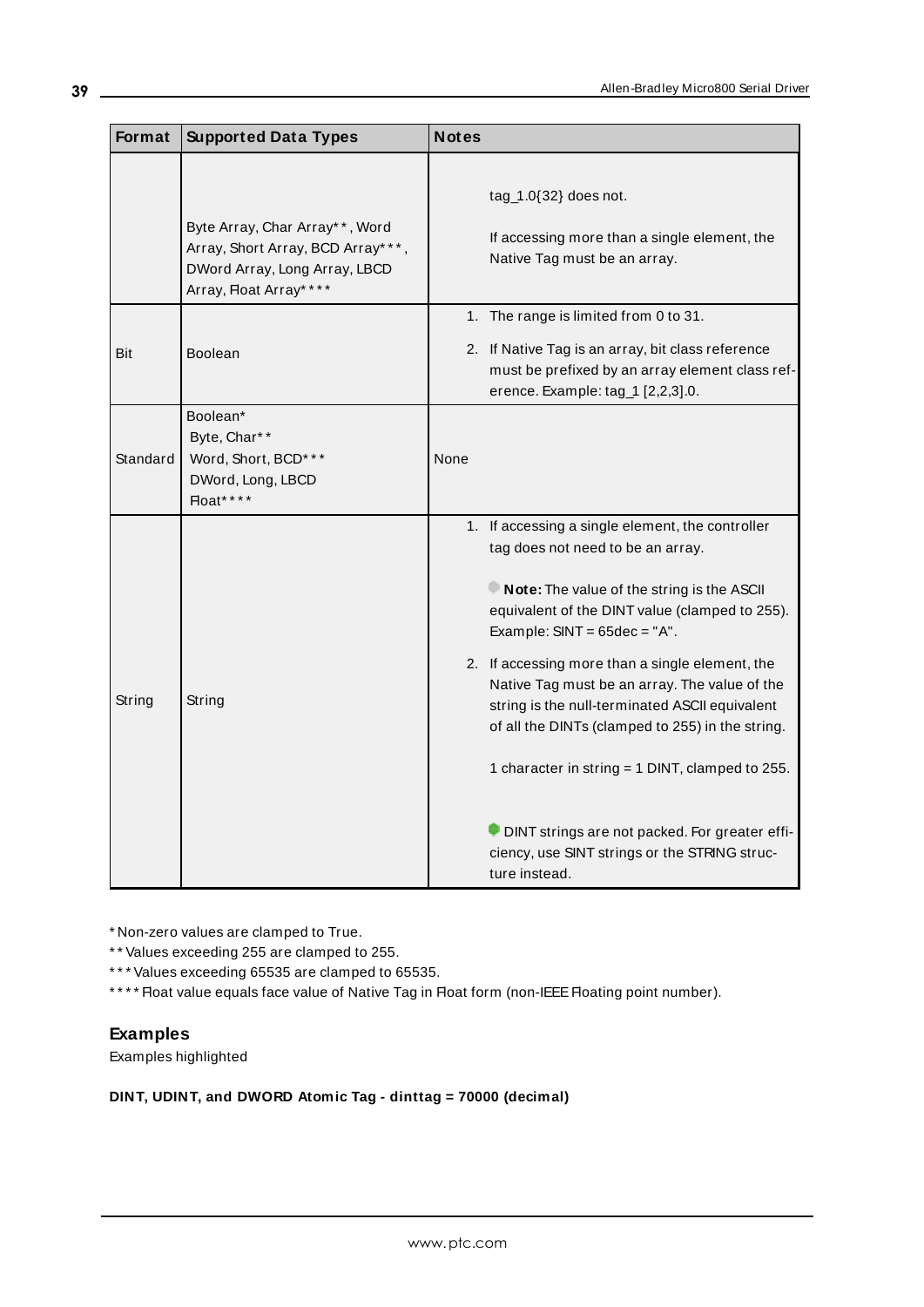| Format | Supported Data Types | Notes |
|---|---|---|
| | Byte Array, Char Array**, Word Array, Short Array, BCD Array***, DWord Array, Long Array, LBCD Array, Float Array**** | tag_1.0{32} does not. If accessing more than a single element, the Native Tag must be an array. |
| Bit | Boolean | 1. The range is limited from 0 to 31. 2. If Native Tag is an array, bit class reference must be prefixed by an array element class reference. Example: tag_1 [2,2,3].0. |
| Standard | Boolean* Byte, Char** Word, Short, BCD*** DWord, Long, LBCD Float**** | None |
| String | String | 1. If accessing a single element, the controller tag does not need to be an array. **Note:** The value of the string is the ASCII equivalent of the DINT value (clamped to 255). Example: SINT = 65dec = "A". 2. If accessing more than a single element, the Native Tag must be an array. The value of the string is the null-terminated ASCII equivalent of all the DINTs (clamped to 255) in the string. 1 character in string = 1 DINT, clamped to 255. DINT strings are not packed. For greater efficiency, use SINT strings or the STRING structure instead. |

* Non-zero values are clamped to True.

** Values exceeding 255 are clamped to 255.

*** Values exceeding 65535 are clamped to 65535.

**** Float value equals face value of Native Tag in Float form (non-IEEE Floating point number).

### Examples

Examples highlighted

**DINT, UDINT, and DWORD Atomic Tag - dinttag = 70000 (decimal)**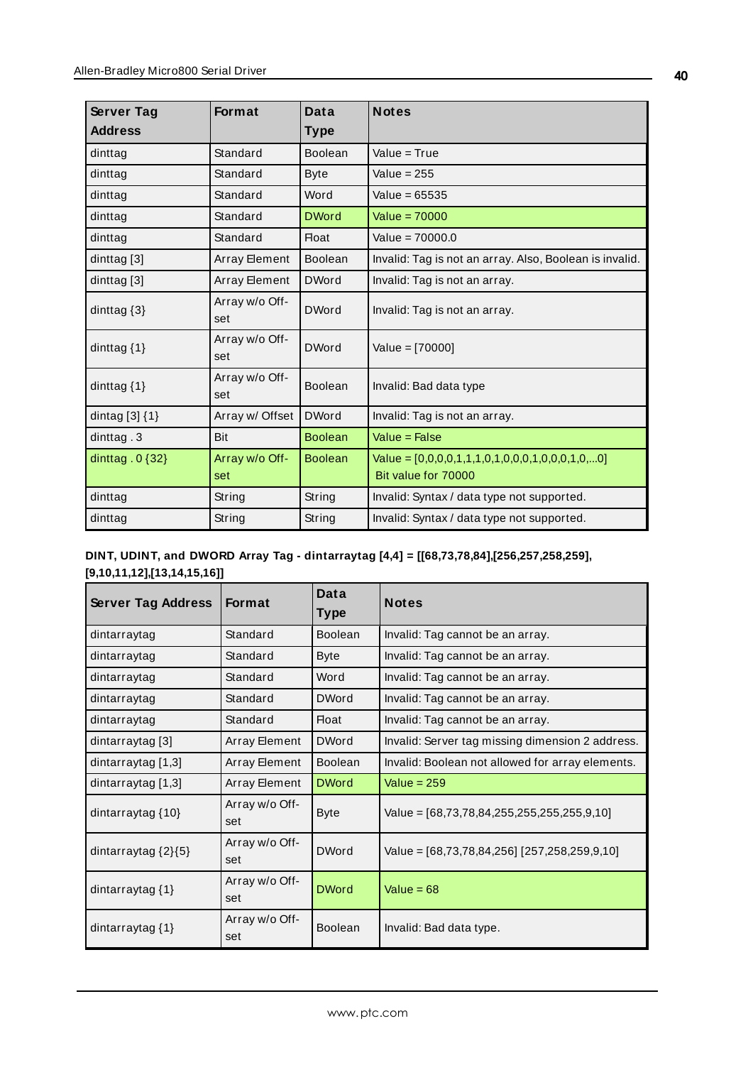| Server Tag Address | Format | Data Type | Notes |
|---|---|---|---|
| dinttag | Standard | Boolean | Value = True |
| dinttag | Standard | Byte | Value = 255 |
| dinttag | Standard | Word | Value = 65535 |
| dinttag | Standard | DWord | Value = 70000 |
| dinttag | Standard | Float | Value = 70000.0 |
| dinttag [3] | Array Element | Boolean | Invalid: Tag is not an array. Also, Boolean is invalid. |
| dinttag [3] | Array Element | DWord | Invalid: Tag is not an array. |
| dinttag {3} | Array w/o Off-set | DWord | Invalid: Tag is not an array. |
| dinttag {1} | Array w/o Off-set | DWord | Value = [70000] |
| dinttag {1} | Array w/o Off-set | Boolean | Invalid: Bad data type |
| dintag [3] {1} | Array w/ Offset | DWord | Invalid: Tag is not an array. |
| dinttag . 3 | Bit | Boolean | Value = False |
| dinttag . 0 {32} | Array w/o Off-set | Boolean | Value = [0,0,0,0,1,1,1,0,1,0,0,0,1,0,0,0,1,0,...0] Bit value for 70000 |
| dinttag | String | String | Invalid: Syntax / data type not supported. |
| dinttag | String | String | Invalid: Syntax / data type not supported. |

**DINT, UDINT, and DWORD Array Tag - dintarraytag [4,4] = [[68,73,78,84],[256,257,258,259],[9,10,11,12],[13,14,15,16]]**

| Server Tag Address | Format | Data Type | Notes |
|---|---|---|---|
| dintarraytag | Standard | Boolean | Invalid: Tag cannot be an array. |
| dintarraytag | Standard | Byte | Invalid: Tag cannot be an array. |
| dintarraytag | Standard | Word | Invalid: Tag cannot be an array. |
| dintarraytag | Standard | DWord | Invalid: Tag cannot be an array. |
| dintarraytag | Standard | Float | Invalid: Tag cannot be an array. |
| dintarraytag [3] | Array Element | DWord | Invalid: Server tag missing dimension 2 address. |
| dintarraytag [1,3] | Array Element | Boolean | Invalid: Boolean not allowed for array elements. |
| dintarraytag [1,3] | Array Element | DWord | Value = 259 |
| dintarraytag {10} | Array w/o Off-set | Byte | Value = [68,73,78,84,255,255,255,255,9,10] |
| dintarraytag {2}{5} | Array w/o Off-set | DWord | Value = [68,73,78,84,256] [257,258,259,9,10] |
| dintarraytag {1} | Array w/o Off-set | DWord | Value = 68 |
| dintarraytag {1} | Array w/o Off-set | Boolean | Invalid: Bad data type. |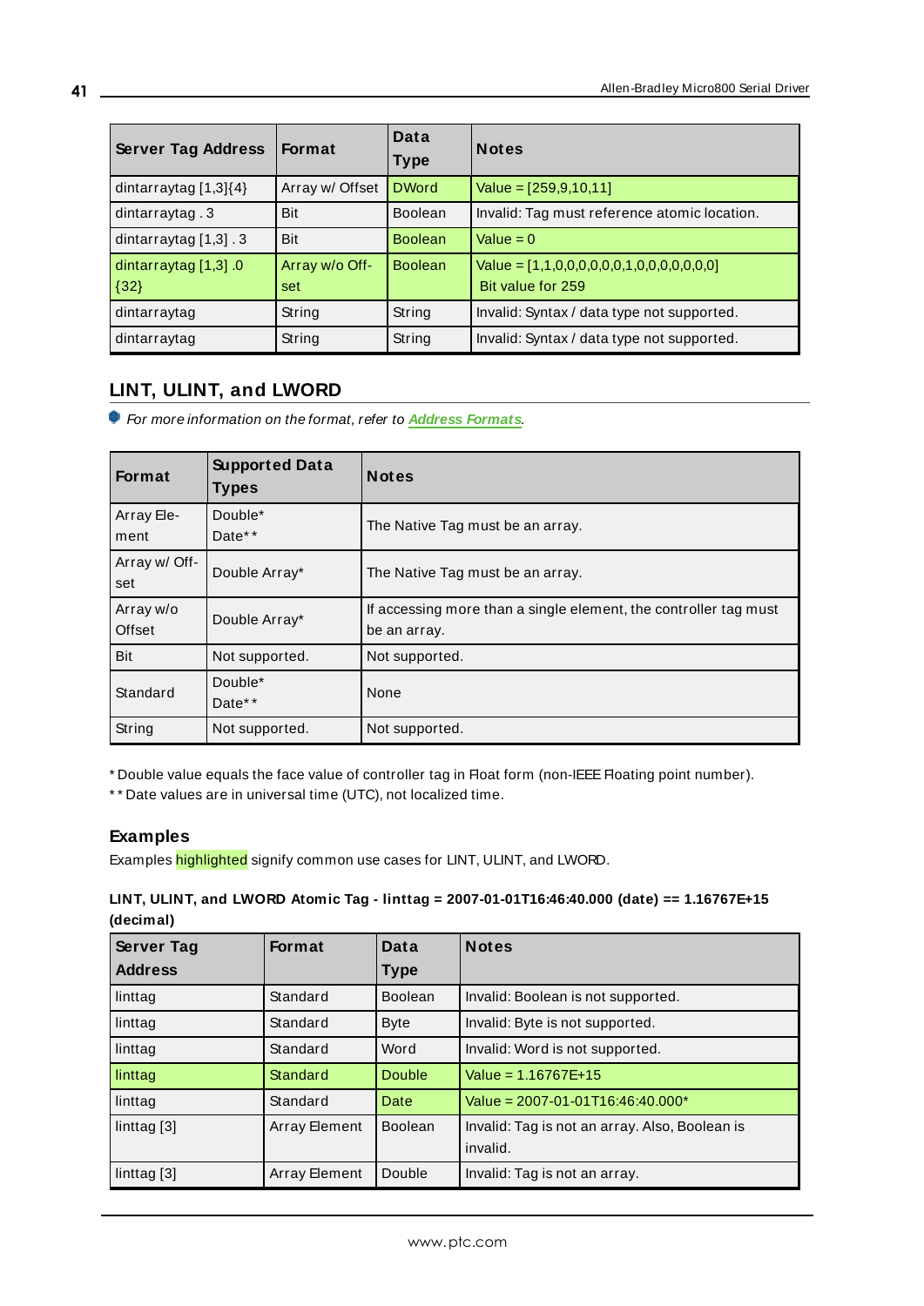| Server Tag Address | Format | Data Type | Notes |
|---|---|---|---|
| dintarraytag [1,3]{4} | Array w/ Offset | DWord | Value = [259,9,10,11] |
| dintarraytag . 3 | Bit | Boolean | Invalid: Tag must reference atomic location. |
| dintarraytag [1,3] . 3 | Bit | Boolean | Value = 0 |
| dintarraytag [1,3] .0 {32} | Array w/o Offset | Boolean | Value = [1,1,0,0,0,0,0,0,1,0,0,0,0,0,0,0] Bit value for 259 |
| dintarraytag | String | String | Invalid: Syntax / data type not supported. |
| dintarraytag | String | String | Invalid: Syntax / data type not supported. |

## LINT, ULINT, and LWORD

*For more information on the format, refer to **Address Formats**.*

| Format | Supported Data Types | Notes |
|---|---|---|
| Array Element | Double* Date** | The Native Tag must be an array. |
| Array w/ Offset | Double Array* | The Native Tag must be an array. |
| Array w/o Offset | Double Array* | If accessing more than a single element, the controller tag must be an array. |
| Bit | Not supported. | Not supported. |
| Standard | Double* Date** | None |
| String | Not supported. | Not supported. |

* Double value equals the face value of controller tag in Float form (non-IEEE Floating point number).

** Date values are in universal time (UTC), not localized time.

### Examples

Examples highlighted signify common use cases for LINT, ULINT, and LWORD.

**LINT, ULINT, and LWORD Atomic Tag - linttag = 2007-01-01T16:46:40.000 (date) == 1.16767E+15 (decimal)**

| Server Tag Address | Format | Data Type | Notes |
|---|---|---|---|
| linttag | Standard | Boolean | Invalid: Boolean is not supported. |
| linttag | Standard | Byte | Invalid: Byte is not supported. |
| linttag | Standard | Word | Invalid: Word is not supported. |
| linttag | Standard | Double | Value = 1.16767E+15 |
| linttag | Standard | Date | Value = 2007-01-01T16:46:40.000* |
| linttag [3] | Array Element | Boolean | Invalid: Tag is not an array. Also, Boolean is invalid. |
| linttag [3] | Array Element | Double | Invalid: Tag is not an array. |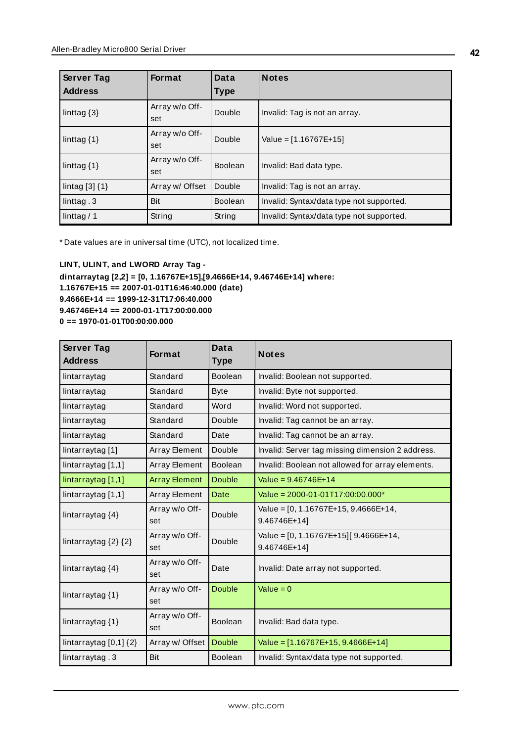| Server Tag Address | Format | Data Type | Notes |
|---|---|---|---|
| linttag {3} | Array w/o Off-set | Double | Invalid: Tag is not an array. |
| linttag {1} | Array w/o Off-set | Double | Value = [1.16767E+15] |
| linttag {1} | Array w/o Off-set | Boolean | Invalid: Bad data type. |
| lintag [3] {1} | Array w/ Offset | Double | Invalid: Tag is not an array. |
| linttag . 3 | Bit | Boolean | Invalid: Syntax/data type not supported. |
| linttag / 1 | String | String | Invalid: Syntax/data type not supported. |

* Date values are in universal time (UTC), not localized time.

**LINT, ULINT, and LWORD Array Tag -**
**dintarraytag [2,2] = [0, 1.16767E+15],[9.4666E+14, 9.46746E+14] where:**
**1.16767E+15 == 2007-01-01T16:46:40.000 (date)**
**9.4666E+14 == 1999-12-31T17:06:40.000**
**9.46746E+14 == 2000-01-1T17:00:00.000**
**0 == 1970-01-01T00:00:00.000**

| Server Tag Address | Format | Data Type | Notes |
|---|---|---|---|
| lintarraytag | Standard | Boolean | Invalid: Boolean not supported. |
| lintarraytag | Standard | Byte | Invalid: Byte not supported. |
| lintarraytag | Standard | Word | Invalid: Word not supported. |
| lintarraytag | Standard | Double | Invalid: Tag cannot be an array. |
| lintarraytag | Standard | Date | Invalid: Tag cannot be an array. |
| lintarraytag [1] | Array Element | Double | Invalid: Server tag missing dimension 2 address. |
| lintarraytag [1,1] | Array Element | Boolean | Invalid: Boolean not allowed for array elements. |
| lintarraytag [1,1] | Array Element | Double | Value = 9.46746E+14 |
| lintarraytag [1,1] | Array Element | Date | Value = 2000-01-01T17:00:00.000* |
| lintarraytag {4} | Array w/o Off-set | Double | Value = [0, 1.16767E+15, 9.4666E+14, 9.46746E+14] |
| lintarraytag {2} {2} | Array w/o Off-set | Double | Value = [0, 1.16767E+15][ 9.4666E+14, 9.46746E+14] |
| lintarraytag {4} | Array w/o Off-set | Date | Invalid: Date array not supported. |
| lintarraytag {1} | Array w/o Off-set | Double | Value = 0 |
| lintarraytag {1} | Array w/o Off-set | Boolean | Invalid: Bad data type. |
| lintarraytag [0,1] {2} | Array w/ Offset | Double | Value = [1.16767E+15, 9.4666E+14] |
| lintarraytag . 3 | Bit | Boolean | Invalid: Syntax/data type not supported. |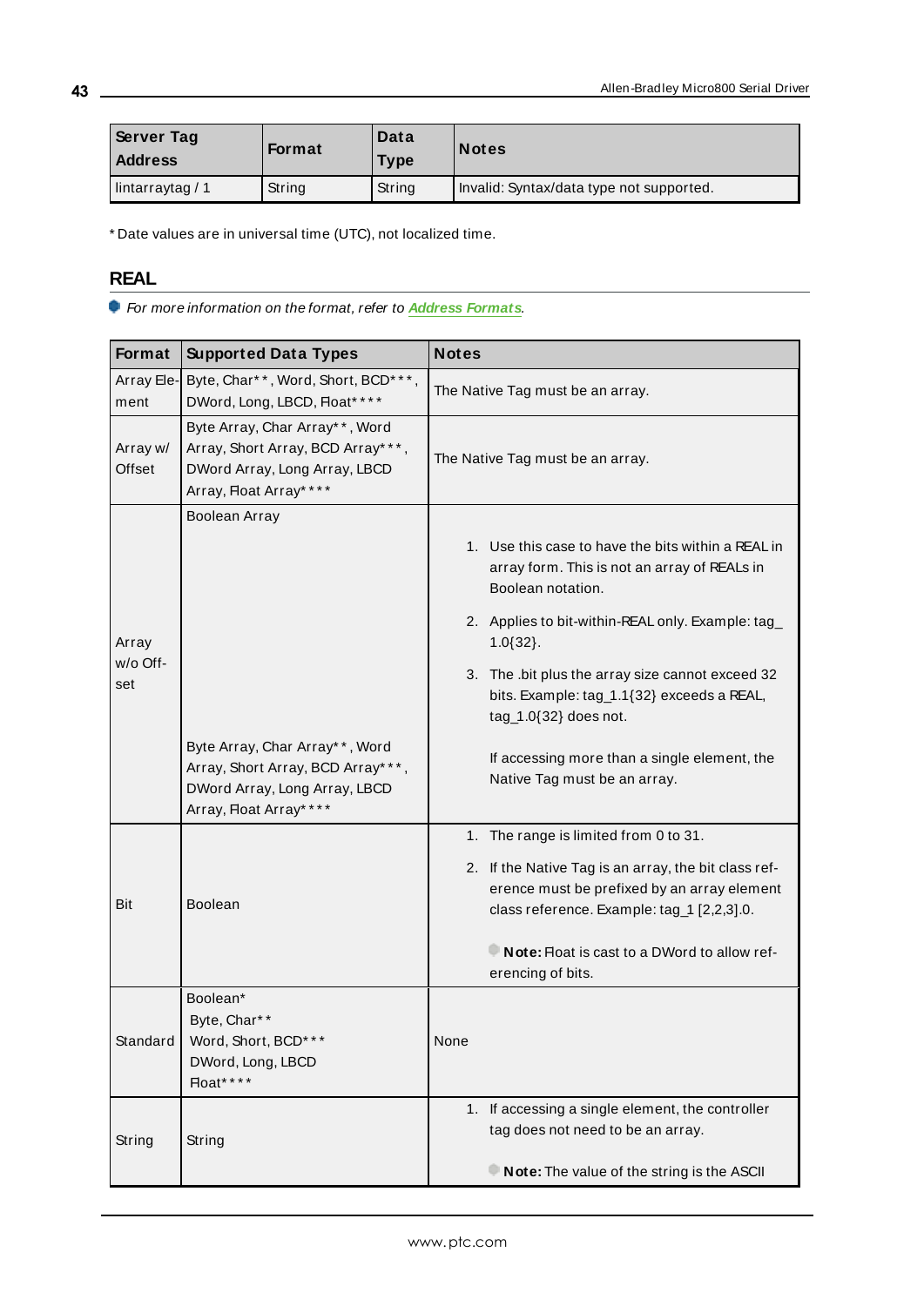| Server Tag Address | Format | Data Type | Notes |
|---|---|---|---|
| lintarraytag / 1 | String | String | Invalid: Syntax/data type not supported. |

* Date values are in universal time (UTC), not localized time.

## REAL

*For more information on the format, refer to **Address Formats**.*

| Format | Supported Data Types | Notes |
|---|---|---|
| Array Element | Byte, Char**, Word, Short, BCD***, DWord, Long, LBCD, Float**** | The Native Tag must be an array. |
| Array w/ Offset | Byte Array, Char Array**, Word Array, Short Array, BCD Array***, DWord Array, Long Array, LBCD Array, Float Array**** | The Native Tag must be an array. |
| Array w/o Offset | Boolean Array | 1. Use this case to have the bits within a REAL in array form. This is not an array of REALs in Boolean notation.<br>2. Applies to bit-within-REAL only. Example: tag_1.0{32}.<br>3. The .bit plus the array size cannot exceed 32 bits. Example: tag_1.1{32} exceeds a REAL, tag_1.0{32} does not. |
| | Byte Array, Char Array**, Word Array, Short Array, BCD Array***, DWord Array, Long Array, LBCD Array, Float Array**** | If accessing more than a single element, the Native Tag must be an array. |
| Bit | Boolean | 1. The range is limited from 0 to 31.<br>2. If the Native Tag is an array, the bit class reference must be prefixed by an array element class reference. Example: tag_1 [2,2,3].0.<br>**Note:** Float is cast to a DWord to allow referencing of bits. |
| Standard | Boolean*<br>Byte, Char**<br>Word, Short, BCD***<br>DWord, Long, LBCD<br>Float**** | None |
| String | String | 1. If accessing a single element, the controller tag does not need to be an array.<br>**Note:** The value of the string is the ASCII |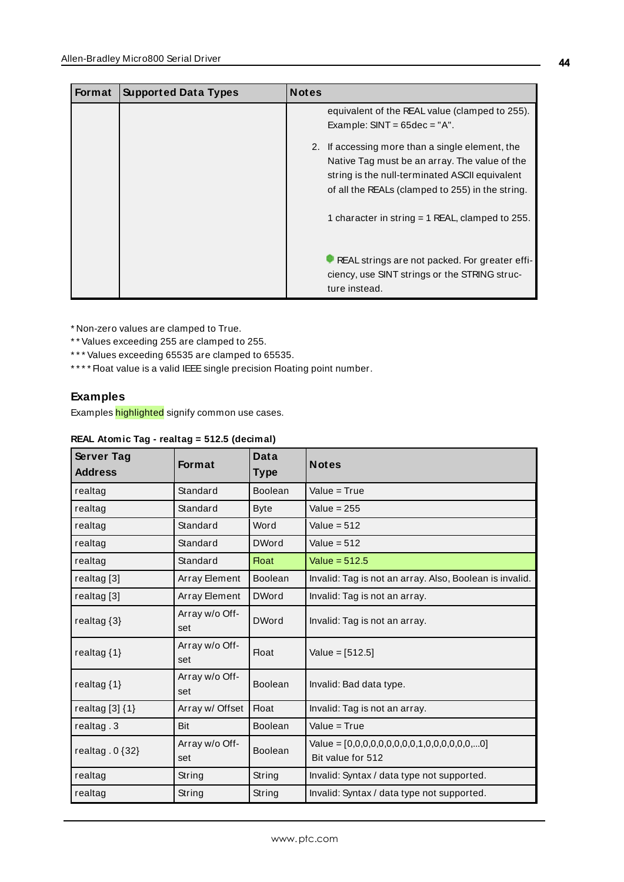| Format | Supported Data Types | Notes |
|---|---|---|
| | | equivalent of the REAL value (clamped to 255). Example: SINT = 65dec = "A".<br><br>2. If accessing more than a single element, the Native Tag must be an array. The value of the string is the null-terminated ASCII equivalent of all the REALs (clamped to 255) in the string.<br><br>1 character in string = 1 REAL, clamped to 255.<br><br>REAL strings are not packed. For greater efficiency, use SINT strings or the STRING structure instead. |

* Non-zero values are clamped to True.
** Values exceeding 255 are clamped to 255.
*** Values exceeding 65535 are clamped to 65535.
**** Float value is a valid IEEE single precision Floating point number.

### Examples

Examples highlighted signify common use cases.

**REAL Atomic Tag - realtag = 512.5 (decimal)**

| Server Tag Address | Format | Data Type | Notes |
|---|---|---|---|
| realtag | Standard | Boolean | Value = True |
| realtag | Standard | Byte | Value = 255 |
| realtag | Standard | Word | Value = 512 |
| realtag | Standard | DWord | Value = 512 |
| realtag | Standard | Float | Value = 512.5 |
| realtag [3] | Array Element | Boolean | Invalid: Tag is not an array. Also, Boolean is invalid. |
| realtag [3] | Array Element | DWord | Invalid: Tag is not an array. |
| realtag {3} | Array w/o Offset | DWord | Invalid: Tag is not an array. |
| realtag {1} | Array w/o Offset | Float | Value = [512.5] |
| realtag {1} | Array w/o Offset | Boolean | Invalid: Bad data type. |
| realtag [3] {1} | Array w/ Offset | Float | Invalid: Tag is not an array. |
| realtag . 3 | Bit | Boolean | Value = True |
| realtag . 0 {32} | Array w/o Offset | Boolean | Value = [0,0,0,0,0,0,0,0,0,1,0,0,0,0,0,0,...0]<br>Bit value for 512 |
| realtag | String | String | Invalid: Syntax / data type not supported. |
| realtag | String | String | Invalid: Syntax / data type not supported. |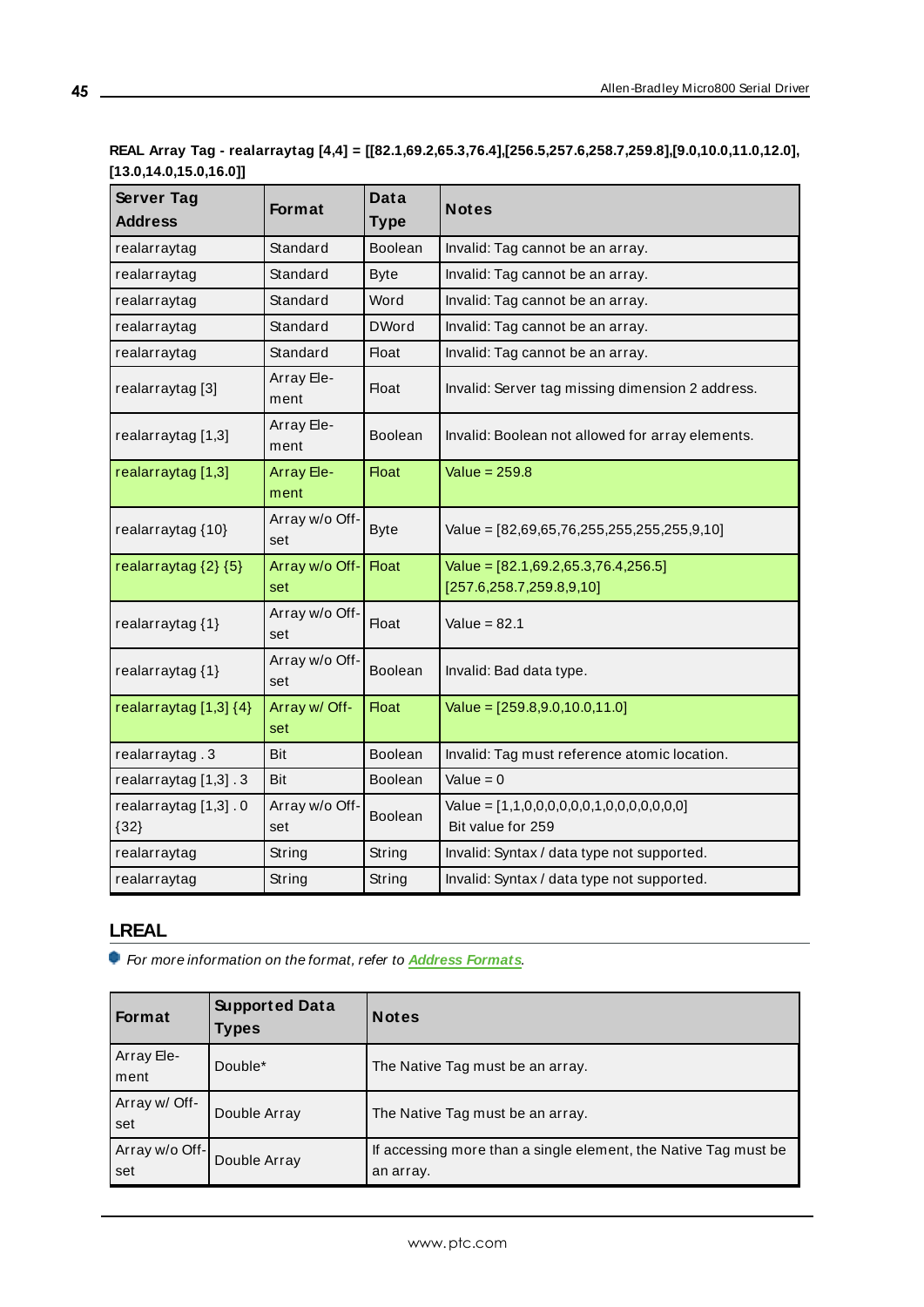**REAL Array Tag - realarraytag [4,4] = [[82.1,69.2,65.3,76.4],[256.5,257.6,258.7,259.8],[9.0,10.0,11.0,12.0],[13.0,14.0,15.0,16.0]]**

| Server Tag Address | Format | Data Type | Notes |
|---|---|---|---|
| realarraytag | Standard | Boolean | Invalid: Tag cannot be an array. |
| realarraytag | Standard | Byte | Invalid: Tag cannot be an array. |
| realarraytag | Standard | Word | Invalid: Tag cannot be an array. |
| realarraytag | Standard | DWord | Invalid: Tag cannot be an array. |
| realarraytag | Standard | Float | Invalid: Tag cannot be an array. |
| realarraytag [3] | Array Element | Float | Invalid: Server tag missing dimension 2 address. |
| realarraytag [1,3] | Array Element | Boolean | Invalid: Boolean not allowed for array elements. |
| realarraytag [1,3] | Array Element | Float | Value = 259.8 |
| realarraytag {10} | Array w/o Offset | Byte | Value = [82,69,65,76,255,255,255,255,9,10] |
| realarraytag {2} {5} | Array w/o Offset | Float | Value = [82.1,69.2,65.3,76.4,256.5] [257.6,258.7,259.8,9,10] |
| realarraytag {1} | Array w/o Offset | Float | Value = 82.1 |
| realarraytag {1} | Array w/o Offset | Boolean | Invalid: Bad data type. |
| realarraytag [1,3] {4} | Array w/ Offset | Float | Value = [259.8,9.0,10.0,11.0] |
| realarraytag . 3 | Bit | Boolean | Invalid: Tag must reference atomic location. |
| realarraytag [1,3] . 3 | Bit | Boolean | Value = 0 |
| realarraytag [1,3] . 0 {32} | Array w/o Offset | Boolean | Value = [1,1,0,0,0,0,0,0,1,0,0,0,0,0,0,0] Bit value for 259 |
| realarraytag | String | String | Invalid: Syntax / data type not supported. |
| realarraytag | String | String | Invalid: Syntax / data type not supported. |

## LREAL

*For more information on the format, refer to **Address Formats**.*

| Format | Supported Data Types | Notes |
|---|---|---|
| Array Element | Double* | The Native Tag must be an array. |
| Array w/ Offset | Double Array | The Native Tag must be an array. |
| Array w/o Offset | Double Array | If accessing more than a single element, the Native Tag must be an array. |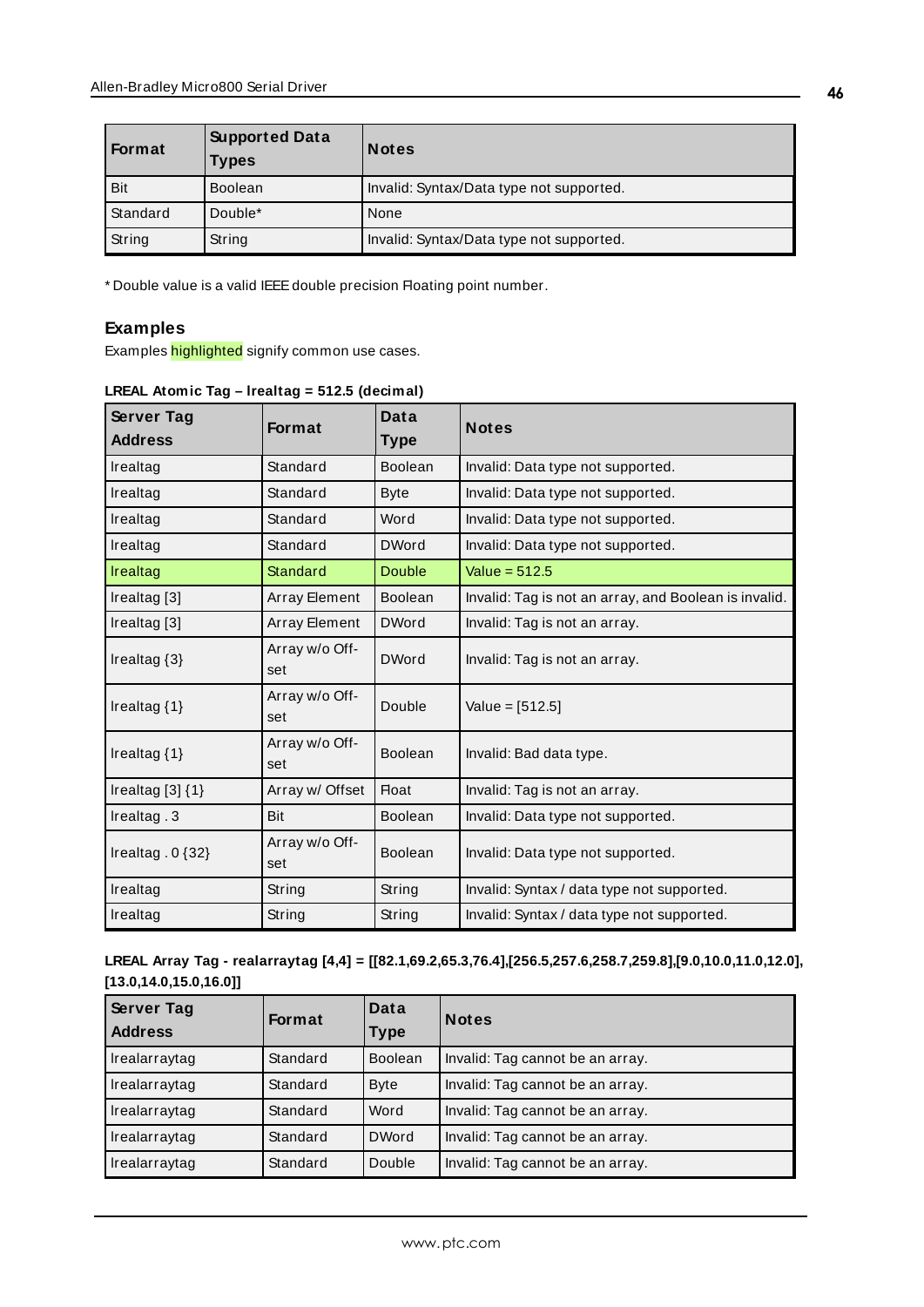| Format | Supported Data Types | Notes |
|---|---|---|
| Bit | Boolean | Invalid: Syntax/Data type not supported. |
| Standard | Double* | None |
| String | String | Invalid: Syntax/Data type not supported. |

* Double value is a valid IEEE double precision Floating point number.

### Examples

Examples highlighted signify common use cases.

**LREAL Atomic Tag – lrealtag = 512.5 (decimal)**

| Server Tag Address | Format | Data Type | Notes |
|---|---|---|---|
| lrealtag | Standard | Boolean | Invalid: Data type not supported. |
| lrealtag | Standard | Byte | Invalid: Data type not supported. |
| lrealtag | Standard | Word | Invalid: Data type not supported. |
| lrealtag | Standard | DWord | Invalid: Data type not supported. |
| lrealtag | Standard | Double | Value = 512.5 |
| lrealtag [3] | Array Element | Boolean | Invalid: Tag is not an array, and Boolean is invalid. |
| lrealtag [3] | Array Element | DWord | Invalid: Tag is not an array. |
| lrealtag {3} | Array w/o Offset | DWord | Invalid: Tag is not an array. |
| lrealtag {1} | Array w/o Offset | Double | Value = [512.5] |
| lrealtag {1} | Array w/o Offset | Boolean | Invalid: Bad data type. |
| lrealtag [3] {1} | Array w/ Offset | Float | Invalid: Tag is not an array. |
| lrealtag . 3 | Bit | Boolean | Invalid: Data type not supported. |
| lrealtag . 0 {32} | Array w/o Offset | Boolean | Invalid: Data type not supported. |
| lrealtag | String | String | Invalid: Syntax / data type not supported. |
| lrealtag | String | String | Invalid: Syntax / data type not supported. |

**LREAL Array Tag - realarraytag [4,4] = [[82.1,69.2,65.3,76.4],[256.5,257.6,258.7,259.8],[9.0,10.0,11.0,12.0],[13.0,14.0,15.0,16.0]]**

| Server Tag Address | Format | Data Type | Notes |
|---|---|---|---|
| lrealarraytag | Standard | Boolean | Invalid: Tag cannot be an array. |
| lrealarraytag | Standard | Byte | Invalid: Tag cannot be an array. |
| lrealarraytag | Standard | Word | Invalid: Tag cannot be an array. |
| lrealarraytag | Standard | DWord | Invalid: Tag cannot be an array. |
| lrealarraytag | Standard | Double | Invalid: Tag cannot be an array. |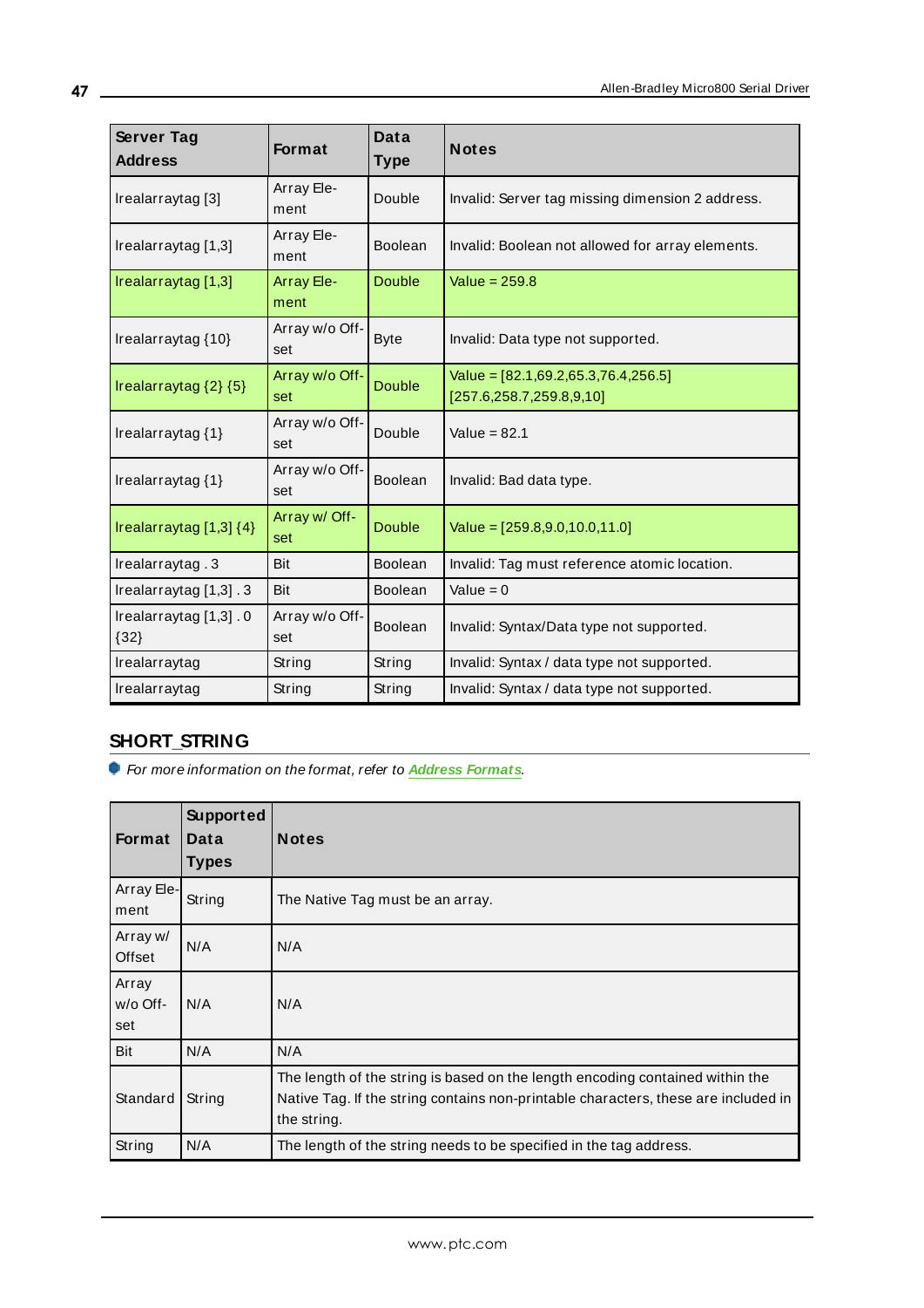| Server Tag Address | Format | Data Type | Notes |
|---|---|---|---|
| lrealarraytag [3] | Array Element | Double | Invalid: Server tag missing dimension 2 address. |
| lrealarraytag [1,3] | Array Element | Boolean | Invalid: Boolean not allowed for array elements. |
| lrealarraytag [1,3] | Array Element | Double | Value = 259.8 |
| lrealarraytag {10} | Array w/o Offset | Byte | Invalid: Data type not supported. |
| lrealarraytag {2} {5} | Array w/o Offset | Double | Value = [82.1,69.2,65.3,76.4,256.5] [257.6,258.7,259.8,9,10] |
| lrealarraytag {1} | Array w/o Offset | Double | Value = 82.1 |
| lrealarraytag {1} | Array w/o Offset | Boolean | Invalid: Bad data type. |
| lrealarraytag [1,3] {4} | Array w/ Offset | Double | Value = [259.8,9.0,10.0,11.0] |
| lrealarraytag . 3 | Bit | Boolean | Invalid: Tag must reference atomic location. |
| lrealarraytag [1,3] . 3 | Bit | Boolean | Value = 0 |
| lrealarraytag [1,3] . 0 {32} | Array w/o Offset | Boolean | Invalid: Syntax/Data type not supported. |
| lrealarraytag | String | String | Invalid: Syntax / data type not supported. |
| lrealarraytag | String | String | Invalid: Syntax / data type not supported. |

## SHORT_STRING

*For more information on the format, refer to **Address Formats**.*

| Format | Supported Data Types | Notes |
|---|---|---|
| Array Element | String | The Native Tag must be an array. |
| Array w/ Offset | N/A | N/A |
| Array w/o Offset | N/A | N/A |
| Bit | N/A | N/A |
| Standard | String | The length of the string is based on the length encoding contained within the Native Tag. If the string contains non-printable characters, these are included in the string. |
| String | N/A | The length of the string needs to be specified in the tag address. |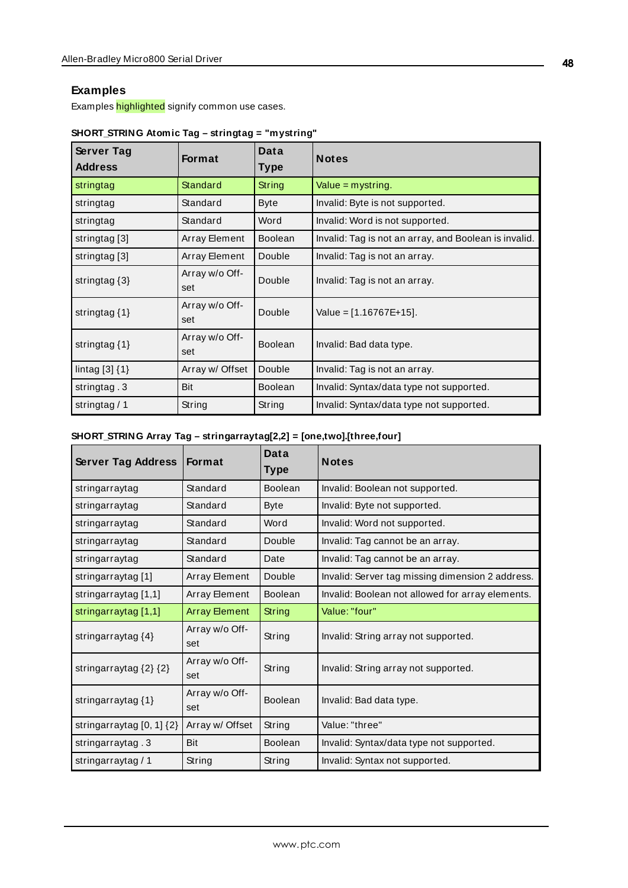### Examples

Examples highlighted signify common use cases.

**SHORT_STRING Atomic Tag – stringtag = "mystring"**

| Server Tag Address | Format | Data Type | Notes |
|---|---|---|---|
| stringtag | Standard | String | Value = mystring. |
| stringtag | Standard | Byte | Invalid: Byte is not supported. |
| stringtag | Standard | Word | Invalid: Word is not supported. |
| stringtag [3] | Array Element | Boolean | Invalid: Tag is not an array, and Boolean is invalid. |
| stringtag [3] | Array Element | Double | Invalid: Tag is not an array. |
| stringtag {3} | Array w/o Off-set | Double | Invalid: Tag is not an array. |
| stringtag {1} | Array w/o Off-set | Double | Value = [1.16767E+15]. |
| stringtag {1} | Array w/o Off-set | Boolean | Invalid: Bad data type. |
| lintag [3] {1} | Array w/ Offset | Double | Invalid: Tag is not an array. |
| stringtag . 3 | Bit | Boolean | Invalid: Syntax/data type not supported. |
| stringtag / 1 | String | String | Invalid: Syntax/data type not supported. |

**SHORT_STRING Array Tag – stringarraytag[2,2] = [one,two].[three,four]**

| Server Tag Address | Format | Data Type | Notes |
|---|---|---|---|
| stringarraytag | Standard | Boolean | Invalid: Boolean not supported. |
| stringarraytag | Standard | Byte | Invalid: Byte not supported. |
| stringarraytag | Standard | Word | Invalid: Word not supported. |
| stringarraytag | Standard | Double | Invalid: Tag cannot be an array. |
| stringarraytag | Standard | Date | Invalid: Tag cannot be an array. |
| stringarraytag [1] | Array Element | Double | Invalid: Server tag missing dimension 2 address. |
| stringarraytag [1,1] | Array Element | Boolean | Invalid: Boolean not allowed for array elements. |
| stringarraytag [1,1] | Array Element | String | Value: "four" |
| stringarraytag {4} | Array w/o Off-set | String | Invalid: String array not supported. |
| stringarraytag {2} {2} | Array w/o Off-set | String | Invalid: String array not supported. |
| stringarraytag {1} | Array w/o Off-set | Boolean | Invalid: Bad data type. |
| stringarraytag [0, 1] {2} | Array w/ Offset | String | Value: "three" |
| stringarraytag . 3 | Bit | Boolean | Invalid: Syntax/data type not supported. |
| stringarraytag / 1 | String | String | Invalid: Syntax not supported. |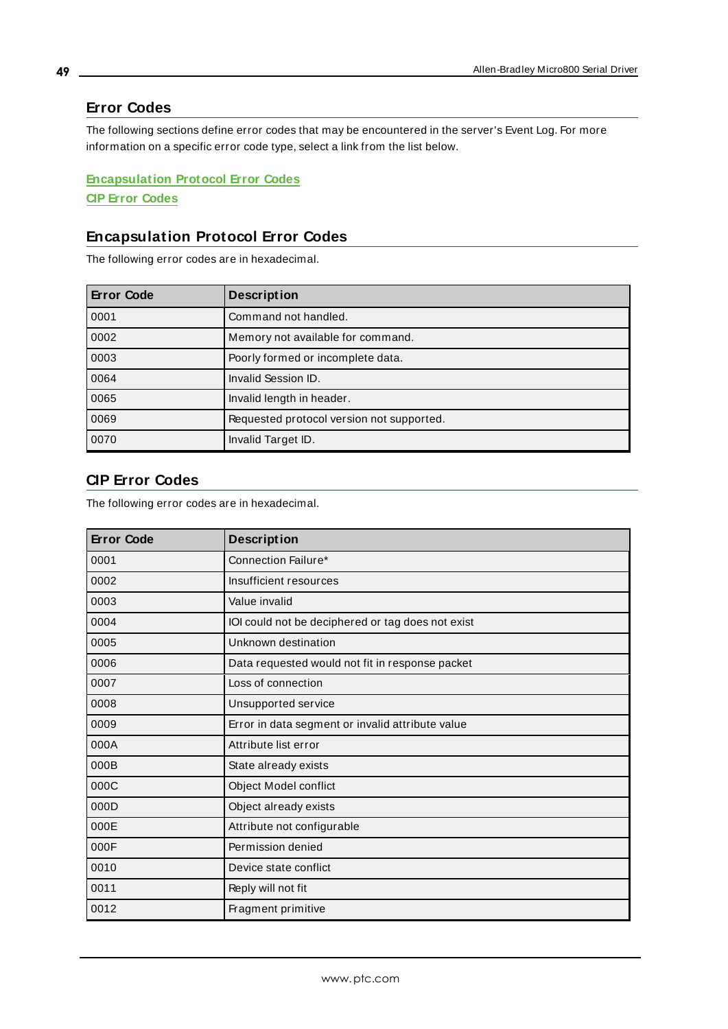# Error Codes

The following sections define error codes that may be encountered in the server's Event Log. For more information on a specific error code type, select a link from the list below.

Encapsulation Protocol Error Codes
CIP Error Codes

## Encapsulation Protocol Error Codes

The following error codes are in hexadecimal.

| Error Code | Description |
|---|---|
| 0001 | Command not handled. |
| 0002 | Memory not available for command. |
| 0003 | Poorly formed or incomplete data. |
| 0064 | Invalid Session ID. |
| 0065 | Invalid length in header. |
| 0069 | Requested protocol version not supported. |
| 0070 | Invalid Target ID. |

## CIP Error Codes

The following error codes are in hexadecimal.

| Error Code | Description |
|---|---|
| 0001 | Connection Failure* |
| 0002 | Insufficient resources |
| 0003 | Value invalid |
| 0004 | IOI could not be deciphered or tag does not exist |
| 0005 | Unknown destination |
| 0006 | Data requested would not fit in response packet |
| 0007 | Loss of connection |
| 0008 | Unsupported service |
| 0009 | Error in data segment or invalid attribute value |
| 000A | Attribute list error |
| 000B | State already exists |
| 000C | Object Model conflict |
| 000D | Object already exists |
| 000E | Attribute not configurable |
| 000F | Permission denied |
| 0010 | Device state conflict |
| 0011 | Reply will not fit |
| 0012 | Fragment primitive |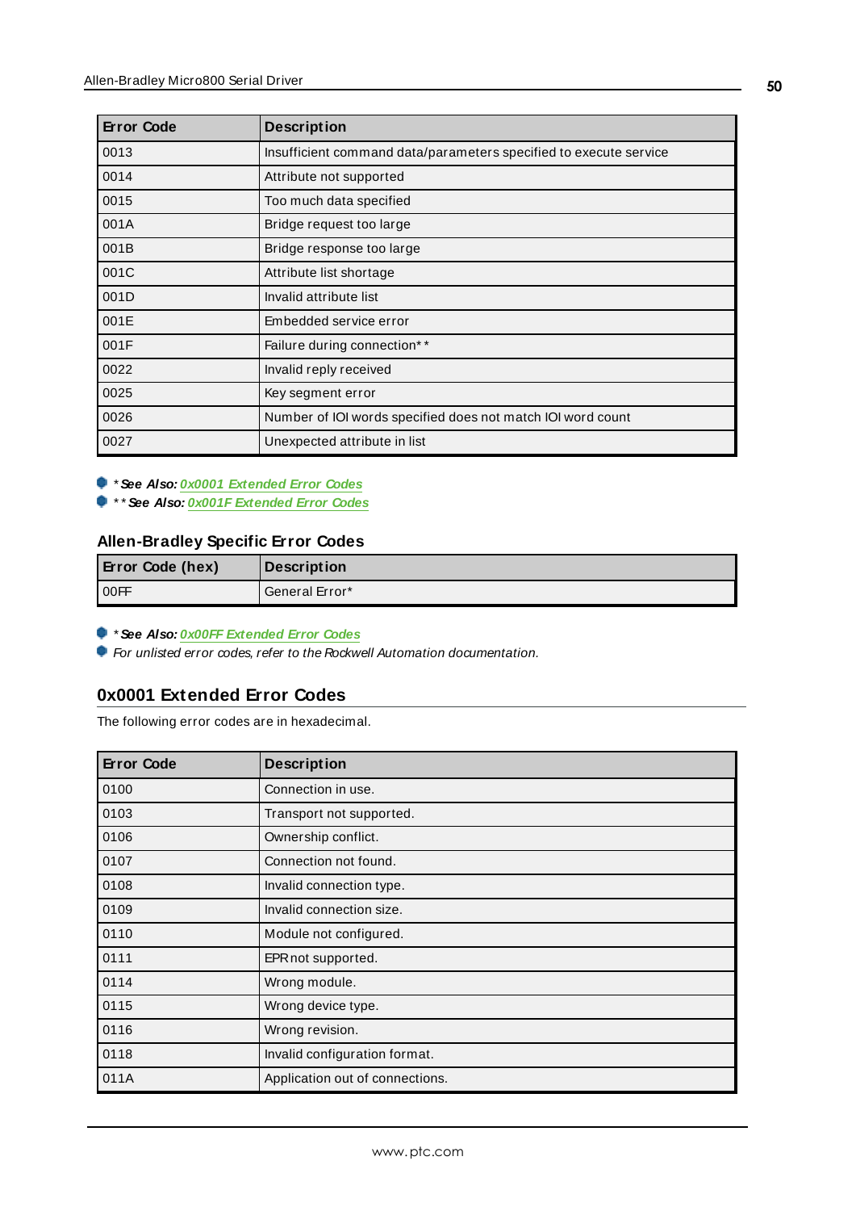| Error Code | Description |
|---|---|
| 0013 | Insufficient command data/parameters specified to execute service |
| 0014 | Attribute not supported |
| 0015 | Too much data specified |
| 001A | Bridge request too large |
| 001B | Bridge response too large |
| 001C | Attribute list shortage |
| 001D | Invalid attribute list |
| 001E | Embedded service error |
| 001F | Failure during connection** |
| 0022 | Invalid reply received |
| 0025 | Key segment error |
| 0026 | Number of IOI words specified does not match IOI word count |
| 0027 | Unexpected attribute in list |

- ***See Also:* 0x0001 Extended Error Codes**
- ****See Also:* 0x001F Extended Error Codes**

### Allen-Bradley Specific Error Codes

| Error Code (hex) | Description |
|---|---|
| 00FF | General Error* |

- ***See Also:* 0x00FF Extended Error Codes**
- *For unlisted error codes, refer to the Rockwell Automation documentation.*

## 0x0001 Extended Error Codes

The following error codes are in hexadecimal.

| Error Code | Description |
|---|---|
| 0100 | Connection in use. |
| 0103 | Transport not supported. |
| 0106 | Ownership conflict. |
| 0107 | Connection not found. |
| 0108 | Invalid connection type. |
| 0109 | Invalid connection size. |
| 0110 | Module not configured. |
| 0111 | EPR not supported. |
| 0114 | Wrong module. |
| 0115 | Wrong device type. |
| 0116 | Wrong revision. |
| 0118 | Invalid configuration format. |
| 011A | Application out of connections. |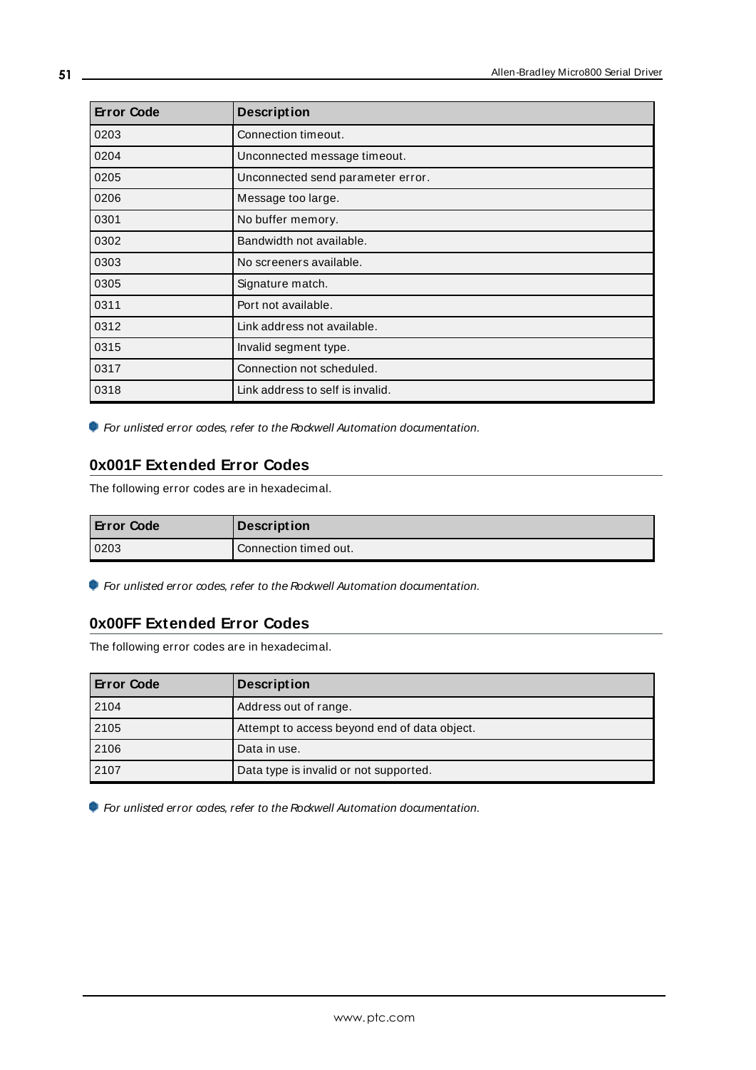| Error Code | Description |
|---|---|
| 0203 | Connection timeout. |
| 0204 | Unconnected message timeout. |
| 0205 | Unconnected send parameter error. |
| 0206 | Message too large. |
| 0301 | No buffer memory. |
| 0302 | Bandwidth not available. |
| 0303 | No screeners available. |
| 0305 | Signature match. |
| 0311 | Port not available. |
| 0312 | Link address not available. |
| 0315 | Invalid segment type. |
| 0317 | Connection not scheduled. |
| 0318 | Link address to self is invalid. |

*For unlisted error codes, refer to the Rockwell Automation documentation.*

## 0x001F Extended Error Codes

The following error codes are in hexadecimal.

| Error Code | Description |
|---|---|
| 0203 | Connection timed out. |

*For unlisted error codes, refer to the Rockwell Automation documentation.*

## 0x00FF Extended Error Codes

The following error codes are in hexadecimal.

| Error Code | Description |
|---|---|
| 2104 | Address out of range. |
| 2105 | Attempt to access beyond end of data object. |
| 2106 | Data in use. |
| 2107 | Data type is invalid or not supported. |

*For unlisted error codes, refer to the Rockwell Automation documentation.*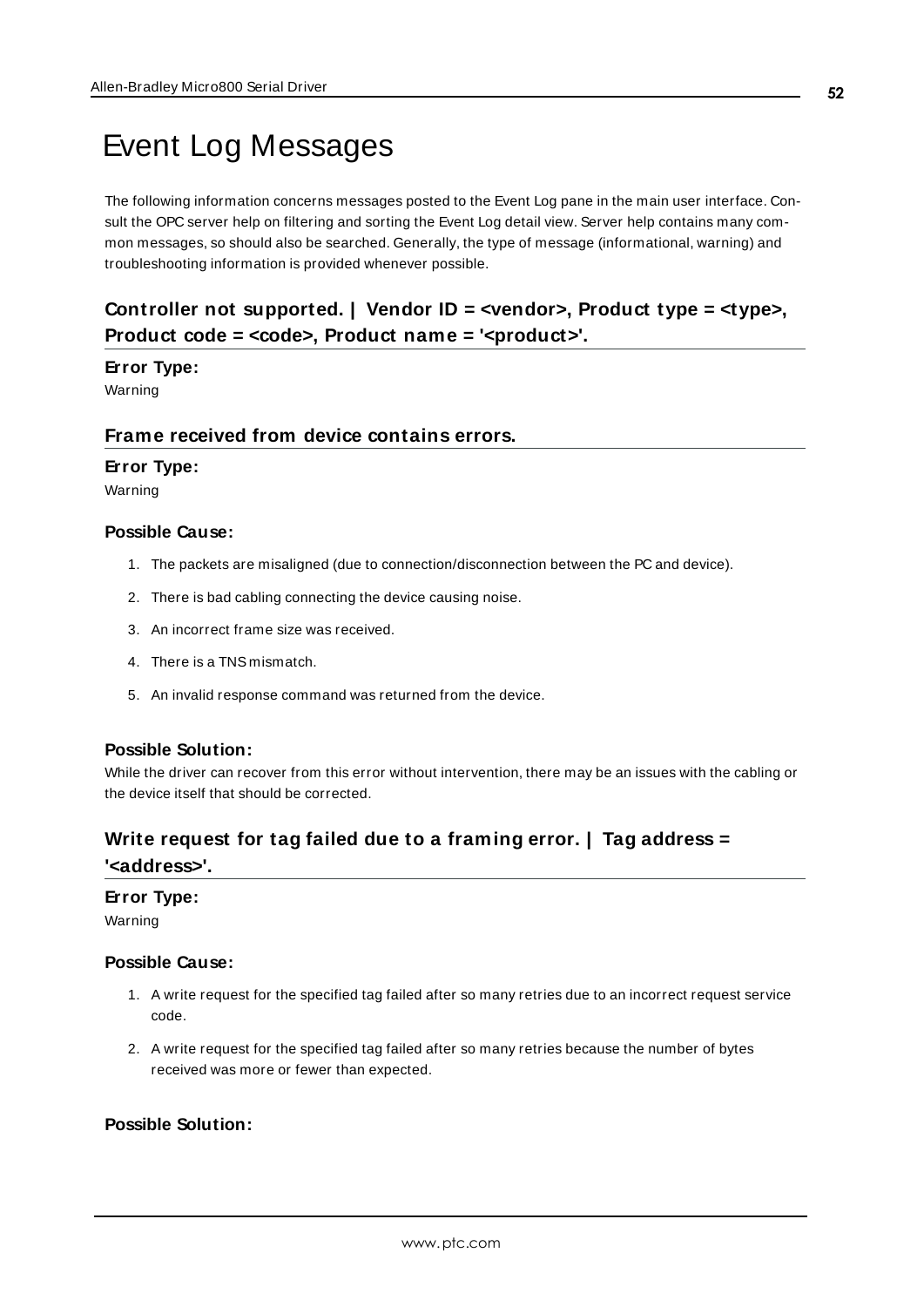# Event Log Messages

The following information concerns messages posted to the Event Log pane in the main user interface. Consult the OPC server help on filtering and sorting the Event Log detail view. Server help contains many common messages, so should also be searched. Generally, the type of message (informational, warning) and troubleshooting information is provided whenever possible.

## Controller not supported. | Vendor ID = <vendor>, Product type = <type>, Product code = <code>, Product name = '<product>'.

**Error Type:**

Warning

## Frame received from device contains errors.

**Error Type:**

Warning

**Possible Cause:**

1. The packets are misaligned (due to connection/disconnection between the PC and device).
2. There is bad cabling connecting the device causing noise.
3. An incorrect frame size was received.
4. There is a TNS mismatch.
5. An invalid response command was returned from the device.

**Possible Solution:**

While the driver can recover from this error without intervention, there may be an issues with the cabling or the device itself that should be corrected.

## Write request for tag failed due to a framing error. | Tag address = '<address>'.

**Error Type:**

Warning

**Possible Cause:**

1. A write request for the specified tag failed after so many retries due to an incorrect request service code.
2. A write request for the specified tag failed after so many retries because the number of bytes received was more or fewer than expected.

**Possible Solution:**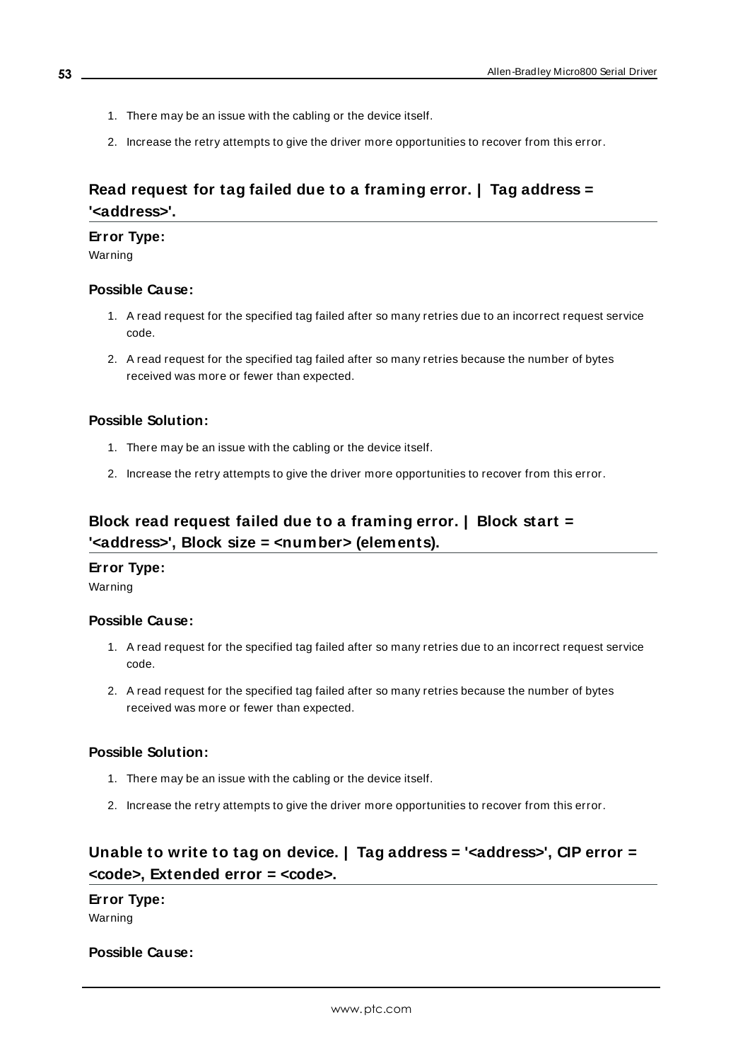1. There may be an issue with the cabling or the device itself.
2. Increase the retry attempts to give the driver more opportunities to recover from this error.

## Read request for tag failed due to a framing error. | Tag address = '<address>'.

**Error Type:**

Warning

**Possible Cause:**

1. A read request for the specified tag failed after so many retries due to an incorrect request service code.
2. A read request for the specified tag failed after so many retries because the number of bytes received was more or fewer than expected.

**Possible Solution:**

1. There may be an issue with the cabling or the device itself.
2. Increase the retry attempts to give the driver more opportunities to recover from this error.

## Block read request failed due to a framing error. | Block start = '<address>', Block size = <number> (elements).

**Error Type:**

Warning

**Possible Cause:**

1. A read request for the specified tag failed after so many retries due to an incorrect request service code.
2. A read request for the specified tag failed after so many retries because the number of bytes received was more or fewer than expected.

**Possible Solution:**

1. There may be an issue with the cabling or the device itself.
2. Increase the retry attempts to give the driver more opportunities to recover from this error.

## Unable to write to tag on device. | Tag address = '<address>', CIP error = <code>, Extended error = <code>.

**Error Type:**

Warning

**Possible Cause:**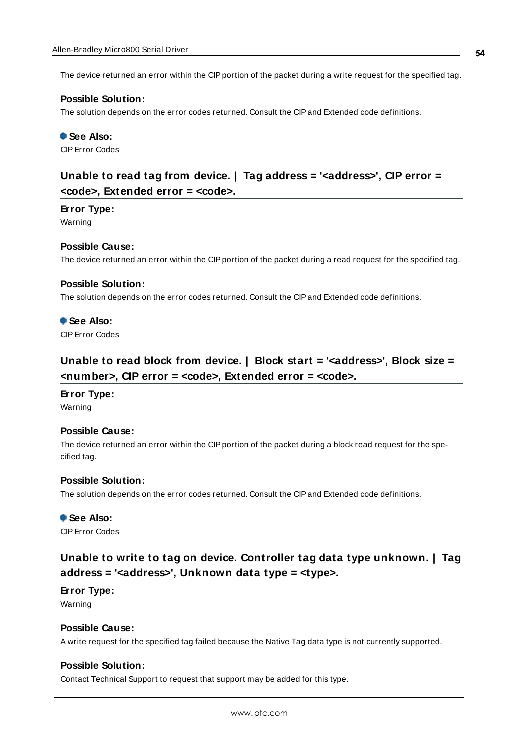The device returned an error within the CIP portion of the packet during a write request for the specified tag.

**Possible Solution:**

The solution depends on the error codes returned. Consult the CIP and Extended code definitions.

**See Also:**

CIP Error Codes

## Unable to read tag from device. | Tag address = '<address>', CIP error = <code>, Extended error = <code>.

**Error Type:**

Warning

**Possible Cause:**

The device returned an error within the CIP portion of the packet during a read request for the specified tag.

**Possible Solution:**

The solution depends on the error codes returned. Consult the CIP and Extended code definitions.

**See Also:**

CIP Error Codes

## Unable to read block from device. | Block start = '<address>', Block size = <number>, CIP error = <code>, Extended error = <code>.

**Error Type:**

Warning

**Possible Cause:**

The device returned an error within the CIP portion of the packet during a block read request for the specified tag.

**Possible Solution:**

The solution depends on the error codes returned. Consult the CIP and Extended code definitions.

**See Also:**

CIP Error Codes

## Unable to write to tag on device. Controller tag data type unknown. | Tag address = '<address>', Unknown data type = <type>.

**Error Type:**

Warning

**Possible Cause:**

A write request for the specified tag failed because the Native Tag data type is not currently supported.

**Possible Solution:**

Contact Technical Support to request that support may be added for this type.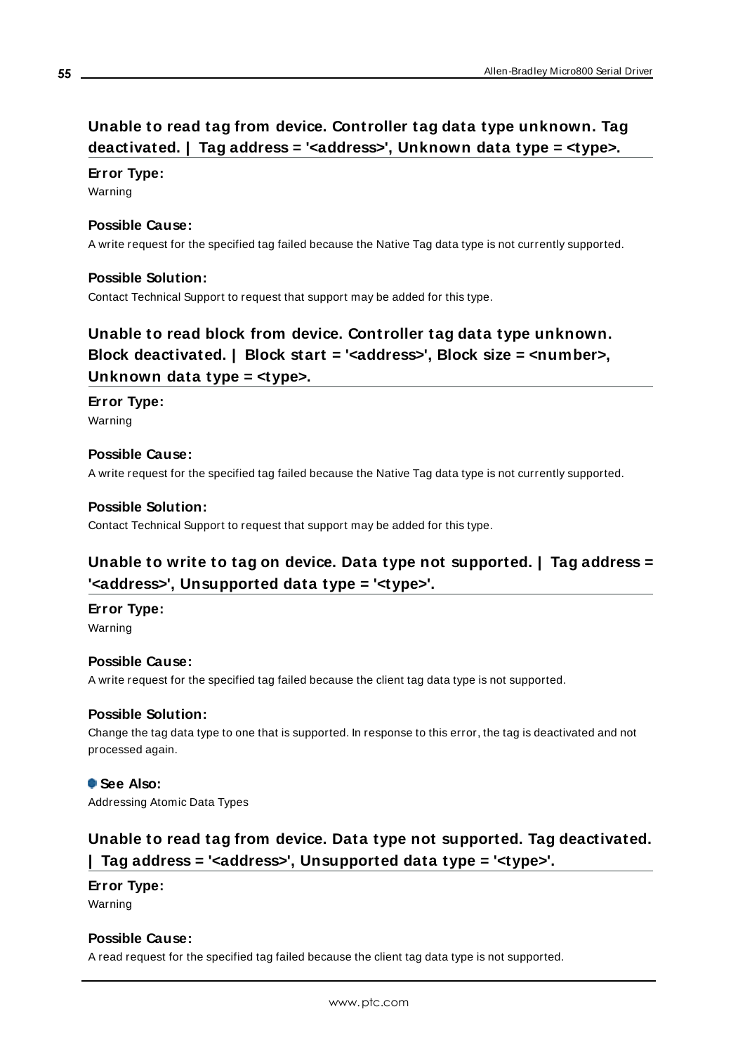## Unable to read tag from device. Controller tag data type unknown. Tag deactivated. | Tag address = '<address>', Unknown data type = <type>.

**Error Type:**
Warning

**Possible Cause:**
A write request for the specified tag failed because the Native Tag data type is not currently supported.

**Possible Solution:**
Contact Technical Support to request that support may be added for this type.

## Unable to read block from device. Controller tag data type unknown. Block deactivated. | Block start = '<address>', Block size = <number>, Unknown data type = <type>.

**Error Type:**
Warning

**Possible Cause:**
A write request for the specified tag failed because the Native Tag data type is not currently supported.

**Possible Solution:**
Contact Technical Support to request that support may be added for this type.

## Unable to write to tag on device. Data type not supported. | Tag address = '<address>', Unsupported data type = '<type>'.

**Error Type:**
Warning

**Possible Cause:**
A write request for the specified tag failed because the client tag data type is not supported.

**Possible Solution:**
Change the tag data type to one that is supported. In response to this error, the tag is deactivated and not processed again.

**See Also:**
Addressing Atomic Data Types

## Unable to read tag from device. Data type not supported. Tag deactivated. | Tag address = '<address>', Unsupported data type = '<type>'.

**Error Type:**
Warning

**Possible Cause:**
A read request for the specified tag failed because the client tag data type is not supported.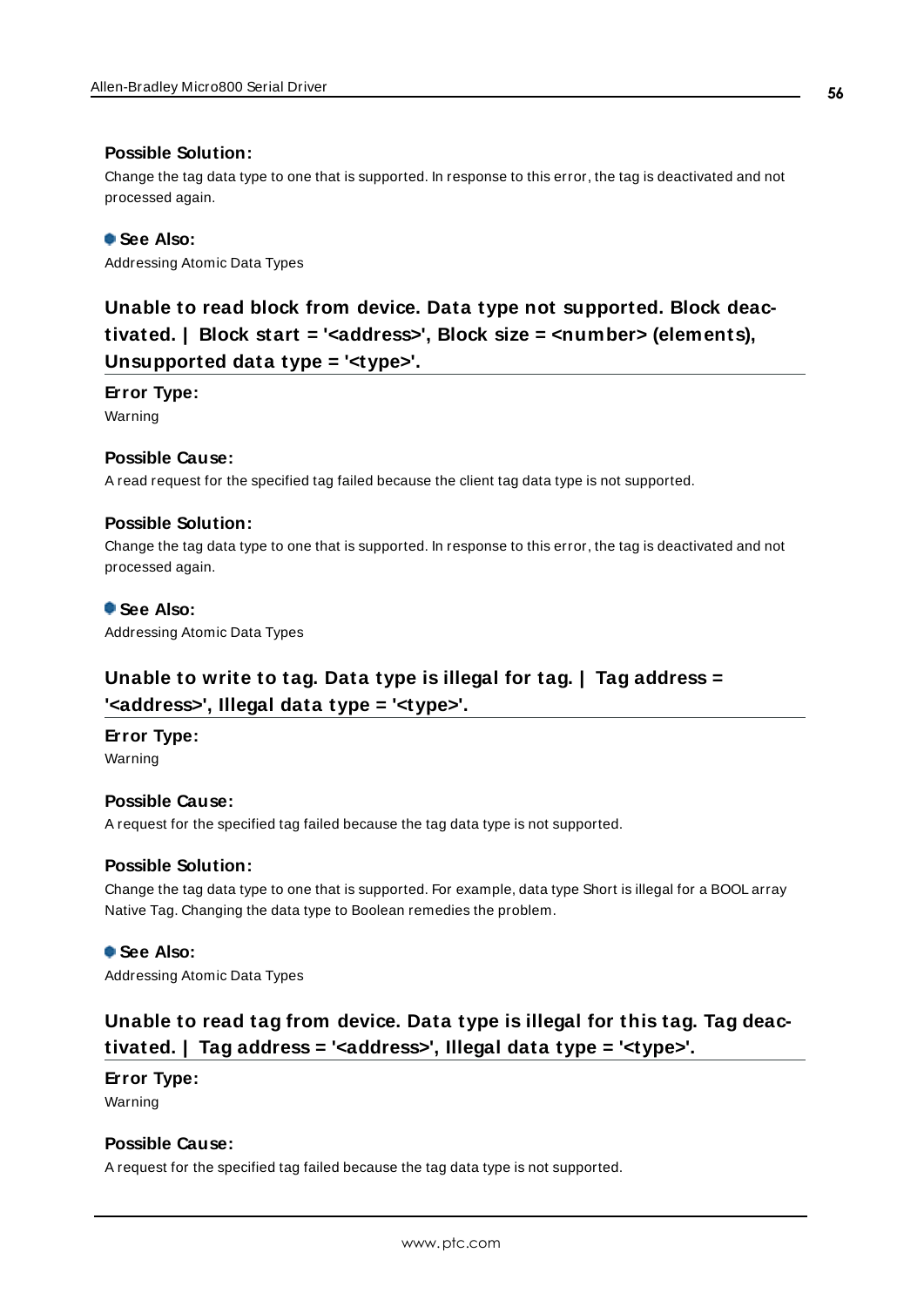#### Possible Solution:

Change the tag data type to one that is supported. In response to this error, the tag is deactivated and not processed again.

**See Also:**
Addressing Atomic Data Types

### Unable to read block from device. Data type not supported. Block deactivated. | Block start = '<address>', Block size = <number> (elements), Unsupported data type = '<type>'.

#### Error Type:

Warning

#### Possible Cause:

A read request for the specified tag failed because the client tag data type is not supported.

#### Possible Solution:

Change the tag data type to one that is supported. In response to this error, the tag is deactivated and not processed again.

**See Also:**
Addressing Atomic Data Types

### Unable to write to tag. Data type is illegal for tag. | Tag address = '<address>', Illegal data type = '<type>'.

#### Error Type:

Warning

#### Possible Cause:

A request for the specified tag failed because the tag data type is not supported.

#### Possible Solution:

Change the tag data type to one that is supported. For example, data type Short is illegal for a BOOL array Native Tag. Changing the data type to Boolean remedies the problem.

**See Also:**
Addressing Atomic Data Types

### Unable to read tag from device. Data type is illegal for this tag. Tag deactivated. | Tag address = '<address>', Illegal data type = '<type>'.

#### Error Type:

Warning

#### Possible Cause:

A request for the specified tag failed because the tag data type is not supported.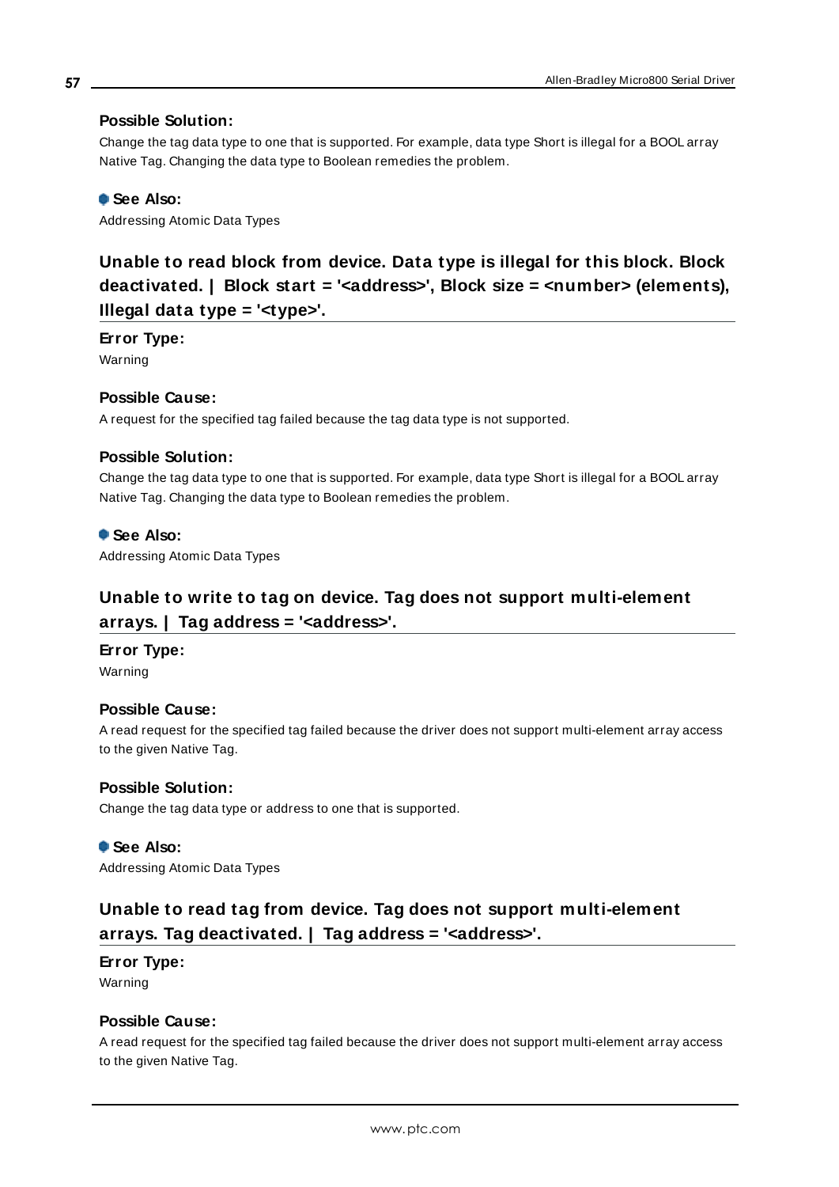#### Possible Solution:

Change the tag data type to one that is supported. For example, data type Short is illegal for a BOOL array Native Tag. Changing the data type to Boolean remedies the problem.

#### See Also:

Addressing Atomic Data Types

## Unable to read block from device. Data type is illegal for this block. Block deactivated. | Block start = '<address>', Block size = <number> (elements), Illegal data type = '<type>'.

#### Error Type:

Warning

#### Possible Cause:

A request for the specified tag failed because the tag data type is not supported.

#### Possible Solution:

Change the tag data type to one that is supported. For example, data type Short is illegal for a BOOL array Native Tag. Changing the data type to Boolean remedies the problem.

#### See Also:

Addressing Atomic Data Types

## Unable to write to tag on device. Tag does not support multi-element arrays. | Tag address = '<address>'.

#### Error Type:

Warning

#### Possible Cause:

A read request for the specified tag failed because the driver does not support multi-element array access to the given Native Tag.

#### Possible Solution:

Change the tag data type or address to one that is supported.

#### See Also:

Addressing Atomic Data Types

## Unable to read tag from device. Tag does not support multi-element arrays. Tag deactivated. | Tag address = '<address>'.

#### Error Type:

Warning

#### Possible Cause:

A read request for the specified tag failed because the driver does not support multi-element array access to the given Native Tag.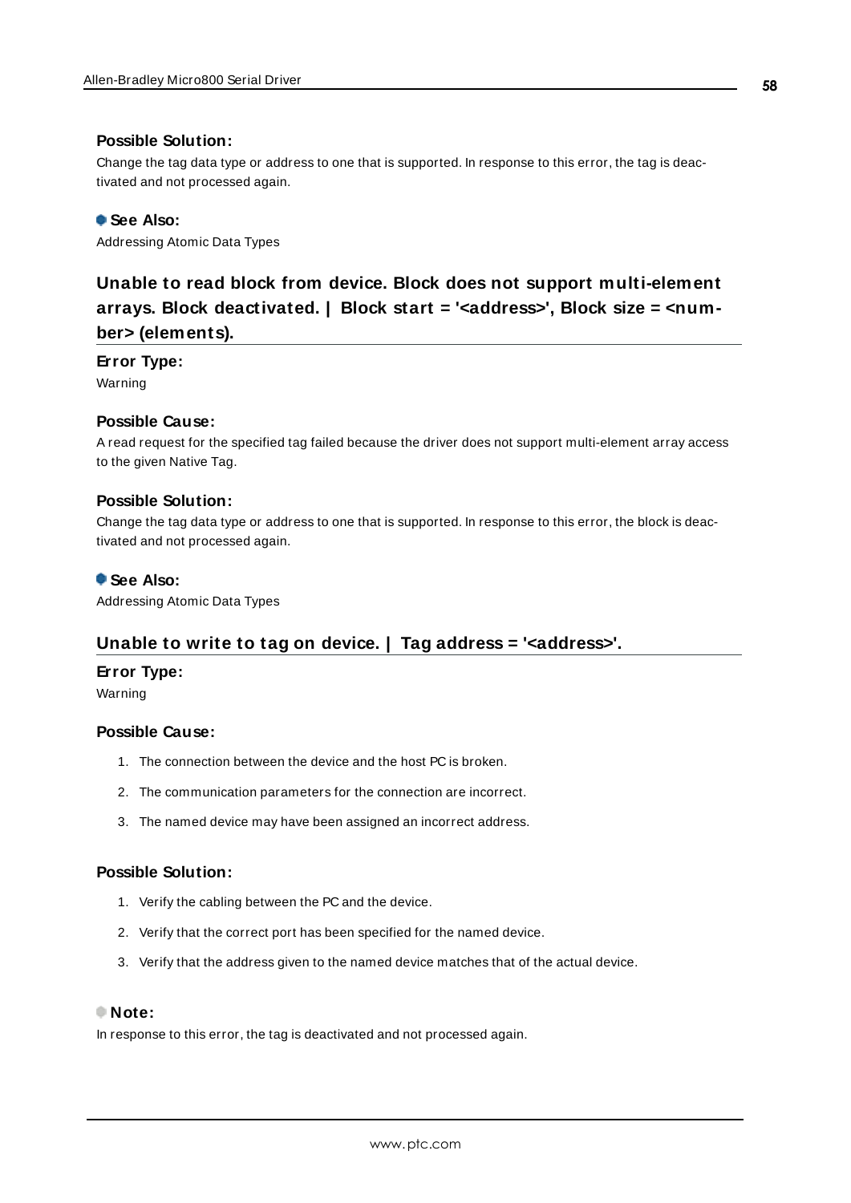#### Possible Solution:

Change the tag data type or address to one that is supported. In response to this error, the tag is deactivated and not processed again.

#### See Also:

Addressing Atomic Data Types

### Unable to read block from device. Block does not support multi-element arrays. Block deactivated. | Block start = '<address>', Block size = <number> (elements).

#### Error Type:

Warning

#### Possible Cause:

A read request for the specified tag failed because the driver does not support multi-element array access to the given Native Tag.

#### Possible Solution:

Change the tag data type or address to one that is supported. In response to this error, the block is deactivated and not processed again.

#### See Also:

Addressing Atomic Data Types

### Unable to write to tag on device. | Tag address = '<address>'.

#### Error Type:

Warning

#### Possible Cause:

1. The connection between the device and the host PC is broken.
2. The communication parameters for the connection are incorrect.
3. The named device may have been assigned an incorrect address.

#### Possible Solution:

1. Verify the cabling between the PC and the device.
2. Verify that the correct port has been specified for the named device.
3. Verify that the address given to the named device matches that of the actual device.

#### Note:

In response to this error, the tag is deactivated and not processed again.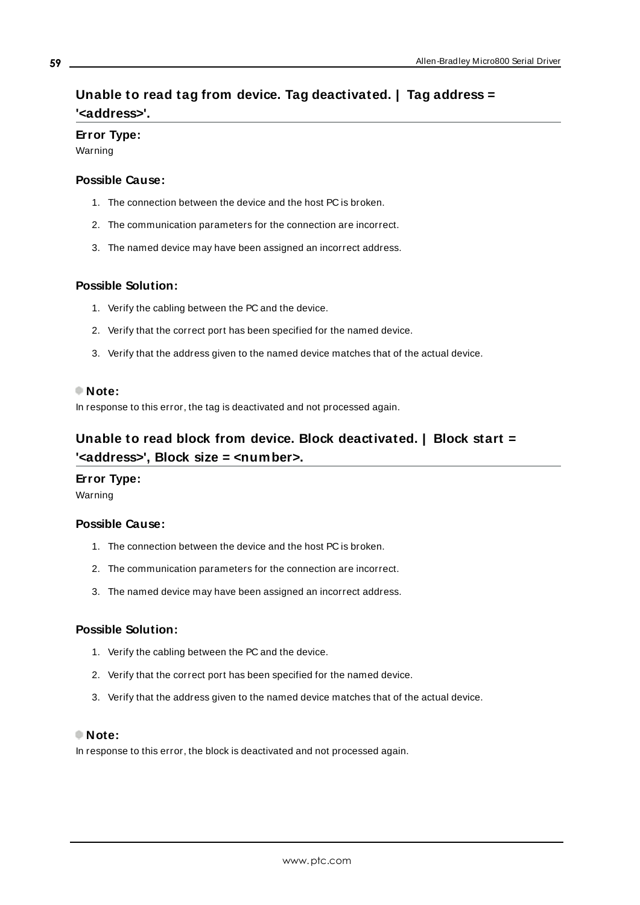## Unable to read tag from device. Tag deactivated. | Tag address = '<address>'.

**Error Type:**

Warning

**Possible Cause:**

1. The connection between the device and the host PC is broken.
2. The communication parameters for the connection are incorrect.
3. The named device may have been assigned an incorrect address.

**Possible Solution:**

1. Verify the cabling between the PC and the device.
2. Verify that the correct port has been specified for the named device.
3. Verify that the address given to the named device matches that of the actual device.

**Note:**

In response to this error, the tag is deactivated and not processed again.

## Unable to read block from device. Block deactivated. | Block start = '<address>', Block size = <number>.

**Error Type:**

Warning

**Possible Cause:**

1. The connection between the device and the host PC is broken.
2. The communication parameters for the connection are incorrect.
3. The named device may have been assigned an incorrect address.

**Possible Solution:**

1. Verify the cabling between the PC and the device.
2. Verify that the correct port has been specified for the named device.
3. Verify that the address given to the named device matches that of the actual device.

**Note:**

In response to this error, the block is deactivated and not processed again.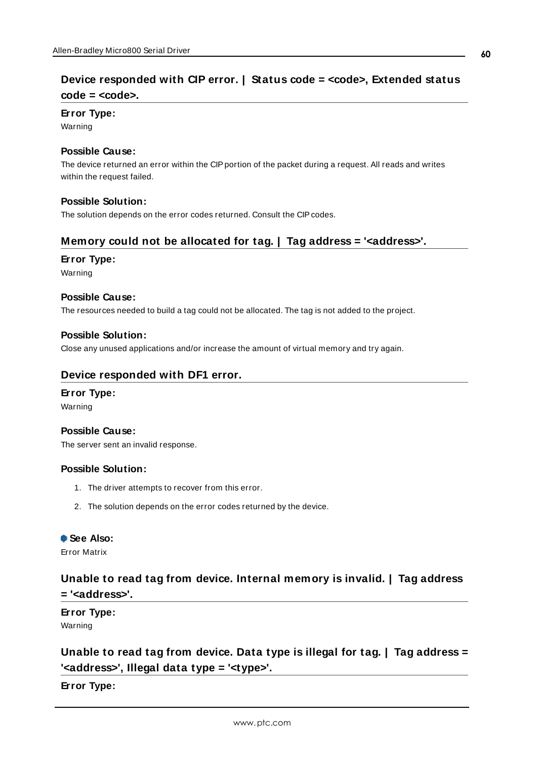## Device responded with CIP error. | Status code = <code>, Extended status code = <code>.

**Error Type:**

Warning

**Possible Cause:**

The device returned an error within the CIP portion of the packet during a request. All reads and writes within the request failed.

**Possible Solution:**

The solution depends on the error codes returned. Consult the CIP codes.

## Memory could not be allocated for tag. | Tag address = '<address>'.

**Error Type:**

Warning

**Possible Cause:**

The resources needed to build a tag could not be allocated. The tag is not added to the project.

**Possible Solution:**

Close any unused applications and/or increase the amount of virtual memory and try again.

## Device responded with DF1 error.

**Error Type:**

Warning

**Possible Cause:**

The server sent an invalid response.

**Possible Solution:**

1. The driver attempts to recover from this error.
2. The solution depends on the error codes returned by the device.

**See Also:**

Error Matrix

## Unable to read tag from device. Internal memory is invalid. | Tag address = '<address>'.

**Error Type:**

Warning

## Unable to read tag from device. Data type is illegal for tag. | Tag address = '<address>', Illegal data type = '<type>'.

**Error Type:**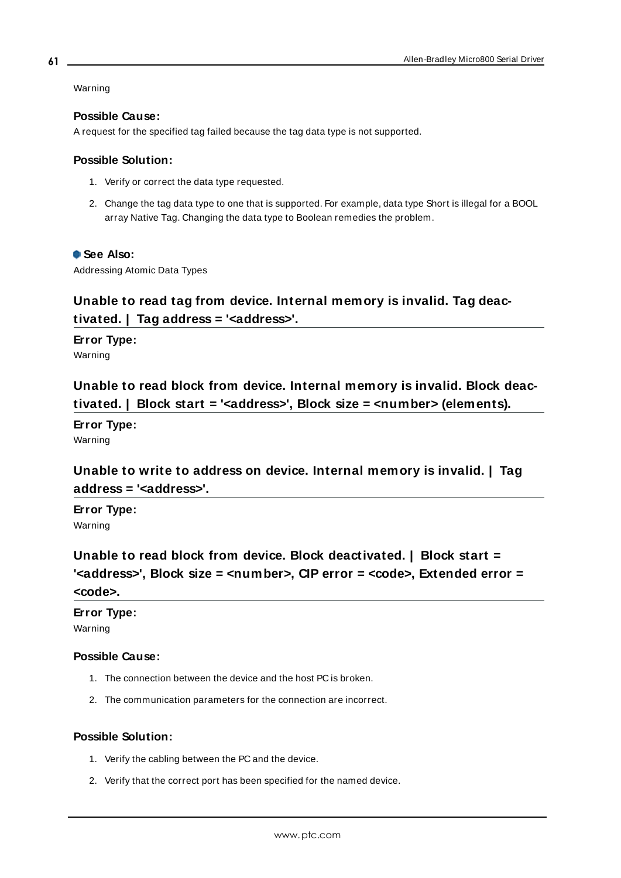Warning

**Possible Cause:**

A request for the specified tag failed because the tag data type is not supported.

**Possible Solution:**

1. Verify or correct the data type requested.
2. Change the tag data type to one that is supported. For example, data type Short is illegal for a BOOL array Native Tag. Changing the data type to Boolean remedies the problem.

**See Also:**

Addressing Atomic Data Types

## Unable to read tag from device. Internal memory is invalid. Tag deactivated. | Tag address = '<address>'.

**Error Type:**

Warning

## Unable to read block from device. Internal memory is invalid. Block deactivated. | Block start = '<address>', Block size = <number> (elements).

**Error Type:**

Warning

## Unable to write to address on device. Internal memory is invalid. | Tag address = '<address>'.

**Error Type:**

Warning

## Unable to read block from device. Block deactivated. | Block start = '<address>', Block size = <number>, CIP error = <code>, Extended error = <code>.

**Error Type:**

Warning

**Possible Cause:**

1. The connection between the device and the host PC is broken.
2. The communication parameters for the connection are incorrect.

**Possible Solution:**

1. Verify the cabling between the PC and the device.
2. Verify that the correct port has been specified for the named device.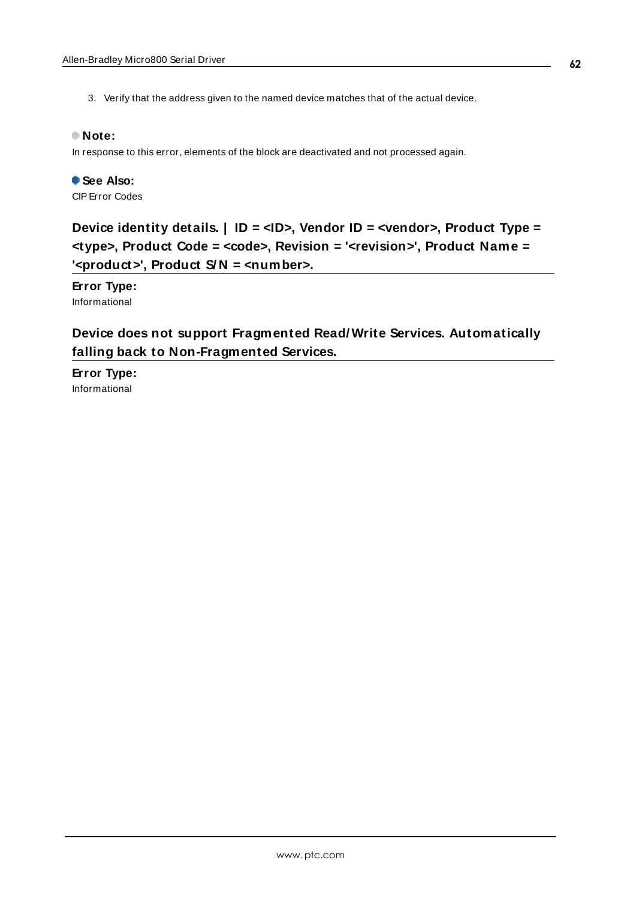3. Verify that the address given to the named device matches that of the actual device.

**Note:**
In response to this error, elements of the block are deactivated and not processed again.

**See Also:**
CIP Error Codes

### Device identity details. | ID = <ID>, Vendor ID = <vendor>, Product Type = <type>, Product Code = <code>, Revision = '<revision>', Product Name = '<product>', Product S/N = <number>.

**Error Type:**
Informational

### Device does not support Fragmented Read/Write Services. Automatically falling back to Non-Fragmented Services.

**Error Type:**
Informational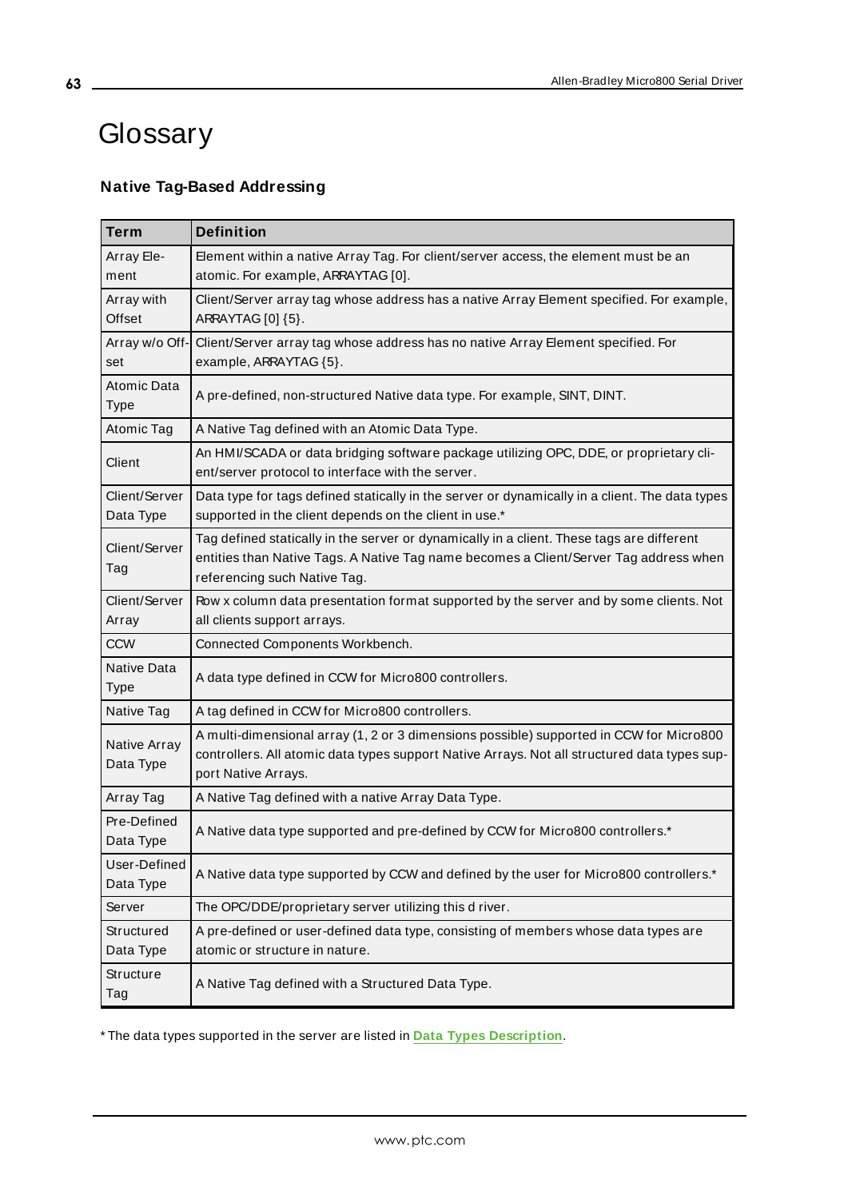# Glossary

### Native Tag-Based Addressing

| Term | Definition |
|---|---|
| Array Element | Element within a native Array Tag. For client/server access, the element must be an atomic. For example, ARRAYTAG [0]. |
| Array with Offset | Client/Server array tag whose address has a native Array Element specified. For example, ARRAYTAG [0] {5}. |
| Array w/o Offset | Client/Server array tag whose address has no native Array Element specified. For example, ARRAYTAG {5}. |
| Atomic Data Type | A pre-defined, non-structured Native data type. For example, SINT, DINT. |
| Atomic Tag | A Native Tag defined with an Atomic Data Type. |
| Client | An HMI/SCADA or data bridging software package utilizing OPC, DDE, or proprietary client/server protocol to interface with the server. |
| Client/Server Data Type | Data type for tags defined statically in the server or dynamically in a client. The data types supported in the client depends on the client in use.* |
| Client/Server Tag | Tag defined statically in the server or dynamically in a client. These tags are different entities than Native Tags. A Native Tag name becomes a Client/Server Tag address when referencing such Native Tag. |
| Client/Server Array | Row x column data presentation format supported by the server and by some clients. Not all clients support arrays. |
| CCW | Connected Components Workbench. |
| Native Data Type | A data type defined in CCW for Micro800 controllers. |
| Native Tag | A tag defined in CCW for Micro800 controllers. |
| Native Array Data Type | A multi-dimensional array (1, 2 or 3 dimensions possible) supported in CCW for Micro800 controllers. All atomic data types support Native Arrays. Not all structured data types support Native Arrays. |
| Array Tag | A Native Tag defined with a native Array Data Type. |
| Pre-Defined Data Type | A Native data type supported and pre-defined by CCW for Micro800 controllers.* |
| User-Defined Data Type | A Native data type supported by CCW and defined by the user for Micro800 controllers.* |
| Server | The OPC/DDE/proprietary server utilizing this d river. |
| Structured Data Type | A pre-defined or user-defined data type, consisting of members whose data types are atomic or structure in nature. |
| Structure Tag | A Native Tag defined with a Structured Data Type. |

* The data types supported in the server are listed in **Data Types Description**.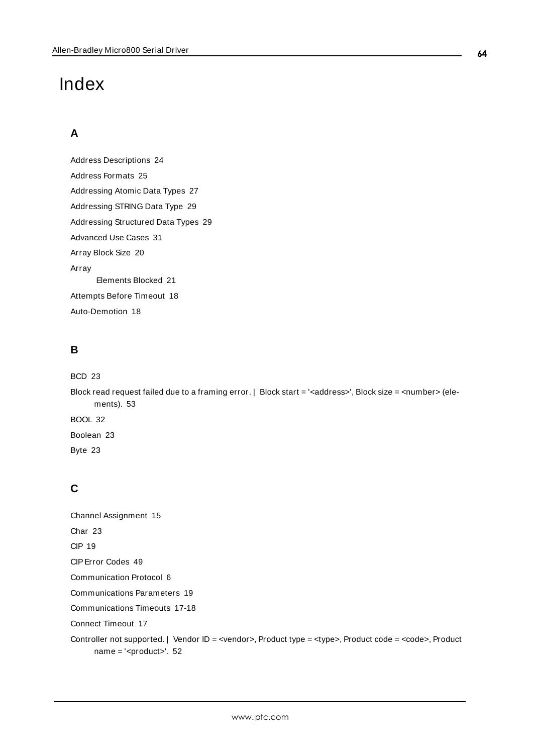# Index

## A

Address Descriptions 24

Address Formats 25

Addressing Atomic Data Types 27

Addressing STRING Data Type 29

Addressing Structured Data Types 29

Advanced Use Cases 31

Array Block Size 20

Array

Elements Blocked 21

Attempts Before Timeout 18

Auto-Demotion 18

## B

BCD 23

Block read request failed due to a framing error. | Block start = '<address>', Block size = <number> (elements). 53

BOOL 32

Boolean 23

Byte 23

## C

Channel Assignment 15

Char 23

CIP 19

CIP Error Codes 49

Communication Protocol 6

Communications Parameters 19

Communications Timeouts 17-18

Connect Timeout 17

Controller not supported. | Vendor ID = <vendor>, Product type = <type>, Product code = <code>, Product name = '<product>'. 52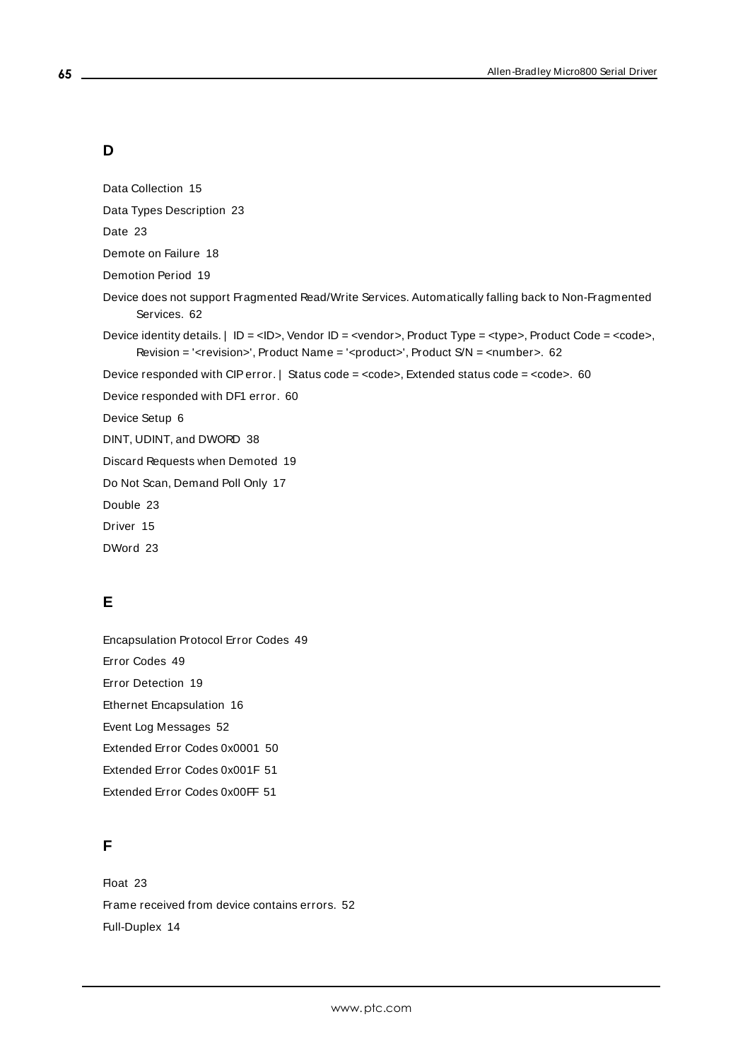## D

Data Collection 15

Data Types Description 23

Date 23

Demote on Failure 18

Demotion Period 19

Device does not support Fragmented Read/Write Services. Automatically falling back to Non-Fragmented Services. 62

Device identity details. | ID = <ID>, Vendor ID = <vendor>, Product Type = <type>, Product Code = <code>, Revision = '<revision>', Product Name = '<product>', Product S/N = <number>. 62

Device responded with CIP error. | Status code = <code>, Extended status code = <code>. 60

Device responded with DF1 error. 60

Device Setup 6

DINT, UDINT, and DWORD 38

Discard Requests when Demoted 19

Do Not Scan, Demand Poll Only 17

Double 23

Driver 15

DWord 23

## E

Encapsulation Protocol Error Codes 49

Error Codes 49

Error Detection 19

Ethernet Encapsulation 16

Event Log Messages 52

Extended Error Codes 0x0001 50

Extended Error Codes 0x001F 51

Extended Error Codes 0x00FF 51

## F

Float 23

Frame received from device contains errors. 52

Full-Duplex 14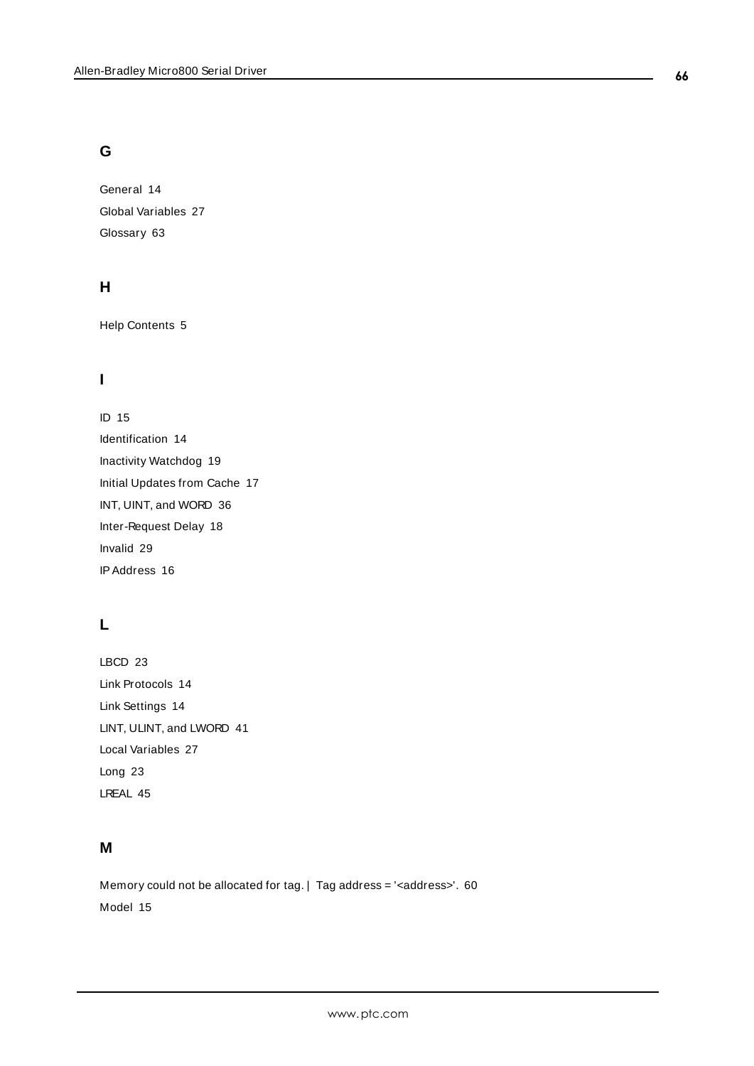## G

General 14

Global Variables 27

Glossary 63

## H

Help Contents 5

## I

ID 15

Identification 14

Inactivity Watchdog 19

Initial Updates from Cache 17

INT, UINT, and WORD 36

Inter-Request Delay 18

Invalid 29

IP Address 16

## L

LBCD 23

Link Protocols 14

Link Settings 14

LINT, ULINT, and LWORD 41

Local Variables 27

Long 23

LREAL 45

## M

Memory could not be allocated for tag. | Tag address = '<address>'. 60

Model 15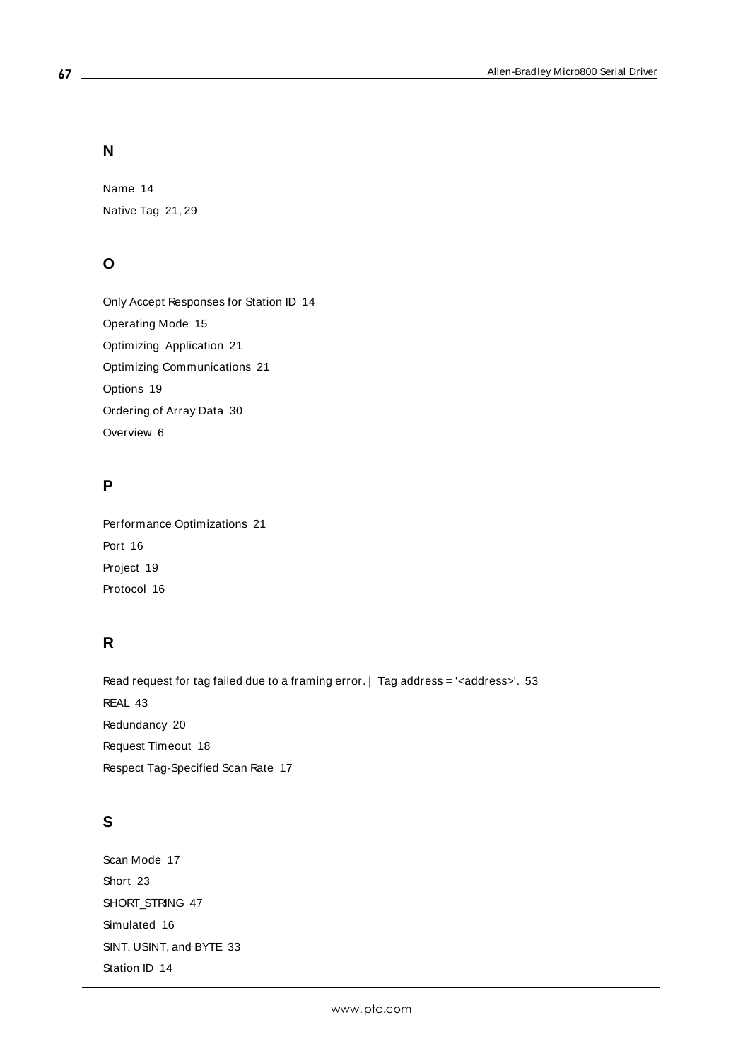## N

Name 14

Native Tag 21, 29

## O

Only Accept Responses for Station ID 14

Operating Mode 15

Optimizing Application 21

Optimizing Communications 21

Options 19

Ordering of Array Data 30

Overview 6

## P

Performance Optimizations 21

Port 16

Project 19

Protocol 16

## R

Read request for tag failed due to a framing error. | Tag address = '<address>'. 53

REAL 43

Redundancy 20

Request Timeout 18

Respect Tag-Specified Scan Rate 17

## S

Scan Mode 17

Short 23

SHORT_STRING 47

Simulated 16

SINT, USINT, and BYTE 33

Station ID 14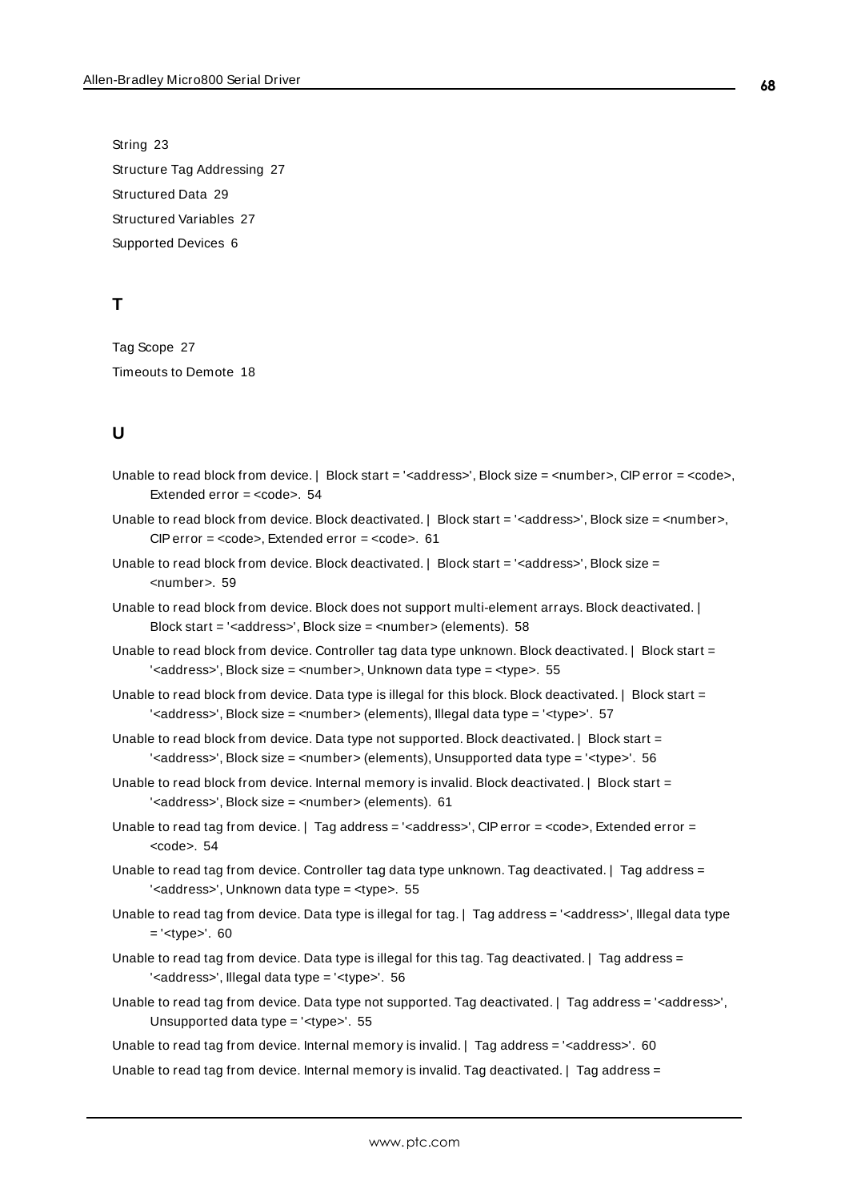String 23

Structure Tag Addressing 27

Structured Data 29

Structured Variables 27

Supported Devices 6

## T

Tag Scope 27

Timeouts to Demote 18

## U

Unable to read block from device. | Block start = '<address>', Block size = <number>, CIP error = <code>, Extended error = <code>. 54

Unable to read block from device. Block deactivated. | Block start = '<address>', Block size = <number>, CIP error = <code>, Extended error = <code>. 61

Unable to read block from device. Block deactivated. | Block start = '<address>', Block size = <number>. 59

Unable to read block from device. Block does not support multi-element arrays. Block deactivated. | Block start = '<address>', Block size = <number> (elements). 58

Unable to read block from device. Controller tag data type unknown. Block deactivated. | Block start = '<address>', Block size = <number>, Unknown data type = <type>. 55

Unable to read block from device. Data type is illegal for this block. Block deactivated. | Block start = '<address>', Block size = <number> (elements), Illegal data type = '<type>'. 57

Unable to read block from device. Data type not supported. Block deactivated. | Block start = '<address>', Block size = <number> (elements), Unsupported data type = '<type>'. 56

Unable to read block from device. Internal memory is invalid. Block deactivated. | Block start = '<address>', Block size = <number> (elements). 61

Unable to read tag from device. | Tag address = '<address>', CIP error = <code>, Extended error = <code>. 54

Unable to read tag from device. Controller tag data type unknown. Tag deactivated. | Tag address = '<address>', Unknown data type = <type>. 55

Unable to read tag from device. Data type is illegal for tag. | Tag address = '<address>', Illegal data type = '<type>'. 60

Unable to read tag from device. Data type is illegal for this tag. Tag deactivated. | Tag address = '<address>', Illegal data type = '<type>'. 56

Unable to read tag from device. Data type not supported. Tag deactivated. | Tag address = '<address>', Unsupported data type = '<type>'. 55

Unable to read tag from device. Internal memory is invalid. | Tag address = '<address>'. 60

Unable to read tag from device. Internal memory is invalid. Tag deactivated. | Tag address =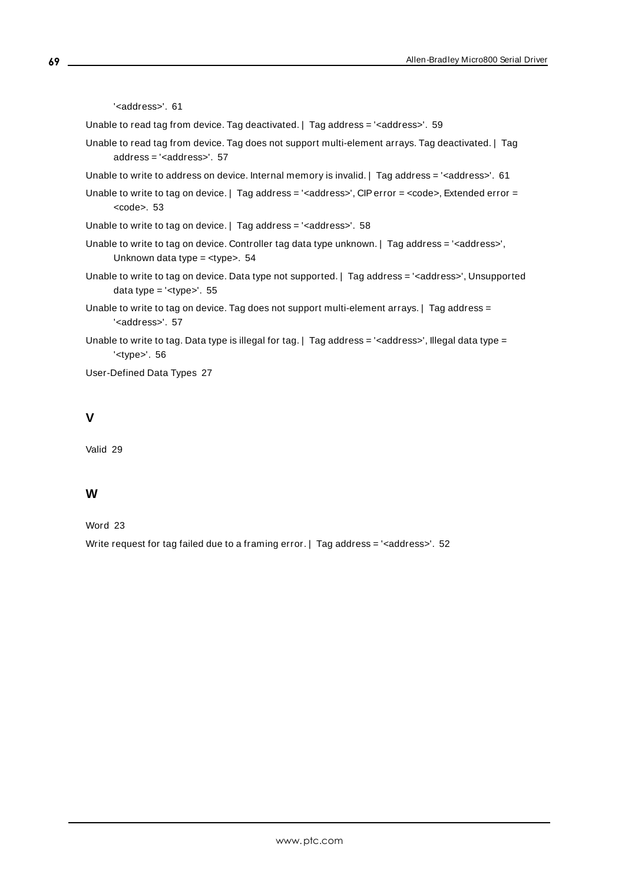'<address>'. 61

Unable to read tag from device. Tag deactivated. | Tag address = '<address>'. 59

Unable to read tag from device. Tag does not support multi-element arrays. Tag deactivated. | Tag address = '<address>'. 57

Unable to write to address on device. Internal memory is invalid. | Tag address = '<address>'. 61

Unable to write to tag on device. | Tag address = '<address>', CIP error = <code>, Extended error = <code>. 53

Unable to write to tag on device. | Tag address = '<address>'. 58

Unable to write to tag on device. Controller tag data type unknown. | Tag address = '<address>', Unknown data type = <type>. 54

Unable to write to tag on device. Data type not supported. | Tag address = '<address>', Unsupported data type = '<type>'. 55

Unable to write to tag on device. Tag does not support multi-element arrays. | Tag address = '<address>'. 57

Unable to write to tag. Data type is illegal for tag. | Tag address = '<address>', Illegal data type = '<type>'. 56

User-Defined Data Types 27

## V

Valid 29

## W

Word 23

Write request for tag failed due to a framing error. | Tag address = '<address>'. 52